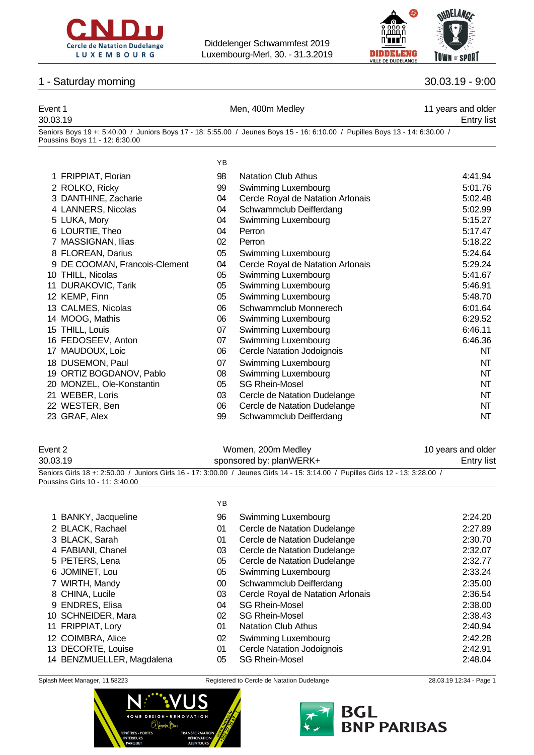Diddelenger Schwammfest 2019
Luxembourg-Merl, 30. - 31.3.2019

## 1 - Saturday morning

30.03.19 - 9:00

### Event 1 — Men, 400m Medley — 11 years and older

30.03.19 — Entry list

Seniors Boys 19 +: 5:40.00 / Juniors Boys 17 - 18: 5:55.00 / Jeunes Boys 15 - 16: 6:10.00 / Pupilles Boys 13 - 14: 6:30.00 / Poussins Boys 11 - 12: 6:30.00

| | Name | YB | Club | Time |
|---|---|---|---|---|
| 1 | FRIPPIAT, Florian | 98 | Natation Club Athus | 4:41.94 |
| 2 | ROLKO, Ricky | 99 | Swimming Luxembourg | 5:01.76 |
| 3 | DANTHINE, Zacharie | 04 | Cercle Royal de Natation Arlonais | 5:02.48 |
| 4 | LANNERS, Nicolas | 04 | Schwammclub Deifferdang | 5:02.99 |
| 5 | LUKA, Mory | 04 | Swimming Luxembourg | 5:15.27 |
| 6 | LOURTIE, Theo | 04 | Perron | 5:17.47 |
| 7 | MASSIGNAN, Ilias | 02 | Perron | 5:18.22 |
| 8 | FLOREAN, Darius | 05 | Swimming Luxembourg | 5:24.64 |
| 9 | DE COOMAN, Francois-Clement | 04 | Cercle Royal de Natation Arlonais | 5:29.24 |
| 10 | THILL, Nicolas | 05 | Swimming Luxembourg | 5:41.67 |
| 11 | DURAKOVIC, Tarik | 05 | Swimming Luxembourg | 5:46.91 |
| 12 | KEMP, Finn | 05 | Swimming Luxembourg | 5:48.70 |
| 13 | CALMES, Nicolas | 06 | Schwammclub Monnerech | 6:01.64 |
| 14 | MOOG, Mathis | 06 | Swimming Luxembourg | 6:29.52 |
| 15 | THILL, Louis | 07 | Swimming Luxembourg | 6:46.11 |
| 16 | FEDOSEEV, Anton | 07 | Swimming Luxembourg | 6:46.36 |
| 17 | MAUDOUX, Loic | 06 | Cercle Natation Jodoignois | NT |
| 18 | DUSEMON, Paul | 07 | Swimming Luxembourg | NT |
| 19 | ORTIZ BOGDANOV, Pablo | 08 | Swimming Luxembourg | NT |
| 20 | MONZEL, Ole-Konstantin | 05 | SG Rhein-Mosel | NT |
| 21 | WEBER, Loris | 03 | Cercle de Natation Dudelange | NT |
| 22 | WESTER, Ben | 06 | Cercle de Natation Dudelange | NT |
| 23 | GRAF, Alex | 99 | Schwammclub Deifferdang | NT |

### Event 2 — Women, 200m Medley — 10 years and older

30.03.19 — sponsored by: planWERK+ — Entry list

Seniors Girls 18 +: 2:50.00 / Juniors Girls 16 - 17: 3:00.00 / Jeunes Girls 14 - 15: 3:14.00 / Pupilles Girls 12 - 13: 3:28.00 / Poussins Girls 10 - 11: 3:40.00

| | Name | YB | Club | Time |
|---|---|---|---|---|
| 1 | BANKY, Jacqueline | 96 | Swimming Luxembourg | 2:24.20 |
| 2 | BLACK, Rachael | 01 | Cercle de Natation Dudelange | 2:27.89 |
| 3 | BLACK, Sarah | 01 | Cercle de Natation Dudelange | 2:30.70 |
| 4 | FABIANI, Chanel | 03 | Cercle de Natation Dudelange | 2:32.07 |
| 5 | PETERS, Lena | 05 | Cercle de Natation Dudelange | 2:32.77 |
| 6 | JOMINET, Lou | 05 | Swimming Luxembourg | 2:33.24 |
| 7 | WIRTH, Mandy | 00 | Schwammclub Deifferdang | 2:35.00 |
| 8 | CHINA, Lucile | 03 | Cercle Royal de Natation Arlonais | 2:36.54 |
| 9 | ENDRES, Elisa | 04 | SG Rhein-Mosel | 2:38.00 |
| 10 | SCHNEIDER, Mara | 02 | SG Rhein-Mosel | 2:38.43 |
| 11 | FRIPPIAT, Lory | 01 | Natation Club Athus | 2:40.94 |
| 12 | COIMBRA, Alice | 02 | Swimming Luxembourg | 2:42.28 |
| 13 | DECORTE, Louise | 01 | Cercle Natation Jodoignois | 2:42.91 |
| 14 | BENZMUELLER, Magdalena | 05 | SG Rhein-Mosel | 2:48.04 |

Splash Meet Manager, 11.58223 — Registered to Cercle de Natation Dudelange — 28.03.19 12:34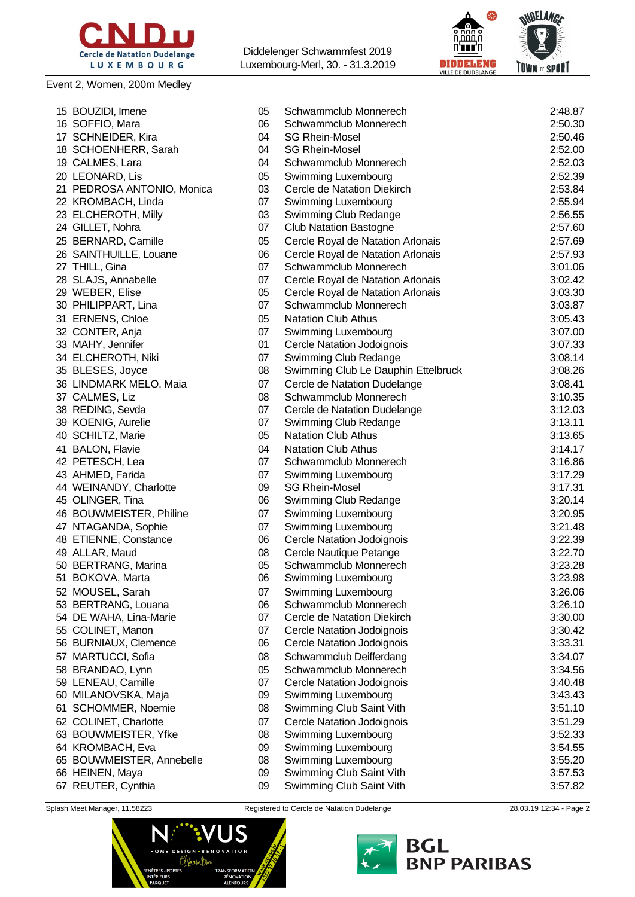Event 2, Women, 200m Medley

| Place | Name | YoB | Club | Time |
|---|---|---|---|---|
| 15 | BOUZIDI, Imene | 05 | Schwammclub Monnerech | 2:48.87 |
| 16 | SOFFIO, Mara | 06 | Schwammclub Monnerech | 2:50.30 |
| 17 | SCHNEIDER, Kira | 04 | SG Rhein-Mosel | 2:50.46 |
| 18 | SCHOENHERR, Sarah | 04 | SG Rhein-Mosel | 2:52.00 |
| 19 | CALMES, Lara | 04 | Schwammclub Monnerech | 2:52.03 |
| 20 | LEONARD, Lis | 05 | Swimming Luxembourg | 2:52.39 |
| 21 | PEDROSA ANTONIO, Monica | 03 | Cercle de Natation Diekirch | 2:53.84 |
| 22 | KROMBACH, Linda | 07 | Swimming Luxembourg | 2:55.94 |
| 23 | ELCHEROTH, Milly | 03 | Swimming Club Redange | 2:56.55 |
| 24 | GILLET, Nohra | 07 | Club Natation Bastogne | 2:57.60 |
| 25 | BERNARD, Camille | 05 | Cercle Royal de Natation Arlonais | 2:57.69 |
| 26 | SAINTHUILLE, Louane | 06 | Cercle Royal de Natation Arlonais | 2:57.93 |
| 27 | THILL, Gina | 07 | Schwammclub Monnerech | 3:01.06 |
| 28 | SLAJS, Annabelle | 07 | Cercle Royal de Natation Arlonais | 3:02.42 |
| 29 | WEBER, Elise | 05 | Cercle Royal de Natation Arlonais | 3:03.30 |
| 30 | PHILIPPART, Lina | 07 | Schwammclub Monnerech | 3:03.87 |
| 31 | ERNENS, Chloe | 05 | Natation Club Athus | 3:05.43 |
| 32 | CONTER, Anja | 07 | Swimming Luxembourg | 3:07.00 |
| 33 | MAHY, Jennifer | 01 | Cercle Natation Jodoignois | 3:07.33 |
| 34 | ELCHEROTH, Niki | 07 | Swimming Club Redange | 3:08.14 |
| 35 | BLESES, Joyce | 08 | Swimming Club Le Dauphin Ettelbruck | 3:08.26 |
| 36 | LINDMARK MELO, Maia | 07 | Cercle de Natation Dudelange | 3:08.41 |
| 37 | CALMES, Liz | 08 | Schwammclub Monnerech | 3:10.35 |
| 38 | REDING, Sevda | 07 | Cercle de Natation Dudelange | 3:12.03 |
| 39 | KOENIG, Aurelie | 07 | Swimming Club Redange | 3:13.11 |
| 40 | SCHILTZ, Marie | 05 | Natation Club Athus | 3:13.65 |
| 41 | BALON, Flavie | 04 | Natation Club Athus | 3:14.17 |
| 42 | PETESCH, Lea | 07 | Schwammclub Monnerech | 3:16.86 |
| 43 | AHMED, Farida | 07 | Swimming Luxembourg | 3:17.29 |
| 44 | WEINANDY, Charlotte | 09 | SG Rhein-Mosel | 3:17.31 |
| 45 | OLINGER, Tina | 06 | Swimming Club Redange | 3:20.14 |
| 46 | BOUWMEISTER, Philine | 07 | Swimming Luxembourg | 3:20.95 |
| 47 | NTAGANDA, Sophie | 07 | Swimming Luxembourg | 3:21.48 |
| 48 | ETIENNE, Constance | 06 | Cercle Natation Jodoignois | 3:22.39 |
| 49 | ALLAR, Maud | 08 | Cercle Nautique Petange | 3:22.70 |
| 50 | BERTRANG, Marina | 05 | Schwammclub Monnerech | 3:23.28 |
| 51 | BOKOVA, Marta | 06 | Swimming Luxembourg | 3:23.98 |
| 52 | MOUSEL, Sarah | 07 | Swimming Luxembourg | 3:26.06 |
| 53 | BERTRANG, Louana | 06 | Schwammclub Monnerech | 3:26.10 |
| 54 | DE WAHA, Lina-Marie | 07 | Cercle de Natation Diekirch | 3:30.00 |
| 55 | COLINET, Manon | 07 | Cercle Natation Jodoignois | 3:30.42 |
| 56 | BURNIAUX, Clemence | 06 | Cercle Natation Jodoignois | 3:33.31 |
| 57 | MARTUCCI, Sofia | 08 | Schwammclub Deifferdang | 3:34.07 |
| 58 | BRANDAO, Lynn | 05 | Schwammclub Monnerech | 3:34.56 |
| 59 | LENEAU, Camille | 07 | Cercle Natation Jodoignois | 3:40.48 |
| 60 | MILANOVSKA, Maja | 09 | Swimming Luxembourg | 3:43.43 |
| 61 | SCHOMMER, Noemie | 08 | Swimming Club Saint Vith | 3:51.10 |
| 62 | COLINET, Charlotte | 07 | Cercle Natation Jodoignois | 3:51.29 |
| 63 | BOUWMEISTER, Yfke | 08 | Swimming Luxembourg | 3:52.33 |
| 64 | KROMBACH, Eva | 09 | Swimming Luxembourg | 3:54.55 |
| 65 | BOUWMEISTER, Annebelle | 08 | Swimming Luxembourg | 3:55.20 |
| 66 | HEINEN, Maya | 09 | Swimming Club Saint Vith | 3:57.53 |
| 67 | REUTER, Cynthia | 09 | Swimming Club Saint Vith | 3:57.82 |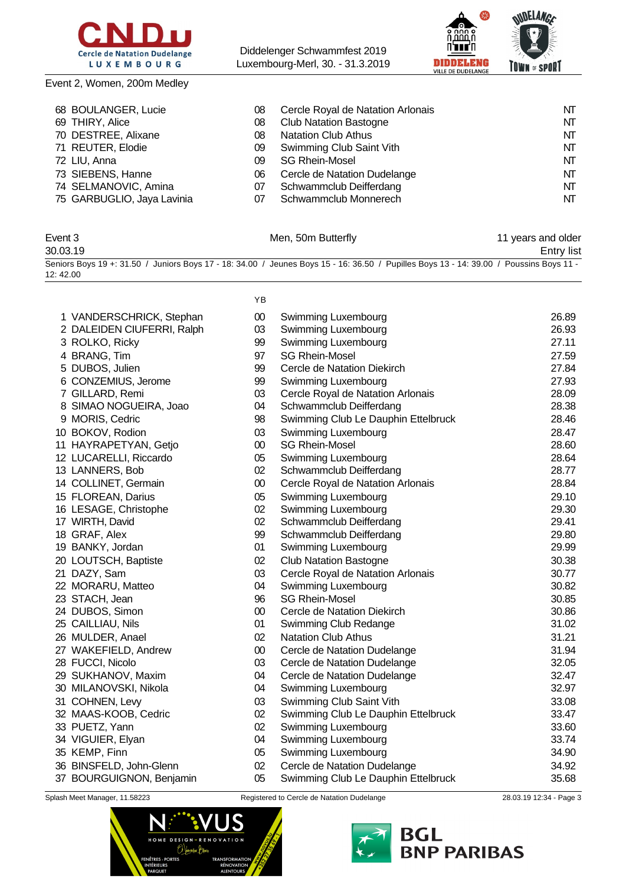Event 2, Women, 200m Medley

| | | | |
|---|---|---|---|
| 68 BOULANGER, Lucie | 08 | Cercle Royal de Natation Arlonais | NT |
| 69 THIRY, Alice | 08 | Club Natation Bastogne | NT |
| 70 DESTREE, Alixane | 08 | Natation Club Athus | NT |
| 71 REUTER, Elodie | 09 | Swimming Club Saint Vith | NT |
| 72 LIU, Anna | 09 | SG Rhein-Mosel | NT |
| 73 SIEBENS, Hanne | 06 | Cercle de Natation Dudelange | NT |
| 74 SELMANOVIC, Amina | 07 | Schwammclub Deifferdang | NT |
| 75 GARBUGLIO, Jaya Lavinia | 07 | Schwammclub Monnerech | NT |

## Event 3 — Men, 50m Butterfly — 11 years and older

30.03.19 — Entry list

Seniors Boys 19 +: 31.50 / Juniors Boys 17 - 18: 34.00 / Jeunes Boys 15 - 16: 36.50 / Pupilles Boys 13 - 14: 39.00 / Poussins Boys 11 - 12: 42.00

| | YB | | |
|---|---|---|---|
| 1 VANDERSCHRICK, Stephan | 00 | Swimming Luxembourg | 26.89 |
| 2 DALEIDEN CIUFERRI, Ralph | 03 | Swimming Luxembourg | 26.93 |
| 3 ROLKO, Ricky | 99 | Swimming Luxembourg | 27.11 |
| 4 BRANG, Tim | 97 | SG Rhein-Mosel | 27.59 |
| 5 DUBOS, Julien | 99 | Cercle de Natation Diekirch | 27.84 |
| 6 CONZEMIUS, Jerome | 99 | Swimming Luxembourg | 27.93 |
| 7 GILLARD, Remi | 03 | Cercle Royal de Natation Arlonais | 28.09 |
| 8 SIMAO NOGUEIRA, Joao | 04 | Schwammclub Deifferdang | 28.38 |
| 9 MORIS, Cedric | 98 | Swimming Club Le Dauphin Ettelbruck | 28.46 |
| 10 BOKOV, Rodion | 03 | Swimming Luxembourg | 28.47 |
| 11 HAYRAPETYAN, Getjo | 00 | SG Rhein-Mosel | 28.60 |
| 12 LUCARELLI, Riccardo | 05 | Swimming Luxembourg | 28.64 |
| 13 LANNERS, Bob | 02 | Schwammclub Deifferdang | 28.77 |
| 14 COLLINET, Germain | 00 | Cercle Royal de Natation Arlonais | 28.84 |
| 15 FLOREAN, Darius | 05 | Swimming Luxembourg | 29.10 |
| 16 LESAGE, Christophe | 02 | Swimming Luxembourg | 29.30 |
| 17 WIRTH, David | 02 | Schwammclub Deifferdang | 29.41 |
| 18 GRAF, Alex | 99 | Schwammclub Deifferdang | 29.80 |
| 19 BANKY, Jordan | 01 | Swimming Luxembourg | 29.99 |
| 20 LOUTSCH, Baptiste | 02 | Club Natation Bastogne | 30.38 |
| 21 DAZY, Sam | 03 | Cercle Royal de Natation Arlonais | 30.77 |
| 22 MORARU, Matteo | 04 | Swimming Luxembourg | 30.82 |
| 23 STACH, Jean | 96 | SG Rhein-Mosel | 30.85 |
| 24 DUBOS, Simon | 00 | Cercle de Natation Diekirch | 30.86 |
| 25 CAILLIAU, Nils | 01 | Swimming Club Redange | 31.02 |
| 26 MULDER, Anael | 02 | Natation Club Athus | 31.21 |
| 27 WAKEFIELD, Andrew | 00 | Cercle de Natation Dudelange | 31.94 |
| 28 FUCCI, Nicolo | 03 | Cercle de Natation Dudelange | 32.05 |
| 29 SUKHANOV, Maxim | 04 | Cercle de Natation Dudelange | 32.47 |
| 30 MILANOVSKI, Nikola | 04 | Swimming Luxembourg | 32.97 |
| 31 COHNEN, Levy | 03 | Swimming Club Saint Vith | 33.08 |
| 32 MAAS-KOOB, Cedric | 02 | Swimming Club Le Dauphin Ettelbruck | 33.47 |
| 33 PUETZ, Yann | 02 | Swimming Luxembourg | 33.60 |
| 34 VIGUIER, Elyan | 04 | Swimming Luxembourg | 33.74 |
| 35 KEMP, Finn | 05 | Swimming Luxembourg | 34.90 |
| 36 BINSFELD, John-Glenn | 02 | Cercle de Natation Dudelange | 34.92 |
| 37 BOURGUIGNON, Benjamin | 05 | Swimming Club Le Dauphin Ettelbruck | 35.68 |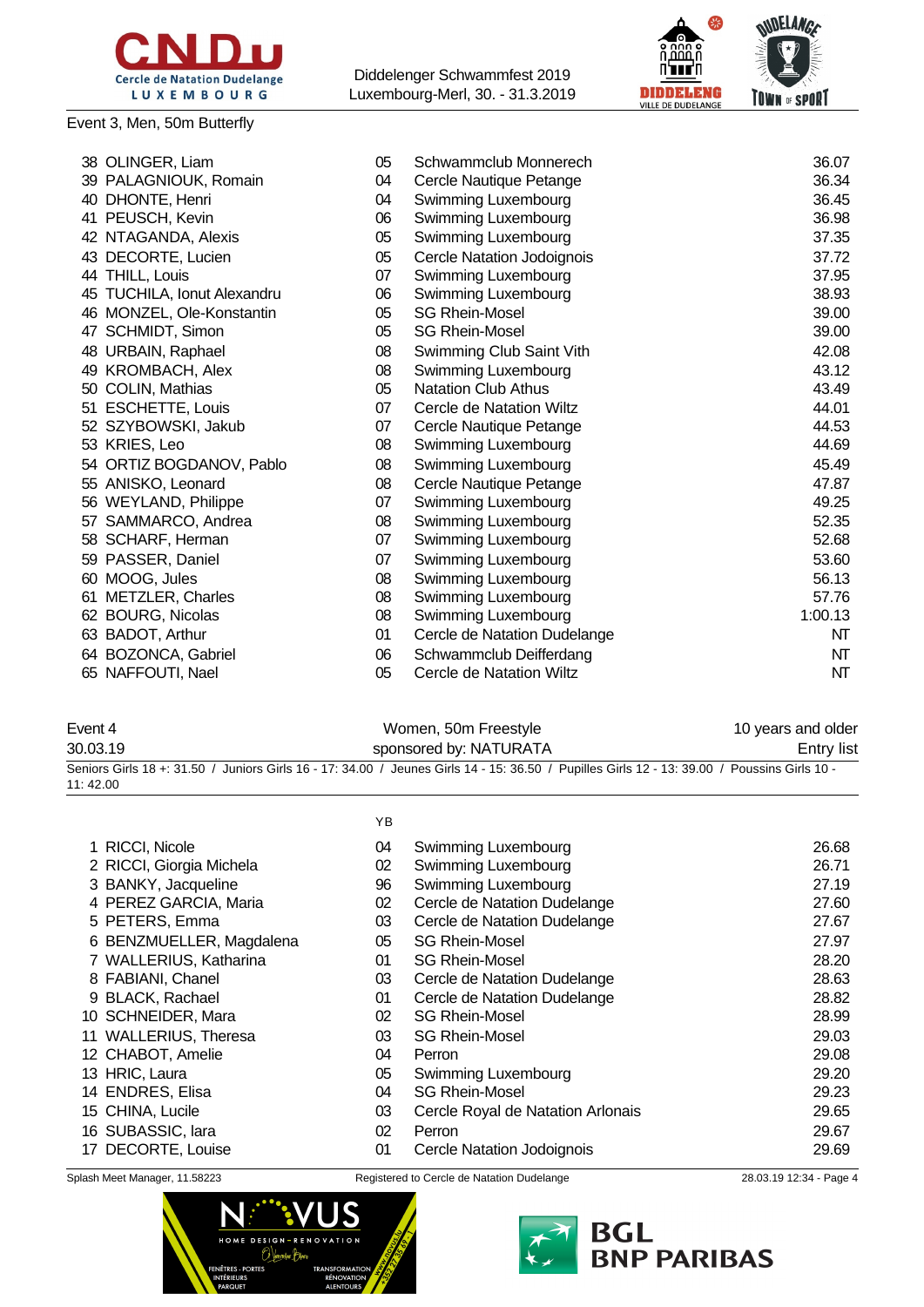Event 3, Men, 50m Butterfly

| | Name | YB | Club | Time |
|---|---|---|---|---|
| 38 | OLINGER, Liam | 05 | Schwammclub Monnerech | 36.07 |
| 39 | PALAGNIOUK, Romain | 04 | Cercle Nautique Petange | 36.34 |
| 40 | DHONTE, Henri | 04 | Swimming Luxembourg | 36.45 |
| 41 | PEUSCH, Kevin | 06 | Swimming Luxembourg | 36.98 |
| 42 | NTAGANDA, Alexis | 05 | Swimming Luxembourg | 37.35 |
| 43 | DECORTE, Lucien | 05 | Cercle Natation Jodoignois | 37.72 |
| 44 | THILL, Louis | 07 | Swimming Luxembourg | 37.95 |
| 45 | TUCHILA, Ionut Alexandru | 06 | Swimming Luxembourg | 38.93 |
| 46 | MONZEL, Ole-Konstantin | 05 | SG Rhein-Mosel | 39.00 |
| 47 | SCHMIDT, Simon | 05 | SG Rhein-Mosel | 39.00 |
| 48 | URBAIN, Raphael | 08 | Swimming Club Saint Vith | 42.08 |
| 49 | KROMBACH, Alex | 08 | Swimming Luxembourg | 43.12 |
| 50 | COLIN, Mathias | 05 | Natation Club Athus | 43.49 |
| 51 | ESCHETTE, Louis | 07 | Cercle de Natation Wiltz | 44.01 |
| 52 | SZYBOWSKI, Jakub | 07 | Cercle Nautique Petange | 44.53 |
| 53 | KRIES, Leo | 08 | Swimming Luxembourg | 44.69 |
| 54 | ORTIZ BOGDANOV, Pablo | 08 | Swimming Luxembourg | 45.49 |
| 55 | ANISKO, Leonard | 08 | Cercle Nautique Petange | 47.87 |
| 56 | WEYLAND, Philippe | 07 | Swimming Luxembourg | 49.25 |
| 57 | SAMMARCO, Andrea | 08 | Swimming Luxembourg | 52.35 |
| 58 | SCHARF, Herman | 07 | Swimming Luxembourg | 52.68 |
| 59 | PASSER, Daniel | 07 | Swimming Luxembourg | 53.60 |
| 60 | MOOG, Jules | 08 | Swimming Luxembourg | 56.13 |
| 61 | METZLER, Charles | 08 | Swimming Luxembourg | 57.76 |
| 62 | BOURG, Nicolas | 08 | Swimming Luxembourg | 1:00.13 |
| 63 | BADOT, Arthur | 01 | Cercle de Natation Dudelange | NT |
| 64 | BOZONCA, Gabriel | 06 | Schwammclub Deifferdang | NT |
| 65 | NAFFOUTI, Nael | 05 | Cercle de Natation Wiltz | NT |

Event 4 — Women, 50m Freestyle — 10 years and older

30.03.19 — sponsored by: NATURATA — Entry list

Seniors Girls 18 +: 31.50 / Juniors Girls 16 - 17: 34.00 / Jeunes Girls 14 - 15: 36.50 / Pupilles Girls 12 - 13: 39.00 / Poussins Girls 10 - 11: 42.00

| | Name | YB | Club | Time |
|---|---|---|---|---|
| 1 | RICCI, Nicole | 04 | Swimming Luxembourg | 26.68 |
| 2 | RICCI, Giorgia Michela | 02 | Swimming Luxembourg | 26.71 |
| 3 | BANKY, Jacqueline | 96 | Swimming Luxembourg | 27.19 |
| 4 | PEREZ GARCIA, Maria | 02 | Cercle de Natation Dudelange | 27.60 |
| 5 | PETERS, Emma | 03 | Cercle de Natation Dudelange | 27.67 |
| 6 | BENZMUELLER, Magdalena | 05 | SG Rhein-Mosel | 27.97 |
| 7 | WALLERIUS, Katharina | 01 | SG Rhein-Mosel | 28.20 |
| 8 | FABIANI, Chanel | 03 | Cercle de Natation Dudelange | 28.63 |
| 9 | BLACK, Rachael | 01 | Cercle de Natation Dudelange | 28.82 |
| 10 | SCHNEIDER, Mara | 02 | SG Rhein-Mosel | 28.99 |
| 11 | WALLERIUS, Theresa | 03 | SG Rhein-Mosel | 29.03 |
| 12 | CHABOT, Amelie | 04 | Perron | 29.08 |
| 13 | HRIC, Laura | 05 | Swimming Luxembourg | 29.20 |
| 14 | ENDRES, Elisa | 04 | SG Rhein-Mosel | 29.23 |
| 15 | CHINA, Lucile | 03 | Cercle Royal de Natation Arlonais | 29.65 |
| 16 | SUBASSIC, Iara | 02 | Perron | 29.67 |
| 17 | DECORTE, Louise | 01 | Cercle Natation Jodoignois | 29.69 |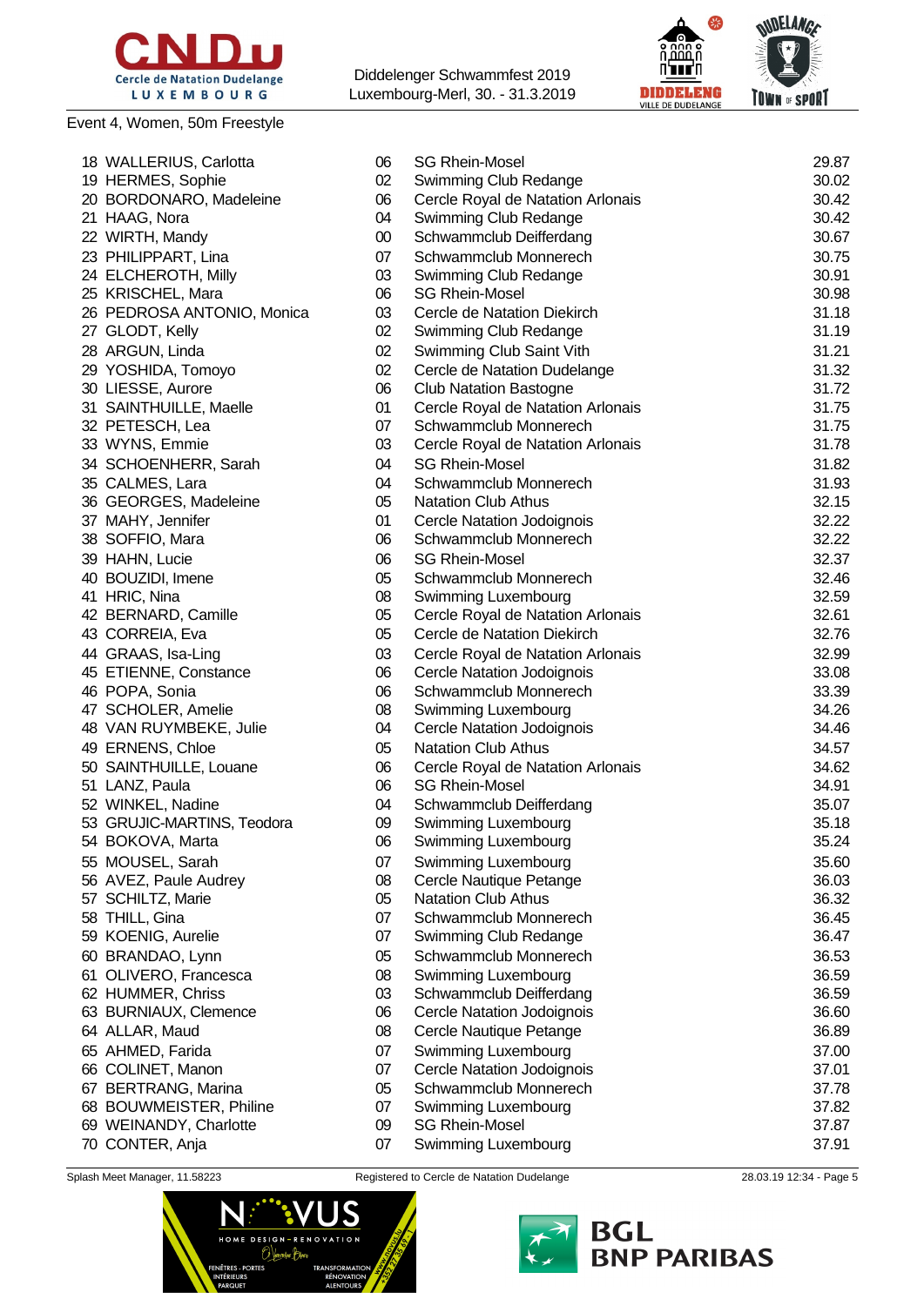Event 4, Women, 50m Freestyle

| Place | Name | YoB | Club | Time |
|---|---|---|---|---|
| 18 | WALLERIUS, Carlotta | 06 | SG Rhein-Mosel | 29.87 |
| 19 | HERMES, Sophie | 02 | Swimming Club Redange | 30.02 |
| 20 | BORDONARO, Madeleine | 06 | Cercle Royal de Natation Arlonais | 30.42 |
| 21 | HAAG, Nora | 04 | Swimming Club Redange | 30.42 |
| 22 | WIRTH, Mandy | 00 | Schwammclub Deifferdang | 30.67 |
| 23 | PHILIPPART, Lina | 07 | Schwammclub Monnerech | 30.75 |
| 24 | ELCHEROTH, Milly | 03 | Swimming Club Redange | 30.91 |
| 25 | KRISCHEL, Mara | 06 | SG Rhein-Mosel | 30.98 |
| 26 | PEDROSA ANTONIO, Monica | 03 | Cercle de Natation Diekirch | 31.18 |
| 27 | GLODT, Kelly | 02 | Swimming Club Redange | 31.19 |
| 28 | ARGUN, Linda | 02 | Swimming Club Saint Vith | 31.21 |
| 29 | YOSHIDA, Tomoyo | 02 | Cercle de Natation Dudelange | 31.32 |
| 30 | LIESSE, Aurore | 06 | Club Natation Bastogne | 31.72 |
| 31 | SAINTHUILLE, Maelle | 01 | Cercle Royal de Natation Arlonais | 31.75 |
| 32 | PETESCH, Lea | 07 | Schwammclub Monnerech | 31.75 |
| 33 | WYNS, Emmie | 03 | Cercle Royal de Natation Arlonais | 31.78 |
| 34 | SCHOENHERR, Sarah | 04 | SG Rhein-Mosel | 31.82 |
| 35 | CALMES, Lara | 04 | Schwammclub Monnerech | 31.93 |
| 36 | GEORGES, Madeleine | 05 | Natation Club Athus | 32.15 |
| 37 | MAHY, Jennifer | 01 | Cercle Natation Jodoignois | 32.22 |
| 38 | SOFFIO, Mara | 06 | Schwammclub Monnerech | 32.22 |
| 39 | HAHN, Lucie | 06 | SG Rhein-Mosel | 32.37 |
| 40 | BOUZIDI, Imene | 05 | Schwammclub Monnerech | 32.46 |
| 41 | HRIC, Nina | 08 | Swimming Luxembourg | 32.59 |
| 42 | BERNARD, Camille | 05 | Cercle Royal de Natation Arlonais | 32.61 |
| 43 | CORREIA, Eva | 05 | Cercle de Natation Diekirch | 32.76 |
| 44 | GRAAS, Isa-Ling | 03 | Cercle Royal de Natation Arlonais | 32.99 |
| 45 | ETIENNE, Constance | 06 | Cercle Natation Jodoignois | 33.08 |
| 46 | POPA, Sonia | 06 | Schwammclub Monnerech | 33.39 |
| 47 | SCHOLER, Amelie | 08 | Swimming Luxembourg | 34.26 |
| 48 | VAN RUYMBEKE, Julie | 04 | Cercle Natation Jodoignois | 34.46 |
| 49 | ERNENS, Chloe | 05 | Natation Club Athus | 34.57 |
| 50 | SAINTHUILLE, Louane | 06 | Cercle Royal de Natation Arlonais | 34.62 |
| 51 | LANZ, Paula | 06 | SG Rhein-Mosel | 34.91 |
| 52 | WINKEL, Nadine | 04 | Schwammclub Deifferdang | 35.07 |
| 53 | GRUJIC-MARTINS, Teodora | 09 | Swimming Luxembourg | 35.18 |
| 54 | BOKOVA, Marta | 06 | Swimming Luxembourg | 35.24 |
| 55 | MOUSEL, Sarah | 07 | Swimming Luxembourg | 35.60 |
| 56 | AVEZ, Paule Audrey | 08 | Cercle Nautique Petange | 36.03 |
| 57 | SCHILTZ, Marie | 05 | Natation Club Athus | 36.32 |
| 58 | THILL, Gina | 07 | Schwammclub Monnerech | 36.45 |
| 59 | KOENIG, Aurelie | 07 | Swimming Club Redange | 36.47 |
| 60 | BRANDAO, Lynn | 05 | Schwammclub Monnerech | 36.53 |
| 61 | OLIVERO, Francesca | 08 | Swimming Luxembourg | 36.59 |
| 62 | HUMMER, Chriss | 03 | Schwammclub Deifferdang | 36.59 |
| 63 | BURNIAUX, Clemence | 06 | Cercle Natation Jodoignois | 36.60 |
| 64 | ALLAR, Maud | 08 | Cercle Nautique Petange | 36.89 |
| 65 | AHMED, Farida | 07 | Swimming Luxembourg | 37.00 |
| 66 | COLINET, Manon | 07 | Cercle Natation Jodoignois | 37.01 |
| 67 | BERTRANG, Marina | 05 | Schwammclub Monnerech | 37.78 |
| 68 | BOUWMEISTER, Philine | 07 | Swimming Luxembourg | 37.82 |
| 69 | WEINANDY, Charlotte | 09 | SG Rhein-Mosel | 37.87 |
| 70 | CONTER, Anja | 07 | Swimming Luxembourg | 37.91 |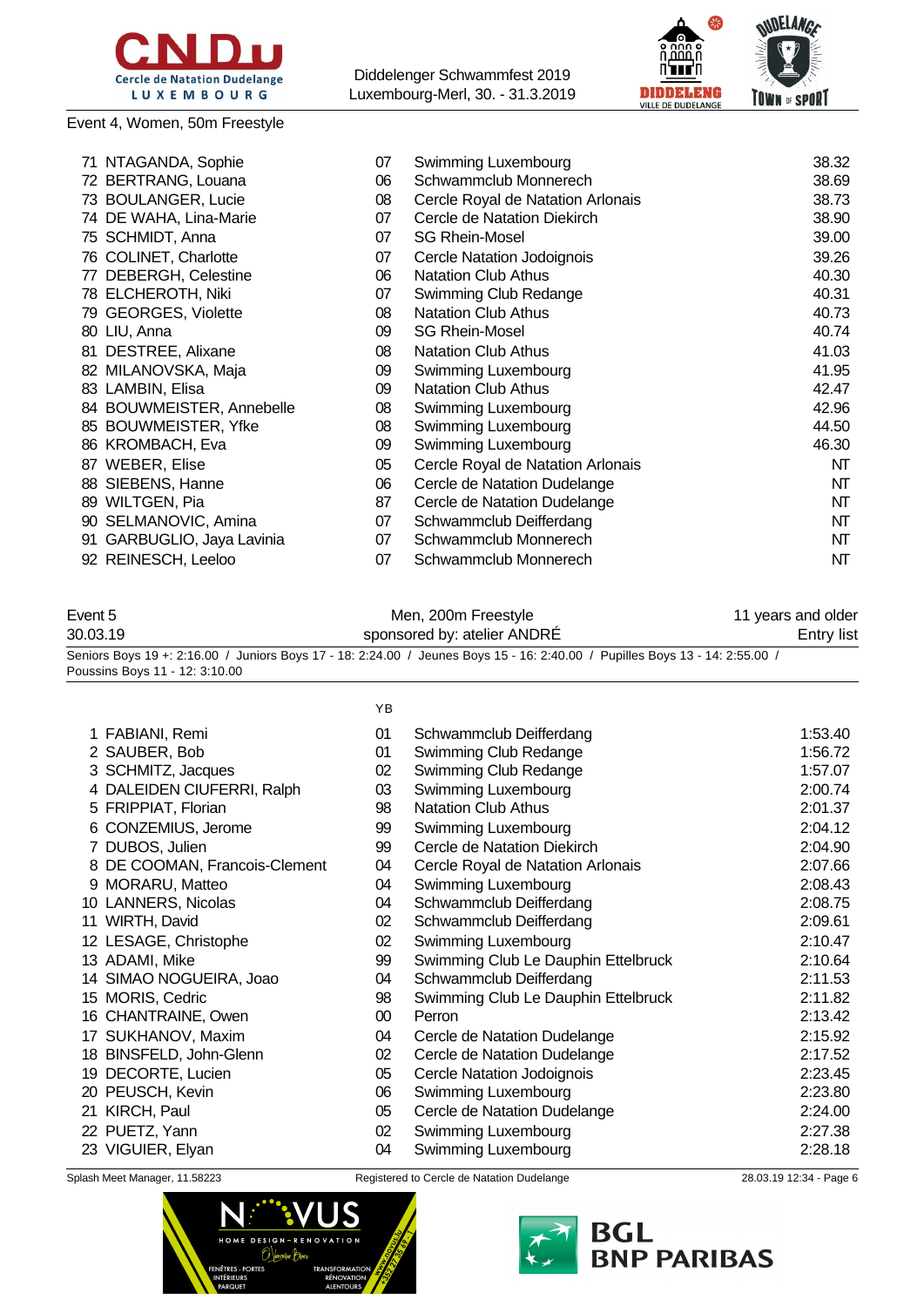Event 4, Women, 50m Freestyle

| | | | |
|---|---|---|---|
| 71 NTAGANDA, Sophie | 07 | Swimming Luxembourg | 38.32 |
| 72 BERTRANG, Louana | 06 | Schwammclub Monnerech | 38.69 |
| 73 BOULANGER, Lucie | 08 | Cercle Royal de Natation Arlonais | 38.73 |
| 74 DE WAHA, Lina-Marie | 07 | Cercle de Natation Diekirch | 38.90 |
| 75 SCHMIDT, Anna | 07 | SG Rhein-Mosel | 39.00 |
| 76 COLINET, Charlotte | 07 | Cercle Natation Jodoignois | 39.26 |
| 77 DEBERGH, Celestine | 06 | Natation Club Athus | 40.30 |
| 78 ELCHEROTH, Niki | 07 | Swimming Club Redange | 40.31 |
| 79 GEORGES, Violette | 08 | Natation Club Athus | 40.73 |
| 80 LIU, Anna | 09 | SG Rhein-Mosel | 40.74 |
| 81 DESTREE, Alixane | 08 | Natation Club Athus | 41.03 |
| 82 MILANOVSKA, Maja | 09 | Swimming Luxembourg | 41.95 |
| 83 LAMBIN, Elisa | 09 | Natation Club Athus | 42.47 |
| 84 BOUWMEISTER, Annebelle | 08 | Swimming Luxembourg | 42.96 |
| 85 BOUWMEISTER, Yfke | 08 | Swimming Luxembourg | 44.50 |
| 86 KROMBACH, Eva | 09 | Swimming Luxembourg | 46.30 |
| 87 WEBER, Elise | 05 | Cercle Royal de Natation Arlonais | NT |
| 88 SIEBENS, Hanne | 06 | Cercle de Natation Dudelange | NT |
| 89 WILTGEN, Pia | 87 | Cercle de Natation Dudelange | NT |
| 90 SELMANOVIC, Amina | 07 | Schwammclub Deifferdang | NT |
| 91 GARBUGLIO, Jaya Lavinia | 07 | Schwammclub Monnerech | NT |
| 92 REINESCH, Leeloo | 07 | Schwammclub Monnerech | NT |

Event 5 — Men, 200m Freestyle — 11 years and older

30.03.19 — sponsored by: atelier ANDRÉ — Entry list

Seniors Boys 19 +: 2:16.00 / Juniors Boys 17 - 18: 2:24.00 / Jeunes Boys 15 - 16: 2:40.00 / Pupilles Boys 13 - 14: 2:55.00 / Poussins Boys 11 - 12: 3:10.00

| | YB | | |
|---|---|---|---|
| 1 FABIANI, Remi | 01 | Schwammclub Deifferdang | 1:53.40 |
| 2 SAUBER, Bob | 01 | Swimming Club Redange | 1:56.72 |
| 3 SCHMITZ, Jacques | 02 | Swimming Club Redange | 1:57.07 |
| 4 DALEIDEN CIUFERRI, Ralph | 03 | Swimming Luxembourg | 2:00.74 |
| 5 FRIPPIAT, Florian | 98 | Natation Club Athus | 2:01.37 |
| 6 CONZEMIUS, Jerome | 99 | Swimming Luxembourg | 2:04.12 |
| 7 DUBOS, Julien | 99 | Cercle de Natation Diekirch | 2:04.90 |
| 8 DE COOMAN, Francois-Clement | 04 | Cercle Royal de Natation Arlonais | 2:07.66 |
| 9 MORARU, Matteo | 04 | Swimming Luxembourg | 2:08.43 |
| 10 LANNERS, Nicolas | 04 | Schwammclub Deifferdang | 2:08.75 |
| 11 WIRTH, David | 02 | Schwammclub Deifferdang | 2:09.61 |
| 12 LESAGE, Christophe | 02 | Swimming Luxembourg | 2:10.47 |
| 13 ADAMI, Mike | 99 | Swimming Club Le Dauphin Ettelbruck | 2:10.64 |
| 14 SIMAO NOGUEIRA, Joao | 04 | Schwammclub Deifferdang | 2:11.53 |
| 15 MORIS, Cedric | 98 | Swimming Club Le Dauphin Ettelbruck | 2:11.82 |
| 16 CHANTRAINE, Owen | 00 | Perron | 2:13.42 |
| 17 SUKHANOV, Maxim | 04 | Cercle de Natation Dudelange | 2:15.92 |
| 18 BINSFELD, John-Glenn | 02 | Cercle de Natation Dudelange | 2:17.52 |
| 19 DECORTE, Lucien | 05 | Cercle Natation Jodoignois | 2:23.45 |
| 20 PEUSCH, Kevin | 06 | Swimming Luxembourg | 2:23.80 |
| 21 KIRCH, Paul | 05 | Cercle de Natation Dudelange | 2:24.00 |
| 22 PUETZ, Yann | 02 | Swimming Luxembourg | 2:27.38 |
| 23 VIGUIER, Elyan | 04 | Swimming Luxembourg | 2:28.18 |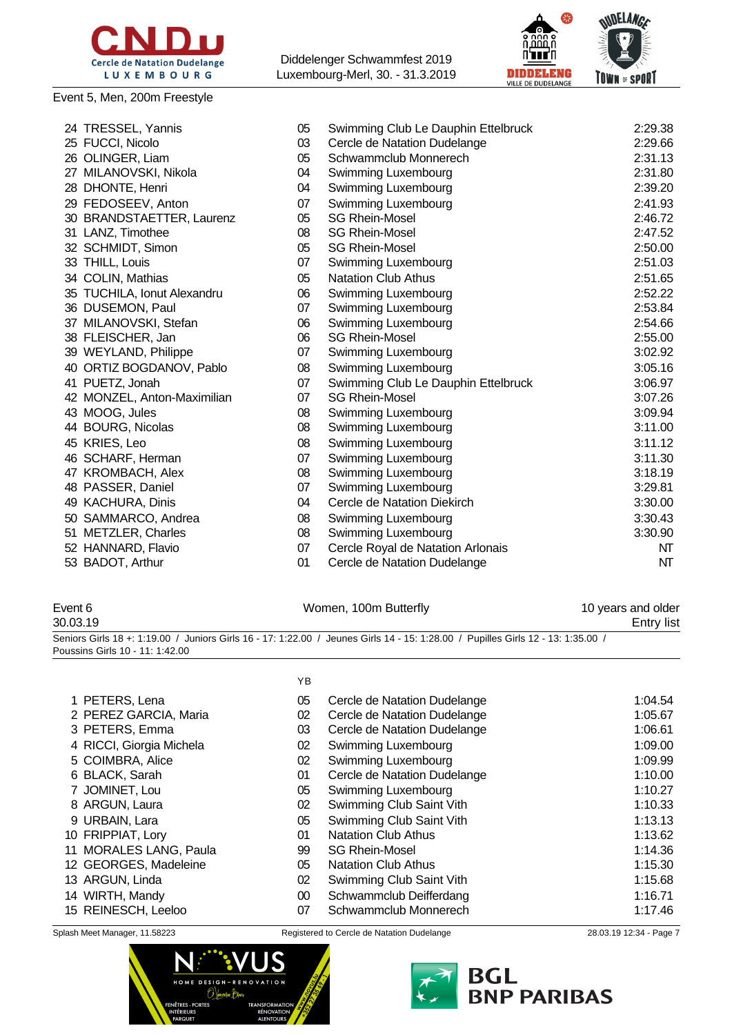Event 5, Men, 200m Freestyle

| | Name | YB | Club | Time |
|---|---|---|---|---|
| 24 | TRESSEL, Yannis | 05 | Swimming Club Le Dauphin Ettelbruck | 2:29.38 |
| 25 | FUCCI, Nicolo | 03 | Cercle de Natation Dudelange | 2:29.66 |
| 26 | OLINGER, Liam | 05 | Schwammclub Monnerech | 2:31.13 |
| 27 | MILANOVSKI, Nikola | 04 | Swimming Luxembourg | 2:31.80 |
| 28 | DHONTE, Henri | 04 | Swimming Luxembourg | 2:39.20 |
| 29 | FEDOSEEV, Anton | 07 | Swimming Luxembourg | 2:41.93 |
| 30 | BRANDSTAETTER, Laurenz | 05 | SG Rhein-Mosel | 2:46.72 |
| 31 | LANZ, Timothee | 08 | SG Rhein-Mosel | 2:47.52 |
| 32 | SCHMIDT, Simon | 05 | SG Rhein-Mosel | 2:50.00 |
| 33 | THILL, Louis | 07 | Swimming Luxembourg | 2:51.03 |
| 34 | COLIN, Mathias | 05 | Natation Club Athus | 2:51.65 |
| 35 | TUCHILA, Ionut Alexandru | 06 | Swimming Luxembourg | 2:52.22 |
| 36 | DUSEMON, Paul | 07 | Swimming Luxembourg | 2:53.84 |
| 37 | MILANOVSKI, Stefan | 06 | Swimming Luxembourg | 2:54.66 |
| 38 | FLEISCHER, Jan | 06 | SG Rhein-Mosel | 2:55.00 |
| 39 | WEYLAND, Philippe | 07 | Swimming Luxembourg | 3:02.92 |
| 40 | ORTIZ BOGDANOV, Pablo | 08 | Swimming Luxembourg | 3:05.16 |
| 41 | PUETZ, Jonah | 07 | Swimming Club Le Dauphin Ettelbruck | 3:06.97 |
| 42 | MONZEL, Anton-Maximilian | 07 | SG Rhein-Mosel | 3:07.26 |
| 43 | MOOG, Jules | 08 | Swimming Luxembourg | 3:09.94 |
| 44 | BOURG, Nicolas | 08 | Swimming Luxembourg | 3:11.00 |
| 45 | KRIES, Leo | 08 | Swimming Luxembourg | 3:11.12 |
| 46 | SCHARF, Herman | 07 | Swimming Luxembourg | 3:11.30 |
| 47 | KROMBACH, Alex | 08 | Swimming Luxembourg | 3:18.19 |
| 48 | PASSER, Daniel | 07 | Swimming Luxembourg | 3:29.81 |
| 49 | KACHURA, Dinis | 04 | Cercle de Natation Diekirch | 3:30.00 |
| 50 | SAMMARCO, Andrea | 08 | Swimming Luxembourg | 3:30.43 |
| 51 | METZLER, Charles | 08 | Swimming Luxembourg | 3:30.90 |
| 52 | HANNARD, Flavio | 07 | Cercle Royal de Natation Arlonais | NT |
| 53 | BADOT, Arthur | 01 | Cercle de Natation Dudelange | NT |

Event 6 — Women, 100m Butterfly — 10 years and older
30.03.19 — Entry list

Seniors Girls 18 +: 1:19.00 / Juniors Girls 16 - 17: 1:22.00 / Jeunes Girls 14 - 15: 1:28.00 / Pupilles Girls 12 - 13: 1:35.00 / Poussins Girls 10 - 11: 1:42.00

| | Name | YB | Club | Time |
|---|---|---|---|---|
| 1 | PETERS, Lena | 05 | Cercle de Natation Dudelange | 1:04.54 |
| 2 | PEREZ GARCIA, Maria | 02 | Cercle de Natation Dudelange | 1:05.67 |
| 3 | PETERS, Emma | 03 | Cercle de Natation Dudelange | 1:06.61 |
| 4 | RICCI, Giorgia Michela | 02 | Swimming Luxembourg | 1:09.00 |
| 5 | COIMBRA, Alice | 02 | Swimming Luxembourg | 1:09.99 |
| 6 | BLACK, Sarah | 01 | Cercle de Natation Dudelange | 1:10.00 |
| 7 | JOMINET, Lou | 05 | Swimming Luxembourg | 1:10.27 |
| 8 | ARGUN, Laura | 02 | Swimming Club Saint Vith | 1:10.33 |
| 9 | URBAIN, Lara | 05 | Swimming Club Saint Vith | 1:13.13 |
| 10 | FRIPPIAT, Lory | 01 | Natation Club Athus | 1:13.62 |
| 11 | MORALES LANG, Paula | 99 | SG Rhein-Mosel | 1:14.36 |
| 12 | GEORGES, Madeleine | 05 | Natation Club Athus | 1:15.30 |
| 13 | ARGUN, Linda | 02 | Swimming Club Saint Vith | 1:15.68 |
| 14 | WIRTH, Mandy | 00 | Schwammclub Deifferdang | 1:16.71 |
| 15 | REINESCH, Leeloo | 07 | Schwammclub Monnerech | 1:17.46 |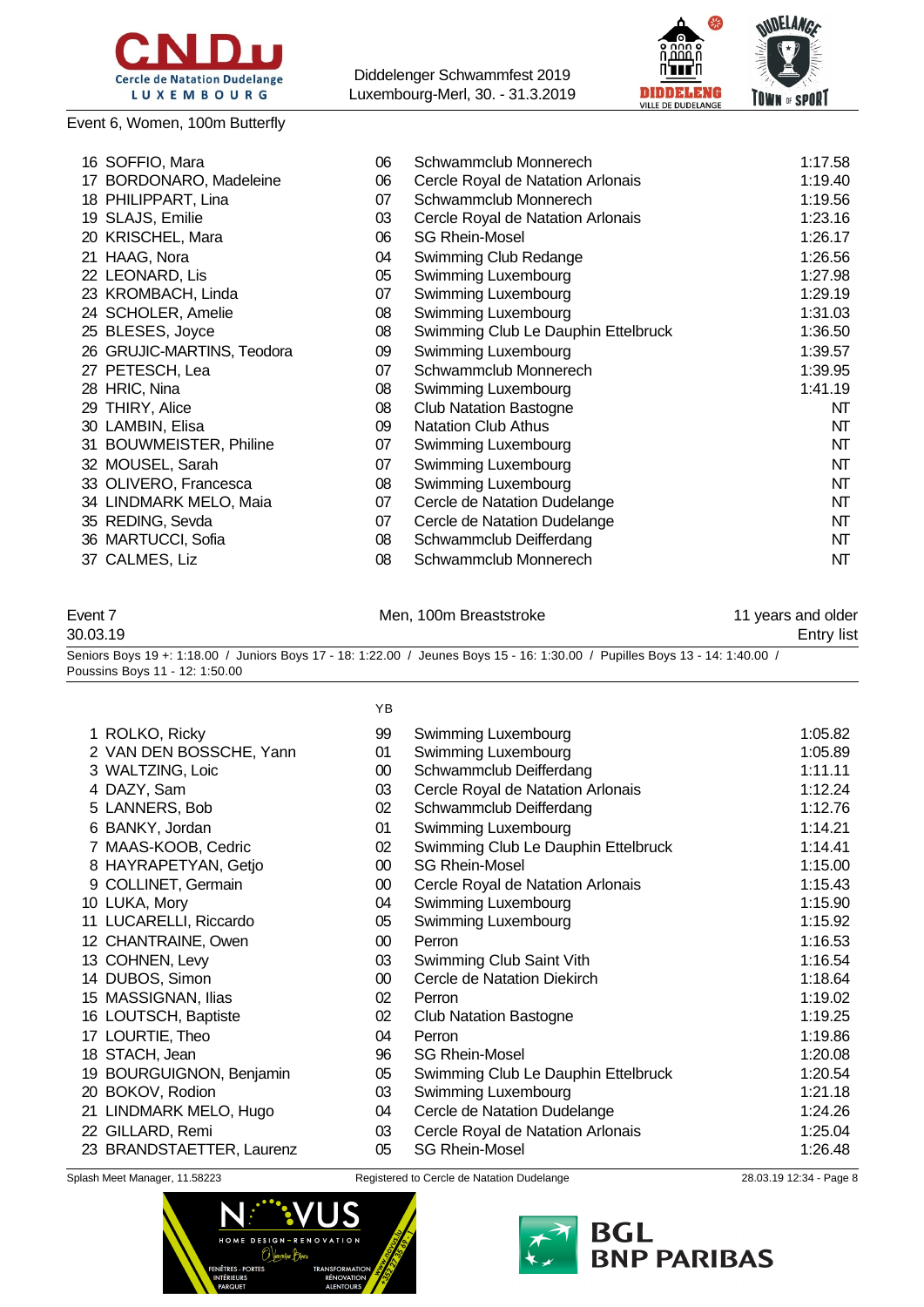Event 6, Women, 100m Butterfly

| | Name | YB | Club | Time |
|---|---|---|---|---|
| 16 | SOFFIO, Mara | 06 | Schwammclub Monnerech | 1:17.58 |
| 17 | BORDONARO, Madeleine | 06 | Cercle Royal de Natation Arlonais | 1:19.40 |
| 18 | PHILIPPART, Lina | 07 | Schwammclub Monnerech | 1:19.56 |
| 19 | SLAJS, Emilie | 03 | Cercle Royal de Natation Arlonais | 1:23.16 |
| 20 | KRISCHEL, Mara | 06 | SG Rhein-Mosel | 1:26.17 |
| 21 | HAAG, Nora | 04 | Swimming Club Redange | 1:26.56 |
| 22 | LEONARD, Lis | 05 | Swimming Luxembourg | 1:27.98 |
| 23 | KROMBACH, Linda | 07 | Swimming Luxembourg | 1:29.19 |
| 24 | SCHOLER, Amelie | 08 | Swimming Luxembourg | 1:31.03 |
| 25 | BLESES, Joyce | 08 | Swimming Club Le Dauphin Ettelbruck | 1:36.50 |
| 26 | GRUJIC-MARTINS, Teodora | 09 | Swimming Luxembourg | 1:39.57 |
| 27 | PETESCH, Lea | 07 | Schwammclub Monnerech | 1:39.95 |
| 28 | HRIC, Nina | 08 | Swimming Luxembourg | 1:41.19 |
| 29 | THIRY, Alice | 08 | Club Natation Bastogne | NT |
| 30 | LAMBIN, Elisa | 09 | Natation Club Athus | NT |
| 31 | BOUWMEISTER, Philine | 07 | Swimming Luxembourg | NT |
| 32 | MOUSEL, Sarah | 07 | Swimming Luxembourg | NT |
| 33 | OLIVERO, Francesca | 08 | Swimming Luxembourg | NT |
| 34 | LINDMARK MELO, Maia | 07 | Cercle de Natation Dudelange | NT |
| 35 | REDING, Sevda | 07 | Cercle de Natation Dudelange | NT |
| 36 | MARTUCCI, Sofia | 08 | Schwammclub Deifferdang | NT |
| 37 | CALMES, Liz | 08 | Schwammclub Monnerech | NT |

Event 7 — Men, 100m Breaststroke — 11 years and older

30.03.19 — Entry list

Seniors Boys 19 +: 1:18.00 / Juniors Boys 17 - 18: 1:22.00 / Jeunes Boys 15 - 16: 1:30.00 / Pupilles Boys 13 - 14: 1:40.00 / Poussins Boys 11 - 12: 1:50.00

| | Name | YB | Club | Time |
|---|---|---|---|---|
| 1 | ROLKO, Ricky | 99 | Swimming Luxembourg | 1:05.82 |
| 2 | VAN DEN BOSSCHE, Yann | 01 | Swimming Luxembourg | 1:05.89 |
| 3 | WALTZING, Loic | 00 | Schwammclub Deifferdang | 1:11.11 |
| 4 | DAZY, Sam | 03 | Cercle Royal de Natation Arlonais | 1:12.24 |
| 5 | LANNERS, Bob | 02 | Schwammclub Deifferdang | 1:12.76 |
| 6 | BANKY, Jordan | 01 | Swimming Luxembourg | 1:14.21 |
| 7 | MAAS-KOOB, Cedric | 02 | Swimming Club Le Dauphin Ettelbruck | 1:14.41 |
| 8 | HAYRAPETYAN, Getjo | 00 | SG Rhein-Mosel | 1:15.00 |
| 9 | COLLINET, Germain | 00 | Cercle Royal de Natation Arlonais | 1:15.43 |
| 10 | LUKA, Mory | 04 | Swimming Luxembourg | 1:15.90 |
| 11 | LUCARELLI, Riccardo | 05 | Swimming Luxembourg | 1:15.92 |
| 12 | CHANTRAINE, Owen | 00 | Perron | 1:16.53 |
| 13 | COHNEN, Levy | 03 | Swimming Club Saint Vith | 1:16.54 |
| 14 | DUBOS, Simon | 00 | Cercle de Natation Diekirch | 1:18.64 |
| 15 | MASSIGNAN, Ilias | 02 | Perron | 1:19.02 |
| 16 | LOUTSCH, Baptiste | 02 | Club Natation Bastogne | 1:19.25 |
| 17 | LOURTIE, Theo | 04 | Perron | 1:19.86 |
| 18 | STACH, Jean | 96 | SG Rhein-Mosel | 1:20.08 |
| 19 | BOURGUIGNON, Benjamin | 05 | Swimming Club Le Dauphin Ettelbruck | 1:20.54 |
| 20 | BOKOV, Rodion | 03 | Swimming Luxembourg | 1:21.18 |
| 21 | LINDMARK MELO, Hugo | 04 | Cercle de Natation Dudelange | 1:24.26 |
| 22 | GILLARD, Remi | 03 | Cercle Royal de Natation Arlonais | 1:25.04 |
| 23 | BRANDSTAETTER, Laurenz | 05 | SG Rhein-Mosel | 1:26.48 |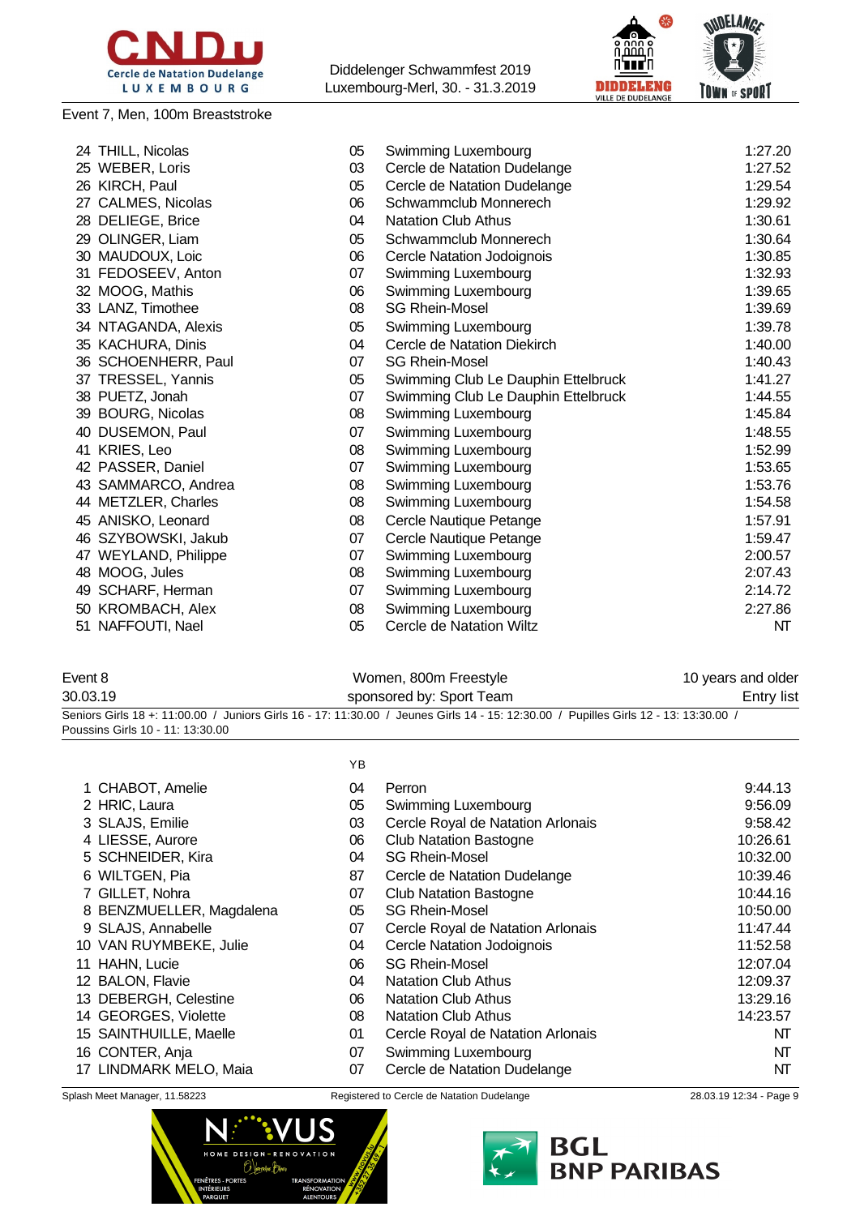Event 7, Men, 100m Breaststroke

| | | | |
|---|---|---|---|
| 24 THILL, Nicolas | 05 | Swimming Luxembourg | 1:27.20 |
| 25 WEBER, Loris | 03 | Cercle de Natation Dudelange | 1:27.52 |
| 26 KIRCH, Paul | 05 | Cercle de Natation Dudelange | 1:29.54 |
| 27 CALMES, Nicolas | 06 | Schwammclub Monnerech | 1:29.92 |
| 28 DELIEGE, Brice | 04 | Natation Club Athus | 1:30.61 |
| 29 OLINGER, Liam | 05 | Schwammclub Monnerech | 1:30.64 |
| 30 MAUDOUX, Loic | 06 | Cercle Natation Jodoignois | 1:30.85 |
| 31 FEDOSEEV, Anton | 07 | Swimming Luxembourg | 1:32.93 |
| 32 MOOG, Mathis | 06 | Swimming Luxembourg | 1:39.65 |
| 33 LANZ, Timothee | 08 | SG Rhein-Mosel | 1:39.69 |
| 34 NTAGANDA, Alexis | 05 | Swimming Luxembourg | 1:39.78 |
| 35 KACHURA, Dinis | 04 | Cercle de Natation Diekirch | 1:40.00 |
| 36 SCHOENHERR, Paul | 07 | SG Rhein-Mosel | 1:40.43 |
| 37 TRESSEL, Yannis | 05 | Swimming Club Le Dauphin Ettelbruck | 1:41.27 |
| 38 PUETZ, Jonah | 07 | Swimming Club Le Dauphin Ettelbruck | 1:44.55 |
| 39 BOURG, Nicolas | 08 | Swimming Luxembourg | 1:45.84 |
| 40 DUSEMON, Paul | 07 | Swimming Luxembourg | 1:48.55 |
| 41 KRIES, Leo | 08 | Swimming Luxembourg | 1:52.99 |
| 42 PASSER, Daniel | 07 | Swimming Luxembourg | 1:53.65 |
| 43 SAMMARCO, Andrea | 08 | Swimming Luxembourg | 1:53.76 |
| 44 METZLER, Charles | 08 | Swimming Luxembourg | 1:54.58 |
| 45 ANISKO, Leonard | 08 | Cercle Nautique Petange | 1:57.91 |
| 46 SZYBOWSKI, Jakub | 07 | Cercle Nautique Petange | 1:59.47 |
| 47 WEYLAND, Philippe | 07 | Swimming Luxembourg | 2:00.57 |
| 48 MOOG, Jules | 08 | Swimming Luxembourg | 2:07.43 |
| 49 SCHARF, Herman | 07 | Swimming Luxembourg | 2:14.72 |
| 50 KROMBACH, Alex | 08 | Swimming Luxembourg | 2:27.86 |
| 51 NAFFOUTI, Nael | 05 | Cercle de Natation Wiltz | NT |

Event 8 — Women, 800m Freestyle — 10 years and older

30.03.19 — sponsored by: Sport Team — Entry list

Seniors Girls 18 +: 11:00.00 / Juniors Girls 16 - 17: 11:30.00 / Jeunes Girls 14 - 15: 12:30.00 / Pupilles Girls 12 - 13: 13:30.00 / Poussins Girls 10 - 11: 13:30.00

| | YB | | |
|---|---|---|---|
| 1 CHABOT, Amelie | 04 | Perron | 9:44.13 |
| 2 HRIC, Laura | 05 | Swimming Luxembourg | 9:56.09 |
| 3 SLAJS, Emilie | 03 | Cercle Royal de Natation Arlonais | 9:58.42 |
| 4 LIESSE, Aurore | 06 | Club Natation Bastogne | 10:26.61 |
| 5 SCHNEIDER, Kira | 04 | SG Rhein-Mosel | 10:32.00 |
| 6 WILTGEN, Pia | 87 | Cercle de Natation Dudelange | 10:39.46 |
| 7 GILLET, Nohra | 07 | Club Natation Bastogne | 10:44.16 |
| 8 BENZMUELLER, Magdalena | 05 | SG Rhein-Mosel | 10:50.00 |
| 9 SLAJS, Annabelle | 07 | Cercle Royal de Natation Arlonais | 11:47.44 |
| 10 VAN RUYMBEKE, Julie | 04 | Cercle Natation Jodoignois | 11:52.58 |
| 11 HAHN, Lucie | 06 | SG Rhein-Mosel | 12:07.04 |
| 12 BALON, Flavie | 04 | Natation Club Athus | 12:09.37 |
| 13 DEBERGH, Celestine | 06 | Natation Club Athus | 13:29.16 |
| 14 GEORGES, Violette | 08 | Natation Club Athus | 14:23.57 |
| 15 SAINTHUILLE, Maelle | 01 | Cercle Royal de Natation Arlonais | NT |
| 16 CONTER, Anja | 07 | Swimming Luxembourg | NT |
| 17 LINDMARK MELO, Maia | 07 | Cercle de Natation Dudelange | NT |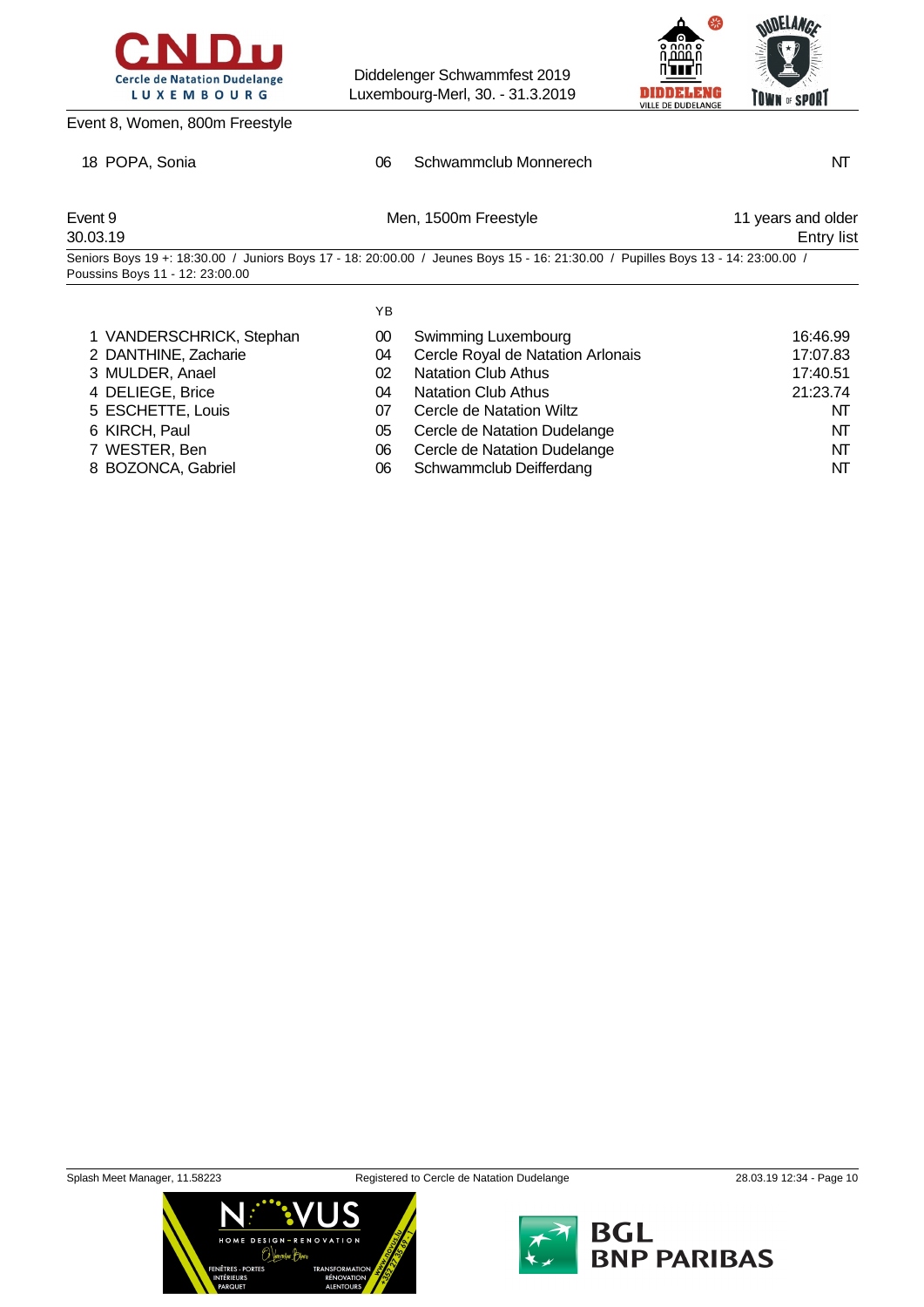Event 8, Women, 800m Freestyle

| | | | |
|---|---|---|---|
| 18 POPA, Sonia | 06 | Schwammclub Monnerech | NT |

Event 9 — Men, 1500m Freestyle — 11 years and older
30.03.19 — Entry list

Seniors Boys 19 +: 18:30.00 / Juniors Boys 17 - 18: 20:00.00 / Jeunes Boys 15 - 16: 21:30.00 / Pupilles Boys 13 - 14: 23:00.00 / Poussins Boys 11 - 12: 23:00.00

| | YB | | |
|---|---|---|---|
| 1 VANDERSCHRICK, Stephan | 00 | Swimming Luxembourg | 16:46.99 |
| 2 DANTHINE, Zacharie | 04 | Cercle Royal de Natation Arlonais | 17:07.83 |
| 3 MULDER, Anael | 02 | Natation Club Athus | 17:40.51 |
| 4 DELIEGE, Brice | 04 | Natation Club Athus | 21:23.74 |
| 5 ESCHETTE, Louis | 07 | Cercle de Natation Wiltz | NT |
| 6 KIRCH, Paul | 05 | Cercle de Natation Dudelange | NT |
| 7 WESTER, Ben | 06 | Cercle de Natation Dudelange | NT |
| 8 BOZONCA, Gabriel | 06 | Schwammclub Deifferdang | NT |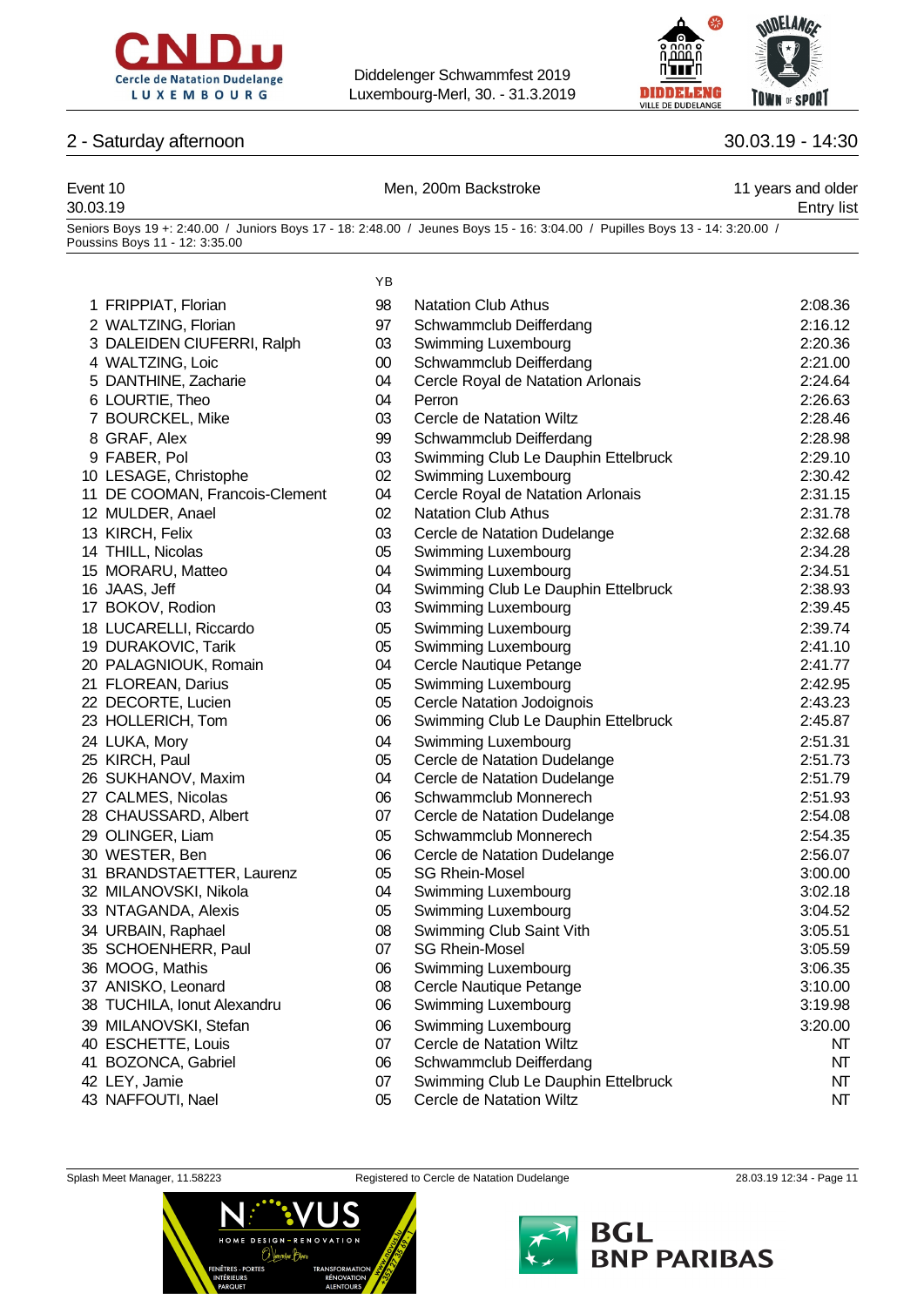## 2 - Saturday afternoon

30.03.19 - 14:30

Event 10 | Men, 200m Backstroke | 11 years and older
30.03.19 | Entry list

Seniors Boys 19 +: 2:40.00 / Juniors Boys 17 - 18: 2:48.00 / Jeunes Boys 15 - 16: 3:04.00 / Pupilles Boys 13 - 14: 3:20.00 / Poussins Boys 11 - 12: 3:35.00

| | Name | YB | Club | Time |
|---|---|---|---|---|
| 1 | FRIPPIAT, Florian | 98 | Natation Club Athus | 2:08.36 |
| 2 | WALTZING, Florian | 97 | Schwammclub Deifferdang | 2:16.12 |
| 3 | DALEIDEN CIUFERRI, Ralph | 03 | Swimming Luxembourg | 2:20.36 |
| 4 | WALTZING, Loic | 00 | Schwammclub Deifferdang | 2:21.00 |
| 5 | DANTHINE, Zacharie | 04 | Cercle Royal de Natation Arlonais | 2:24.64 |
| 6 | LOURTIE, Theo | 04 | Perron | 2:26.63 |
| 7 | BOURCKEL, Mike | 03 | Cercle de Natation Wiltz | 2:28.46 |
| 8 | GRAF, Alex | 99 | Schwammclub Deifferdang | 2:28.98 |
| 9 | FABER, Pol | 03 | Swimming Club Le Dauphin Ettelbruck | 2:29.10 |
| 10 | LESAGE, Christophe | 02 | Swimming Luxembourg | 2:30.42 |
| 11 | DE COOMAN, Francois-Clement | 04 | Cercle Royal de Natation Arlonais | 2:31.15 |
| 12 | MULDER, Anael | 02 | Natation Club Athus | 2:31.78 |
| 13 | KIRCH, Felix | 03 | Cercle de Natation Dudelange | 2:32.68 |
| 14 | THILL, Nicolas | 05 | Swimming Luxembourg | 2:34.28 |
| 15 | MORARU, Matteo | 04 | Swimming Luxembourg | 2:34.51 |
| 16 | JAAS, Jeff | 04 | Swimming Club Le Dauphin Ettelbruck | 2:38.93 |
| 17 | BOKOV, Rodion | 03 | Swimming Luxembourg | 2:39.45 |
| 18 | LUCARELLI, Riccardo | 05 | Swimming Luxembourg | 2:39.74 |
| 19 | DURAKOVIC, Tarik | 05 | Swimming Luxembourg | 2:41.10 |
| 20 | PALAGNIOUK, Romain | 04 | Cercle Nautique Petange | 2:41.77 |
| 21 | FLOREAN, Darius | 05 | Swimming Luxembourg | 2:42.95 |
| 22 | DECORTE, Lucien | 05 | Cercle Natation Jodoignois | 2:43.23 |
| 23 | HOLLERICH, Tom | 06 | Swimming Club Le Dauphin Ettelbruck | 2:45.87 |
| 24 | LUKA, Mory | 04 | Swimming Luxembourg | 2:51.31 |
| 25 | KIRCH, Paul | 05 | Cercle de Natation Dudelange | 2:51.73 |
| 26 | SUKHANOV, Maxim | 04 | Cercle de Natation Dudelange | 2:51.79 |
| 27 | CALMES, Nicolas | 06 | Schwammclub Monnerech | 2:51.93 |
| 28 | CHAUSSARD, Albert | 07 | Cercle de Natation Dudelange | 2:54.08 |
| 29 | OLINGER, Liam | 05 | Schwammclub Monnerech | 2:54.35 |
| 30 | WESTER, Ben | 06 | Cercle de Natation Dudelange | 2:56.07 |
| 31 | BRANDSTAETTER, Laurenz | 05 | SG Rhein-Mosel | 3:00.00 |
| 32 | MILANOVSKI, Nikola | 04 | Swimming Luxembourg | 3:02.18 |
| 33 | NTAGANDA, Alexis | 05 | Swimming Luxembourg | 3:04.52 |
| 34 | URBAIN, Raphael | 08 | Swimming Club Saint Vith | 3:05.51 |
| 35 | SCHOENHERR, Paul | 07 | SG Rhein-Mosel | 3:05.59 |
| 36 | MOOG, Mathis | 06 | Swimming Luxembourg | 3:06.35 |
| 37 | ANISKO, Leonard | 08 | Cercle Nautique Petange | 3:10.00 |
| 38 | TUCHILA, Ionut Alexandru | 06 | Swimming Luxembourg | 3:19.98 |
| 39 | MILANOVSKI, Stefan | 06 | Swimming Luxembourg | 3:20.00 |
| 40 | ESCHETTE, Louis | 07 | Cercle de Natation Wiltz | NT |
| 41 | BOZONCA, Gabriel | 06 | Schwammclub Deifferdang | NT |
| 42 | LEY, Jamie | 07 | Swimming Club Le Dauphin Ettelbruck | NT |
| 43 | NAFFOUTI, Nael | 05 | Cercle de Natation Wiltz | NT |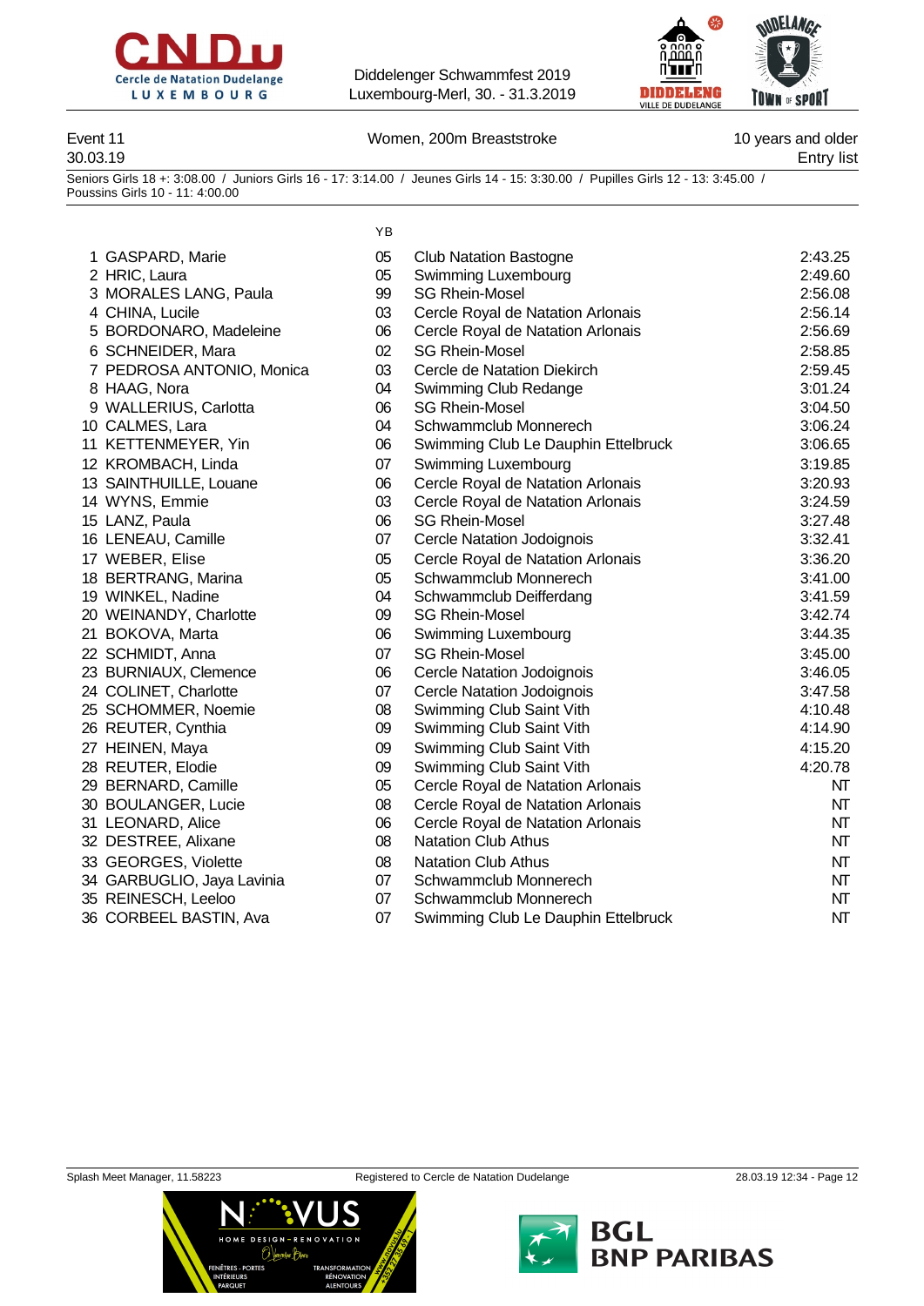Diddelenger Schwammfest 2019
Luxembourg-Merl, 30. - 31.3.2019

Event 11 — Women, 200m Breaststroke — 10 years and older
30.03.19 — Entry list

Seniors Girls 18 +: 3:08.00 / Juniors Girls 16 - 17: 3:14.00 / Jeunes Girls 14 - 15: 3:30.00 / Pupilles Girls 12 - 13: 3:45.00 / Poussins Girls 10 - 11: 4:00.00

| | Name | YB | Club | Time |
|---|---|---|---|---|
| 1 | GASPARD, Marie | 05 | Club Natation Bastogne | 2:43.25 |
| 2 | HRIC, Laura | 05 | Swimming Luxembourg | 2:49.60 |
| 3 | MORALES LANG, Paula | 99 | SG Rhein-Mosel | 2:56.08 |
| 4 | CHINA, Lucile | 03 | Cercle Royal de Natation Arlonais | 2:56.14 |
| 5 | BORDONARO, Madeleine | 06 | Cercle Royal de Natation Arlonais | 2:56.69 |
| 6 | SCHNEIDER, Mara | 02 | SG Rhein-Mosel | 2:58.85 |
| 7 | PEDROSA ANTONIO, Monica | 03 | Cercle de Natation Diekirch | 2:59.45 |
| 8 | HAAG, Nora | 04 | Swimming Club Redange | 3:01.24 |
| 9 | WALLERIUS, Carlotta | 06 | SG Rhein-Mosel | 3:04.50 |
| 10 | CALMES, Lara | 04 | Schwammclub Monnerech | 3:06.24 |
| 11 | KETTENMEYER, Yin | 06 | Swimming Club Le Dauphin Ettelbruck | 3:06.65 |
| 12 | KROMBACH, Linda | 07 | Swimming Luxembourg | 3:19.85 |
| 13 | SAINTHUILLE, Louane | 06 | Cercle Royal de Natation Arlonais | 3:20.93 |
| 14 | WYNS, Emmie | 03 | Cercle Royal de Natation Arlonais | 3:24.59 |
| 15 | LANZ, Paula | 06 | SG Rhein-Mosel | 3:27.48 |
| 16 | LENEAU, Camille | 07 | Cercle Natation Jodoignois | 3:32.41 |
| 17 | WEBER, Elise | 05 | Cercle Royal de Natation Arlonais | 3:36.20 |
| 18 | BERTRANG, Marina | 05 | Schwammclub Monnerech | 3:41.00 |
| 19 | WINKEL, Nadine | 04 | Schwammclub Deifferdang | 3:41.59 |
| 20 | WEINANDY, Charlotte | 09 | SG Rhein-Mosel | 3:42.74 |
| 21 | BOKOVA, Marta | 06 | Swimming Luxembourg | 3:44.35 |
| 22 | SCHMIDT, Anna | 07 | SG Rhein-Mosel | 3:45.00 |
| 23 | BURNIAUX, Clemence | 06 | Cercle Natation Jodoignois | 3:46.05 |
| 24 | COLINET, Charlotte | 07 | Cercle Natation Jodoignois | 3:47.58 |
| 25 | SCHOMMER, Noemie | 08 | Swimming Club Saint Vith | 4:10.48 |
| 26 | REUTER, Cynthia | 09 | Swimming Club Saint Vith | 4:14.90 |
| 27 | HEINEN, Maya | 09 | Swimming Club Saint Vith | 4:15.20 |
| 28 | REUTER, Elodie | 09 | Swimming Club Saint Vith | 4:20.78 |
| 29 | BERNARD, Camille | 05 | Cercle Royal de Natation Arlonais | NT |
| 30 | BOULANGER, Lucie | 08 | Cercle Royal de Natation Arlonais | NT |
| 31 | LEONARD, Alice | 06 | Cercle Royal de Natation Arlonais | NT |
| 32 | DESTREE, Alixane | 08 | Natation Club Athus | NT |
| 33 | GEORGES, Violette | 08 | Natation Club Athus | NT |
| 34 | GARBUGLIO, Jaya Lavinia | 07 | Schwammclub Monnerech | NT |
| 35 | REINESCH, Leeloo | 07 | Schwammclub Monnerech | NT |
| 36 | CORBEEL BASTIN, Ava | 07 | Swimming Club Le Dauphin Ettelbruck | NT |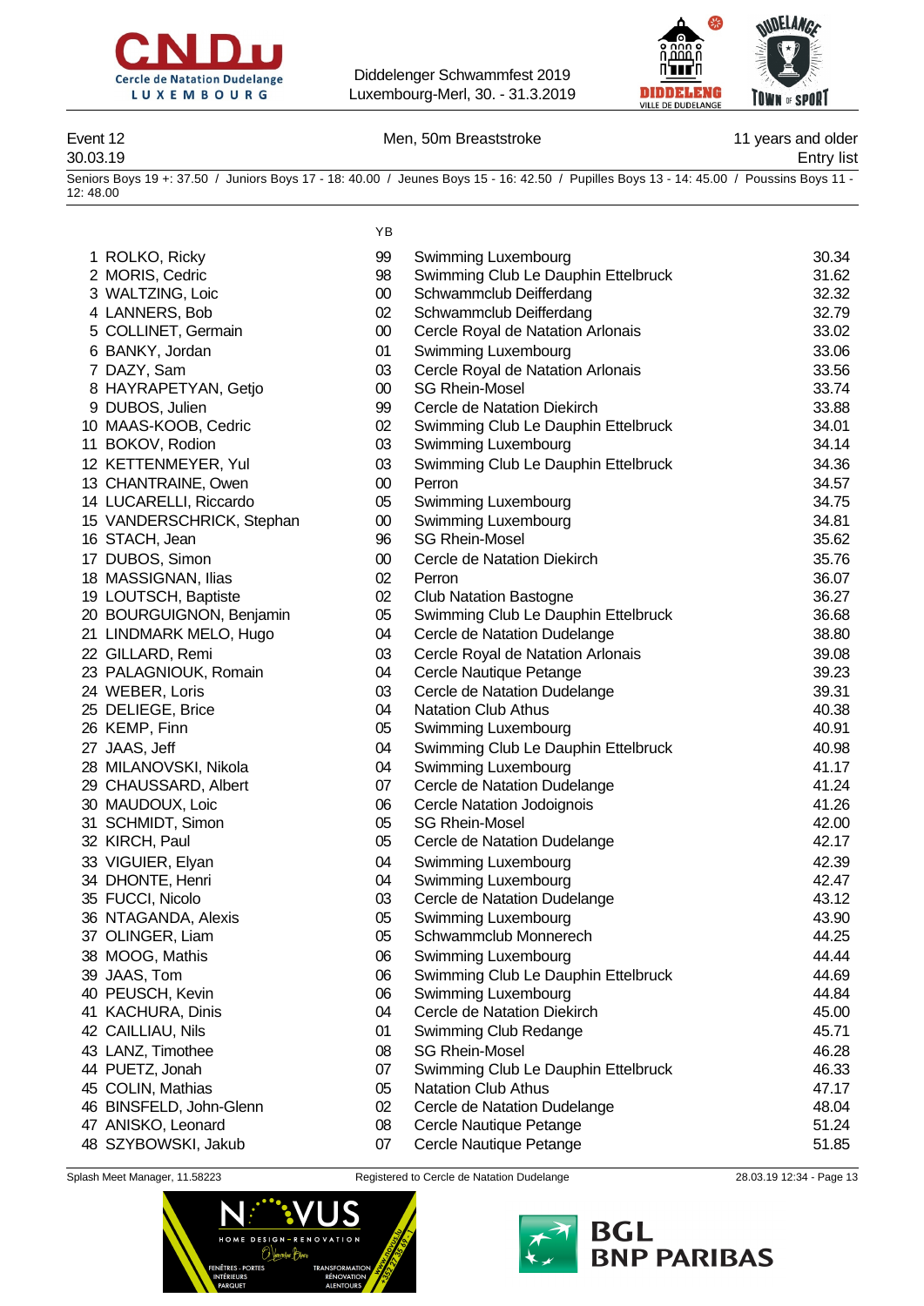Diddelenger Schwammfest 2019
Luxembourg-Merl, 30. - 31.3.2019

Event 12 — Men, 50m Breaststroke — 11 years and older

30.03.19 — Entry list

Seniors Boys 19 +: 37.50 / Juniors Boys 17 - 18: 40.00 / Jeunes Boys 15 - 16: 42.50 / Pupilles Boys 13 - 14: 45.00 / Poussins Boys 11 - 12: 48.00

| | Name | YB | Club | Time |
|---|---|---|---|---|
| 1 | ROLKO, Ricky | 99 | Swimming Luxembourg | 30.34 |
| 2 | MORIS, Cedric | 98 | Swimming Club Le Dauphin Ettelbruck | 31.62 |
| 3 | WALTZING, Loic | 00 | Schwammclub Deifferdang | 32.32 |
| 4 | LANNERS, Bob | 02 | Schwammclub Deifferdang | 32.79 |
| 5 | COLLINET, Germain | 00 | Cercle Royal de Natation Arlonais | 33.02 |
| 6 | BANKY, Jordan | 01 | Swimming Luxembourg | 33.06 |
| 7 | DAZY, Sam | 03 | Cercle Royal de Natation Arlonais | 33.56 |
| 8 | HAYRAPETYAN, Getjo | 00 | SG Rhein-Mosel | 33.74 |
| 9 | DUBOS, Julien | 99 | Cercle de Natation Diekirch | 33.88 |
| 10 | MAAS-KOOB, Cedric | 02 | Swimming Club Le Dauphin Ettelbruck | 34.01 |
| 11 | BOKOV, Rodion | 03 | Swimming Luxembourg | 34.14 |
| 12 | KETTENMEYER, Yul | 03 | Swimming Club Le Dauphin Ettelbruck | 34.36 |
| 13 | CHANTRAINE, Owen | 00 | Perron | 34.57 |
| 14 | LUCARELLI, Riccardo | 05 | Swimming Luxembourg | 34.75 |
| 15 | VANDERSCHRICK, Stephan | 00 | Swimming Luxembourg | 34.81 |
| 16 | STACH, Jean | 96 | SG Rhein-Mosel | 35.62 |
| 17 | DUBOS, Simon | 00 | Cercle de Natation Diekirch | 35.76 |
| 18 | MASSIGNAN, Ilias | 02 | Perron | 36.07 |
| 19 | LOUTSCH, Baptiste | 02 | Club Natation Bastogne | 36.27 |
| 20 | BOURGUIGNON, Benjamin | 05 | Swimming Club Le Dauphin Ettelbruck | 36.68 |
| 21 | LINDMARK MELO, Hugo | 04 | Cercle de Natation Dudelange | 38.80 |
| 22 | GILLARD, Remi | 03 | Cercle Royal de Natation Arlonais | 39.08 |
| 23 | PALAGNIOUK, Romain | 04 | Cercle Nautique Petange | 39.23 |
| 24 | WEBER, Loris | 03 | Cercle de Natation Dudelange | 39.31 |
| 25 | DELIEGE, Brice | 04 | Natation Club Athus | 40.38 |
| 26 | KEMP, Finn | 05 | Swimming Luxembourg | 40.91 |
| 27 | JAAS, Jeff | 04 | Swimming Club Le Dauphin Ettelbruck | 40.98 |
| 28 | MILANOVSKI, Nikola | 04 | Swimming Luxembourg | 41.17 |
| 29 | CHAUSSARD, Albert | 07 | Cercle de Natation Dudelange | 41.24 |
| 30 | MAUDOUX, Loic | 06 | Cercle Natation Jodoignois | 41.26 |
| 31 | SCHMIDT, Simon | 05 | SG Rhein-Mosel | 42.00 |
| 32 | KIRCH, Paul | 05 | Cercle de Natation Dudelange | 42.17 |
| 33 | VIGUIER, Elyan | 04 | Swimming Luxembourg | 42.39 |
| 34 | DHONTE, Henri | 04 | Swimming Luxembourg | 42.47 |
| 35 | FUCCI, Nicolo | 03 | Cercle de Natation Dudelange | 43.12 |
| 36 | NTAGANDA, Alexis | 05 | Swimming Luxembourg | 43.90 |
| 37 | OLINGER, Liam | 05 | Schwammclub Monnerech | 44.25 |
| 38 | MOOG, Mathis | 06 | Swimming Luxembourg | 44.44 |
| 39 | JAAS, Tom | 06 | Swimming Club Le Dauphin Ettelbruck | 44.69 |
| 40 | PEUSCH, Kevin | 06 | Swimming Luxembourg | 44.84 |
| 41 | KACHURA, Dinis | 04 | Cercle de Natation Diekirch | 45.00 |
| 42 | CAILLIAU, Nils | 01 | Swimming Club Redange | 45.71 |
| 43 | LANZ, Timothee | 08 | SG Rhein-Mosel | 46.28 |
| 44 | PUETZ, Jonah | 07 | Swimming Club Le Dauphin Ettelbruck | 46.33 |
| 45 | COLIN, Mathias | 05 | Natation Club Athus | 47.17 |
| 46 | BINSFELD, John-Glenn | 02 | Cercle de Natation Dudelange | 48.04 |
| 47 | ANISKO, Leonard | 08 | Cercle Nautique Petange | 51.24 |
| 48 | SZYBOWSKI, Jakub | 07 | Cercle Nautique Petange | 51.85 |

Splash Meet Manager, 11.58223 — Registered to Cercle de Natation Dudelange — 28.03.19 12:34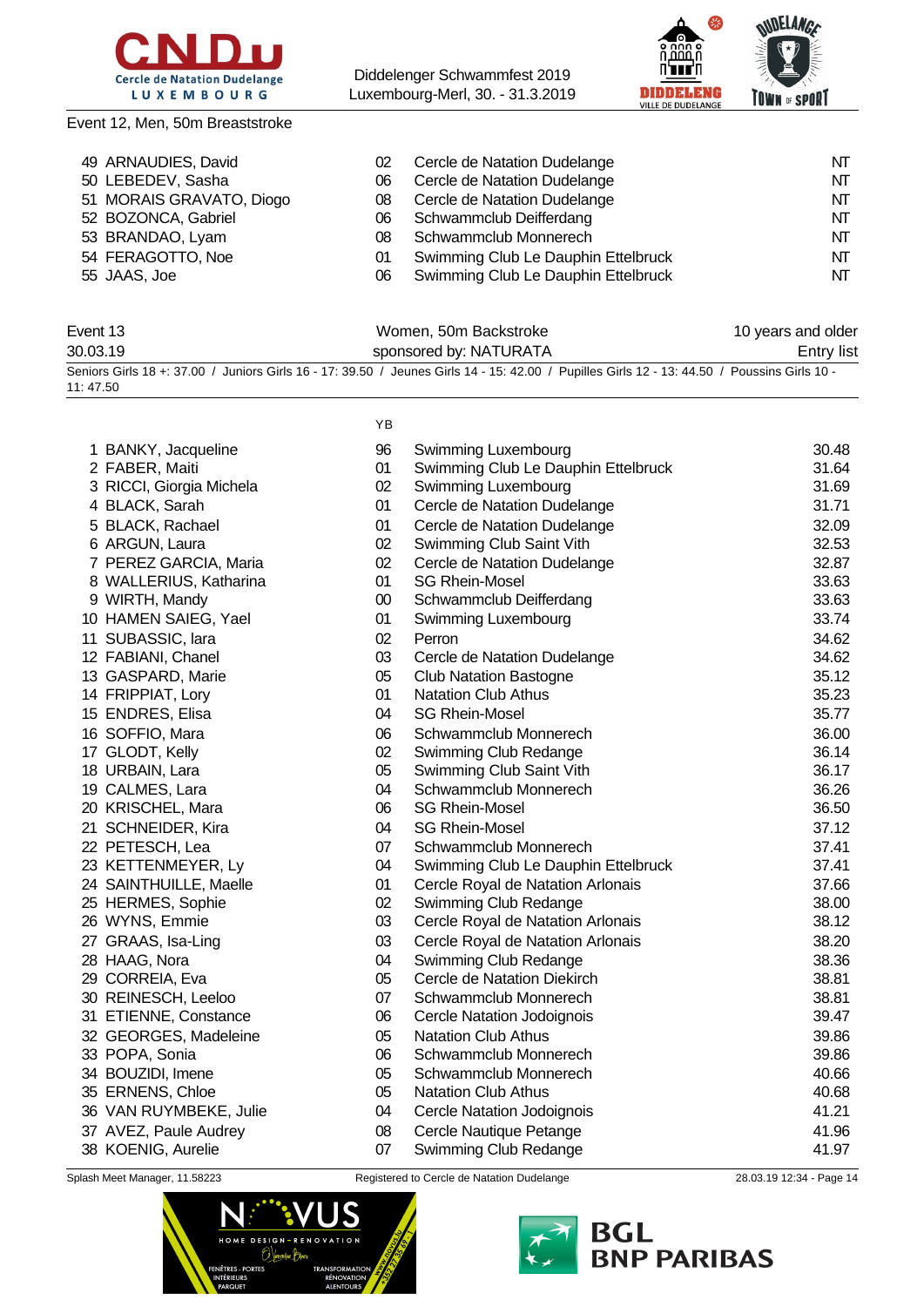Event 12, Men, 50m Breaststroke

| | Name | YB | Club | Time |
|---|---|---|---|---|
| 49 | ARNAUDIES, David | 02 | Cercle de Natation Dudelange | NT |
| 50 | LEBEDEV, Sasha | 06 | Cercle de Natation Dudelange | NT |
| 51 | MORAIS GRAVATO, Diogo | 08 | Cercle de Natation Dudelange | NT |
| 52 | BOZONCA, Gabriel | 06 | Schwammclub Deifferdang | NT |
| 53 | BRANDAO, Lyam | 08 | Schwammclub Monnerech | NT |
| 54 | FERAGOTTO, Noe | 01 | Swimming Club Le Dauphin Ettelbruck | NT |
| 55 | JAAS, Joe | 06 | Swimming Club Le Dauphin Ettelbruck | NT |

## Event 13 — Women, 50m Backstroke — 10 years and older

30.03.19 — sponsored by: NATURATA — Entry list

Seniors Girls 18 +: 37.00 / Juniors Girls 16 - 17: 39.50 / Jeunes Girls 14 - 15: 42.00 / Pupilles Girls 12 - 13: 44.50 / Poussins Girls 10 - 11: 47.50

| | Name | YB | Club | Time |
|---|---|---|---|---|
| 1 | BANKY, Jacqueline | 96 | Swimming Luxembourg | 30.48 |
| 2 | FABER, Maiti | 01 | Swimming Club Le Dauphin Ettelbruck | 31.64 |
| 3 | RICCI, Giorgia Michela | 02 | Swimming Luxembourg | 31.69 |
| 4 | BLACK, Sarah | 01 | Cercle de Natation Dudelange | 31.71 |
| 5 | BLACK, Rachael | 01 | Cercle de Natation Dudelange | 32.09 |
| 6 | ARGUN, Laura | 02 | Swimming Club Saint Vith | 32.53 |
| 7 | PEREZ GARCIA, Maria | 02 | Cercle de Natation Dudelange | 32.87 |
| 8 | WALLERIUS, Katharina | 01 | SG Rhein-Mosel | 33.63 |
| 9 | WIRTH, Mandy | 00 | Schwammclub Deifferdang | 33.63 |
| 10 | HAMEN SAIEG, Yael | 01 | Swimming Luxembourg | 33.74 |
| 11 | SUBASSIC, Iara | 02 | Perron | 34.62 |
| 12 | FABIANI, Chanel | 03 | Cercle de Natation Dudelange | 34.62 |
| 13 | GASPARD, Marie | 05 | Club Natation Bastogne | 35.12 |
| 14 | FRIPPIAT, Lory | 01 | Natation Club Athus | 35.23 |
| 15 | ENDRES, Elisa | 04 | SG Rhein-Mosel | 35.77 |
| 16 | SOFFIO, Mara | 06 | Schwammclub Monnerech | 36.00 |
| 17 | GLODT, Kelly | 02 | Swimming Club Redange | 36.14 |
| 18 | URBAIN, Lara | 05 | Swimming Club Saint Vith | 36.17 |
| 19 | CALMES, Lara | 04 | Schwammclub Monnerech | 36.26 |
| 20 | KRISCHEL, Mara | 06 | SG Rhein-Mosel | 36.50 |
| 21 | SCHNEIDER, Kira | 04 | SG Rhein-Mosel | 37.12 |
| 22 | PETESCH, Lea | 07 | Schwammclub Monnerech | 37.41 |
| 23 | KETTENMEYER, Ly | 04 | Swimming Club Le Dauphin Ettelbruck | 37.41 |
| 24 | SAINTHUILLE, Maelle | 01 | Cercle Royal de Natation Arlonais | 37.66 |
| 25 | HERMES, Sophie | 02 | Swimming Club Redange | 38.00 |
| 26 | WYNS, Emmie | 03 | Cercle Royal de Natation Arlonais | 38.12 |
| 27 | GRAAS, Isa-Ling | 03 | Cercle Royal de Natation Arlonais | 38.20 |
| 28 | HAAG, Nora | 04 | Swimming Club Redange | 38.36 |
| 29 | CORREIA, Eva | 05 | Cercle de Natation Diekirch | 38.81 |
| 30 | REINESCH, Leeloo | 07 | Schwammclub Monnerech | 38.81 |
| 31 | ETIENNE, Constance | 06 | Cercle Natation Jodoignois | 39.47 |
| 32 | GEORGES, Madeleine | 05 | Natation Club Athus | 39.86 |
| 33 | POPA, Sonia | 06 | Schwammclub Monnerech | 39.86 |
| 34 | BOUZIDI, Imene | 05 | Schwammclub Monnerech | 40.66 |
| 35 | ERNENS, Chloe | 05 | Natation Club Athus | 40.68 |
| 36 | VAN RUYMBEKE, Julie | 04 | Cercle Natation Jodoignois | 41.21 |
| 37 | AVEZ, Paule Audrey | 08 | Cercle Nautique Petange | 41.96 |
| 38 | KOENIG, Aurelie | 07 | Swimming Club Redange | 41.97 |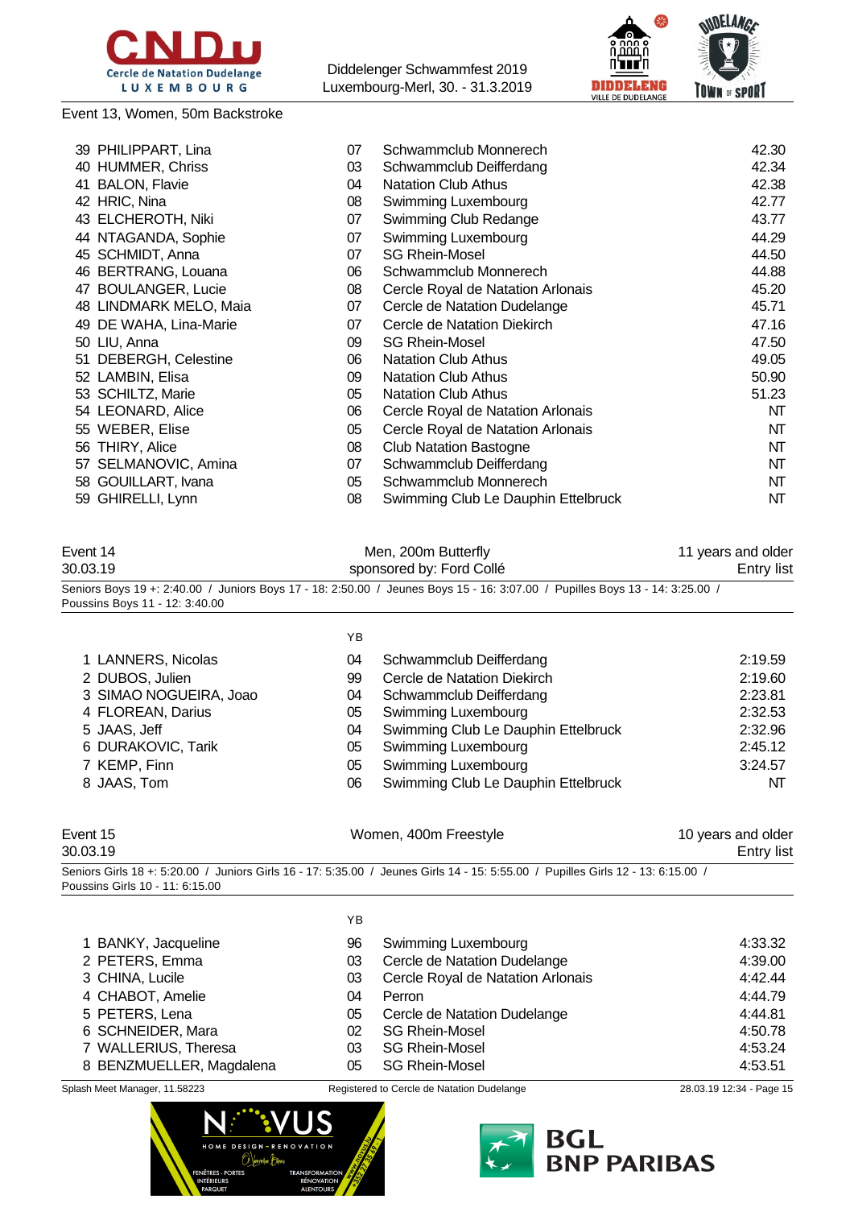Event 13, Women, 50m Backstroke

| | | | |
|---|---|---|---|
| 39 PHILIPPART, Lina | 07 | Schwammclub Monnerech | 42.30 |
| 40 HUMMER, Chriss | 03 | Schwammclub Deifferdang | 42.34 |
| 41 BALON, Flavie | 04 | Natation Club Athus | 42.38 |
| 42 HRIC, Nina | 08 | Swimming Luxembourg | 42.77 |
| 43 ELCHEROTH, Niki | 07 | Swimming Club Redange | 43.77 |
| 44 NTAGANDA, Sophie | 07 | Swimming Luxembourg | 44.29 |
| 45 SCHMIDT, Anna | 07 | SG Rhein-Mosel | 44.50 |
| 46 BERTRANG, Louana | 06 | Schwammclub Monnerech | 44.88 |
| 47 BOULANGER, Lucie | 08 | Cercle Royal de Natation Arlonais | 45.20 |
| 48 LINDMARK MELO, Maia | 07 | Cercle de Natation Dudelange | 45.71 |
| 49 DE WAHA, Lina-Marie | 07 | Cercle de Natation Diekirch | 47.16 |
| 50 LIU, Anna | 09 | SG Rhein-Mosel | 47.50 |
| 51 DEBERGH, Celestine | 06 | Natation Club Athus | 49.05 |
| 52 LAMBIN, Elisa | 09 | Natation Club Athus | 50.90 |
| 53 SCHILTZ, Marie | 05 | Natation Club Athus | 51.23 |
| 54 LEONARD, Alice | 06 | Cercle Royal de Natation Arlonais | NT |
| 55 WEBER, Elise | 05 | Cercle Royal de Natation Arlonais | NT |
| 56 THIRY, Alice | 08 | Club Natation Bastogne | NT |
| 57 SELMANOVIC, Amina | 07 | Schwammclub Deifferdang | NT |
| 58 GOUILLART, Ivana | 05 | Schwammclub Monnerech | NT |
| 59 GHIRELLI, Lynn | 08 | Swimming Club Le Dauphin Ettelbruck | NT |

Event 14 — Men, 200m Butterfly — 11 years and older
30.03.19 — sponsored by: Ford Collé — Entry list

Seniors Boys 19 +: 2:40.00 / Juniors Boys 17 - 18: 2:50.00 / Jeunes Boys 15 - 16: 3:07.00 / Pupilles Boys 13 - 14: 3:25.00 / Poussins Boys 11 - 12: 3:40.00

| | YB | | |
|---|---|---|---|
| 1 LANNERS, Nicolas | 04 | Schwammclub Deifferdang | 2:19.59 |
| 2 DUBOS, Julien | 99 | Cercle de Natation Diekirch | 2:19.60 |
| 3 SIMAO NOGUEIRA, Joao | 04 | Schwammclub Deifferdang | 2:23.81 |
| 4 FLOREAN, Darius | 05 | Swimming Luxembourg | 2:32.53 |
| 5 JAAS, Jeff | 04 | Swimming Club Le Dauphin Ettelbruck | 2:32.96 |
| 6 DURAKOVIC, Tarik | 05 | Swimming Luxembourg | 2:45.12 |
| 7 KEMP, Finn | 05 | Swimming Luxembourg | 3:24.57 |
| 8 JAAS, Tom | 06 | Swimming Club Le Dauphin Ettelbruck | NT |

Event 15 — Women, 400m Freestyle — 10 years and older
30.03.19 — Entry list

Seniors Girls 18 +: 5:20.00 / Juniors Girls 16 - 17: 5:35.00 / Jeunes Girls 14 - 15: 5:55.00 / Pupilles Girls 12 - 13: 6:15.00 / Poussins Girls 10 - 11: 6:15.00

| | YB | | |
|---|---|---|---|
| 1 BANKY, Jacqueline | 96 | Swimming Luxembourg | 4:33.32 |
| 2 PETERS, Emma | 03 | Cercle de Natation Dudelange | 4:39.00 |
| 3 CHINA, Lucile | 03 | Cercle Royal de Natation Arlonais | 4:42.44 |
| 4 CHABOT, Amelie | 04 | Perron | 4:44.79 |
| 5 PETERS, Lena | 05 | Cercle de Natation Dudelange | 4:44.81 |
| 6 SCHNEIDER, Mara | 02 | SG Rhein-Mosel | 4:50.78 |
| 7 WALLERIUS, Theresa | 03 | SG Rhein-Mosel | 4:53.24 |
| 8 BENZMUELLER, Magdalena | 05 | SG Rhein-Mosel | 4:53.51 |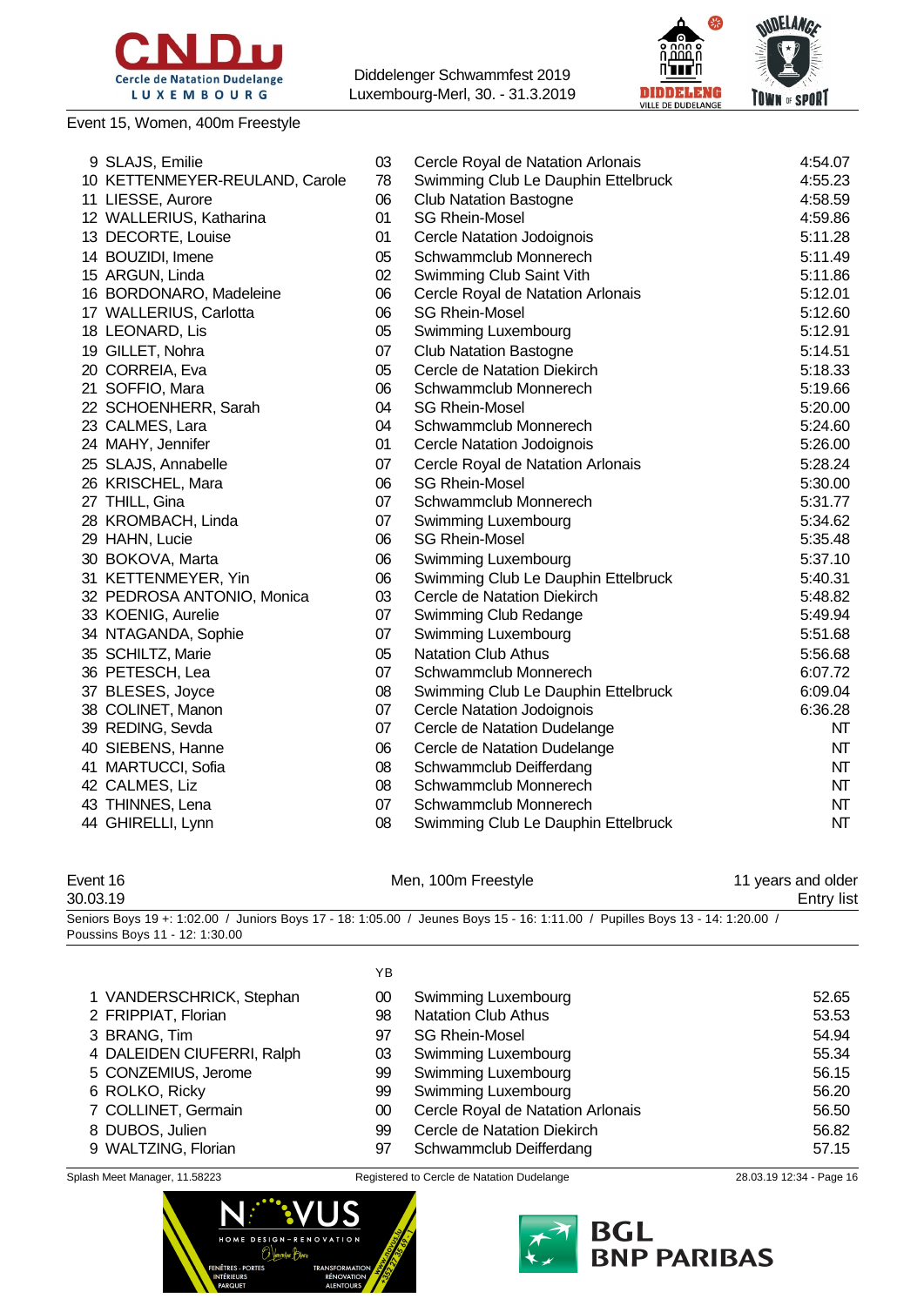Event 15, Women, 400m Freestyle

| | Name | YB | Club | Time |
|---|---|---|---|---|
| 9 | SLAJS, Emilie | 03 | Cercle Royal de Natation Arlonais | 4:54.07 |
| 10 | KETTENMEYER-REULAND, Carole | 78 | Swimming Club Le Dauphin Ettelbruck | 4:55.23 |
| 11 | LIESSE, Aurore | 06 | Club Natation Bastogne | 4:58.59 |
| 12 | WALLERIUS, Katharina | 01 | SG Rhein-Mosel | 4:59.86 |
| 13 | DECORTE, Louise | 01 | Cercle Natation Jodoignois | 5:11.28 |
| 14 | BOUZIDI, Imene | 05 | Schwammclub Monnerech | 5:11.49 |
| 15 | ARGUN, Linda | 02 | Swimming Club Saint Vith | 5:11.86 |
| 16 | BORDONARO, Madeleine | 06 | Cercle Royal de Natation Arlonais | 5:12.01 |
| 17 | WALLERIUS, Carlotta | 06 | SG Rhein-Mosel | 5:12.60 |
| 18 | LEONARD, Lis | 05 | Swimming Luxembourg | 5:12.91 |
| 19 | GILLET, Nohra | 07 | Club Natation Bastogne | 5:14.51 |
| 20 | CORREIA, Eva | 05 | Cercle de Natation Diekirch | 5:18.33 |
| 21 | SOFFIO, Mara | 06 | Schwammclub Monnerech | 5:19.66 |
| 22 | SCHOENHERR, Sarah | 04 | SG Rhein-Mosel | 5:20.00 |
| 23 | CALMES, Lara | 04 | Schwammclub Monnerech | 5:24.60 |
| 24 | MAHY, Jennifer | 01 | Cercle Natation Jodoignois | 5:26.00 |
| 25 | SLAJS, Annabelle | 07 | Cercle Royal de Natation Arlonais | 5:28.24 |
| 26 | KRISCHEL, Mara | 06 | SG Rhein-Mosel | 5:30.00 |
| 27 | THILL, Gina | 07 | Schwammclub Monnerech | 5:31.77 |
| 28 | KROMBACH, Linda | 07 | Swimming Luxembourg | 5:34.62 |
| 29 | HAHN, Lucie | 06 | SG Rhein-Mosel | 5:35.48 |
| 30 | BOKOVA, Marta | 06 | Swimming Luxembourg | 5:37.10 |
| 31 | KETTENMEYER, Yin | 06 | Swimming Club Le Dauphin Ettelbruck | 5:40.31 |
| 32 | PEDROSA ANTONIO, Monica | 03 | Cercle de Natation Diekirch | 5:48.82 |
| 33 | KOENIG, Aurelie | 07 | Swimming Club Redange | 5:49.94 |
| 34 | NTAGANDA, Sophie | 07 | Swimming Luxembourg | 5:51.68 |
| 35 | SCHILTZ, Marie | 05 | Natation Club Athus | 5:56.68 |
| 36 | PETESCH, Lea | 07 | Schwammclub Monnerech | 6:07.72 |
| 37 | BLESES, Joyce | 08 | Swimming Club Le Dauphin Ettelbruck | 6:09.04 |
| 38 | COLINET, Manon | 07 | Cercle Natation Jodoignois | 6:36.28 |
| 39 | REDING, Sevda | 07 | Cercle de Natation Dudelange | NT |
| 40 | SIEBENS, Hanne | 06 | Cercle de Natation Dudelange | NT |
| 41 | MARTUCCI, Sofia | 08 | Schwammclub Deifferdang | NT |
| 42 | CALMES, Liz | 08 | Schwammclub Monnerech | NT |
| 43 | THINNES, Lena | 07 | Schwammclub Monnerech | NT |
| 44 | GHIRELLI, Lynn | 08 | Swimming Club Le Dauphin Ettelbruck | NT |

## Event 16 — Men, 100m Freestyle — 11 years and older

30.03.19 — Entry list

Seniors Boys 19 +: 1:02.00 / Juniors Boys 17 - 18: 1:05.00 / Jeunes Boys 15 - 16: 1:11.00 / Pupilles Boys 13 - 14: 1:20.00 / Poussins Boys 11 - 12: 1:30.00

| | Name | YB | Club | Time |
|---|---|---|---|---|
| 1 | VANDERSCHRICK, Stephan | 00 | Swimming Luxembourg | 52.65 |
| 2 | FRIPPIAT, Florian | 98 | Natation Club Athus | 53.53 |
| 3 | BRANG, Tim | 97 | SG Rhein-Mosel | 54.94 |
| 4 | DALEIDEN CIUFERRI, Ralph | 03 | Swimming Luxembourg | 55.34 |
| 5 | CONZEMIUS, Jerome | 99 | Swimming Luxembourg | 56.15 |
| 6 | ROLKO, Ricky | 99 | Swimming Luxembourg | 56.20 |
| 7 | COLLINET, Germain | 00 | Cercle Royal de Natation Arlonais | 56.50 |
| 8 | DUBOS, Julien | 99 | Cercle de Natation Diekirch | 56.82 |
| 9 | WALTZING, Florian | 97 | Schwammclub Deifferdang | 57.15 |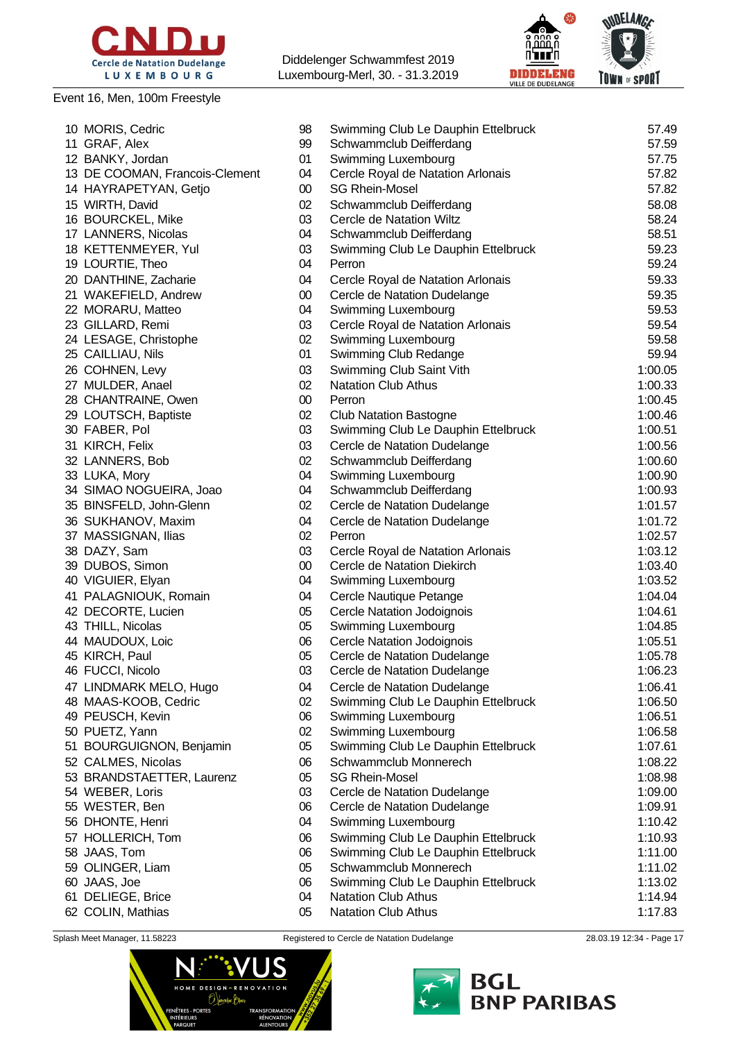Event 16, Men, 100m Freestyle

| Place | Name | YoB | Club | Time |
|---|---|---|---|---|
| 10 | MORIS, Cedric | 98 | Swimming Club Le Dauphin Ettelbruck | 57.49 |
| 11 | GRAF, Alex | 99 | Schwammclub Deifferdang | 57.59 |
| 12 | BANKY, Jordan | 01 | Swimming Luxembourg | 57.75 |
| 13 | DE COOMAN, Francois-Clement | 04 | Cercle Royal de Natation Arlonais | 57.82 |
| 14 | HAYRAPETYAN, Getjo | 00 | SG Rhein-Mosel | 57.82 |
| 15 | WIRTH, David | 02 | Schwammclub Deifferdang | 58.08 |
| 16 | BOURCKEL, Mike | 03 | Cercle de Natation Wiltz | 58.24 |
| 17 | LANNERS, Nicolas | 04 | Schwammclub Deifferdang | 58.51 |
| 18 | KETTENMEYER, Yul | 03 | Swimming Club Le Dauphin Ettelbruck | 59.23 |
| 19 | LOURTIE, Theo | 04 | Perron | 59.24 |
| 20 | DANTHINE, Zacharie | 04 | Cercle Royal de Natation Arlonais | 59.33 |
| 21 | WAKEFIELD, Andrew | 00 | Cercle de Natation Dudelange | 59.35 |
| 22 | MORARU, Matteo | 04 | Swimming Luxembourg | 59.53 |
| 23 | GILLARD, Remi | 03 | Cercle Royal de Natation Arlonais | 59.54 |
| 24 | LESAGE, Christophe | 02 | Swimming Luxembourg | 59.58 |
| 25 | CAILLIAU, Nils | 01 | Swimming Club Redange | 59.94 |
| 26 | COHNEN, Levy | 03 | Swimming Club Saint Vith | 1:00.05 |
| 27 | MULDER, Anael | 02 | Natation Club Athus | 1:00.33 |
| 28 | CHANTRAINE, Owen | 00 | Perron | 1:00.45 |
| 29 | LOUTSCH, Baptiste | 02 | Club Natation Bastogne | 1:00.46 |
| 30 | FABER, Pol | 03 | Swimming Club Le Dauphin Ettelbruck | 1:00.51 |
| 31 | KIRCH, Felix | 03 | Cercle de Natation Dudelange | 1:00.56 |
| 32 | LANNERS, Bob | 02 | Schwammclub Deifferdang | 1:00.60 |
| 33 | LUKA, Mory | 04 | Swimming Luxembourg | 1:00.90 |
| 34 | SIMAO NOGUEIRA, Joao | 04 | Schwammclub Deifferdang | 1:00.93 |
| 35 | BINSFELD, John-Glenn | 02 | Cercle de Natation Dudelange | 1:01.57 |
| 36 | SUKHANOV, Maxim | 04 | Cercle de Natation Dudelange | 1:01.72 |
| 37 | MASSIGNAN, Ilias | 02 | Perron | 1:02.57 |
| 38 | DAZY, Sam | 03 | Cercle Royal de Natation Arlonais | 1:03.12 |
| 39 | DUBOS, Simon | 00 | Cercle de Natation Diekirch | 1:03.40 |
| 40 | VIGUIER, Elyan | 04 | Swimming Luxembourg | 1:03.52 |
| 41 | PALAGNIOUK, Romain | 04 | Cercle Nautique Petange | 1:04.04 |
| 42 | DECORTE, Lucien | 05 | Cercle Natation Jodoignois | 1:04.61 |
| 43 | THILL, Nicolas | 05 | Swimming Luxembourg | 1:04.85 |
| 44 | MAUDOUX, Loic | 06 | Cercle Natation Jodoignois | 1:05.51 |
| 45 | KIRCH, Paul | 05 | Cercle de Natation Dudelange | 1:05.78 |
| 46 | FUCCI, Nicolo | 03 | Cercle de Natation Dudelange | 1:06.23 |
| 47 | LINDMARK MELO, Hugo | 04 | Cercle de Natation Dudelange | 1:06.41 |
| 48 | MAAS-KOOB, Cedric | 02 | Swimming Club Le Dauphin Ettelbruck | 1:06.50 |
| 49 | PEUSCH, Kevin | 06 | Swimming Luxembourg | 1:06.51 |
| 50 | PUETZ, Yann | 02 | Swimming Luxembourg | 1:06.58 |
| 51 | BOURGUIGNON, Benjamin | 05 | Swimming Club Le Dauphin Ettelbruck | 1:07.61 |
| 52 | CALMES, Nicolas | 06 | Schwammclub Monnerech | 1:08.22 |
| 53 | BRANDSTAETTER, Laurenz | 05 | SG Rhein-Mosel | 1:08.98 |
| 54 | WEBER, Loris | 03 | Cercle de Natation Dudelange | 1:09.00 |
| 55 | WESTER, Ben | 06 | Cercle de Natation Dudelange | 1:09.91 |
| 56 | DHONTE, Henri | 04 | Swimming Luxembourg | 1:10.42 |
| 57 | HOLLERICH, Tom | 06 | Swimming Club Le Dauphin Ettelbruck | 1:10.93 |
| 58 | JAAS, Tom | 06 | Swimming Club Le Dauphin Ettelbruck | 1:11.00 |
| 59 | OLINGER, Liam | 05 | Schwammclub Monnerech | 1:11.02 |
| 60 | JAAS, Joe | 06 | Swimming Club Le Dauphin Ettelbruck | 1:13.02 |
| 61 | DELIEGE, Brice | 04 | Natation Club Athus | 1:14.94 |
| 62 | COLIN, Mathias | 05 | Natation Club Athus | 1:17.83 |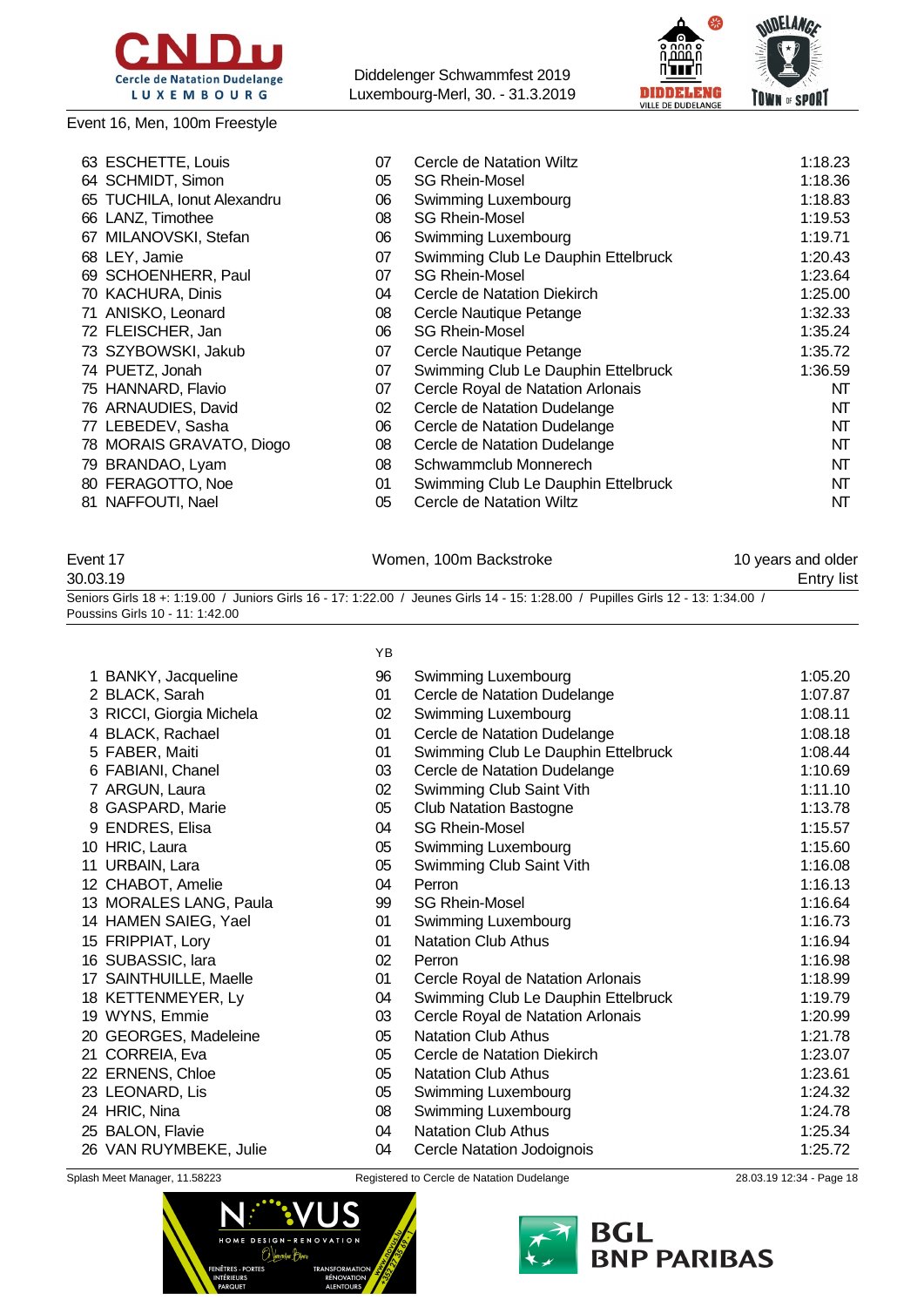Event 16, Men, 100m Freestyle

| | Name | YB | Club | Time |
|---|---|---|---|---|
| 63 | ESCHETTE, Louis | 07 | Cercle de Natation Wiltz | 1:18.23 |
| 64 | SCHMIDT, Simon | 05 | SG Rhein-Mosel | 1:18.36 |
| 65 | TUCHILA, Ionut Alexandru | 06 | Swimming Luxembourg | 1:18.83 |
| 66 | LANZ, Timothee | 08 | SG Rhein-Mosel | 1:19.53 |
| 67 | MILANOVSKI, Stefan | 06 | Swimming Luxembourg | 1:19.71 |
| 68 | LEY, Jamie | 07 | Swimming Club Le Dauphin Ettelbruck | 1:20.43 |
| 69 | SCHOENHERR, Paul | 07 | SG Rhein-Mosel | 1:23.64 |
| 70 | KACHURA, Dinis | 04 | Cercle de Natation Diekirch | 1:25.00 |
| 71 | ANISKO, Leonard | 08 | Cercle Nautique Petange | 1:32.33 |
| 72 | FLEISCHER, Jan | 06 | SG Rhein-Mosel | 1:35.24 |
| 73 | SZYBOWSKI, Jakub | 07 | Cercle Nautique Petange | 1:35.72 |
| 74 | PUETZ, Jonah | 07 | Swimming Club Le Dauphin Ettelbruck | 1:36.59 |
| 75 | HANNARD, Flavio | 07 | Cercle Royal de Natation Arlonais | NT |
| 76 | ARNAUDIES, David | 02 | Cercle de Natation Dudelange | NT |
| 77 | LEBEDEV, Sasha | 06 | Cercle de Natation Dudelange | NT |
| 78 | MORAIS GRAVATO, Diogo | 08 | Cercle de Natation Dudelange | NT |
| 79 | BRANDAO, Lyam | 08 | Schwammclub Monnerech | NT |
| 80 | FERAGOTTO, Noe | 01 | Swimming Club Le Dauphin Ettelbruck | NT |
| 81 | NAFFOUTI, Nael | 05 | Cercle de Natation Wiltz | NT |

Event 17 — Women, 100m Backstroke — 10 years and older

30.03.19 — Entry list

Seniors Girls 18 +: 1:19.00 / Juniors Girls 16 - 17: 1:22.00 / Jeunes Girls 14 - 15: 1:28.00 / Pupilles Girls 12 - 13: 1:34.00 / Poussins Girls 10 - 11: 1:42.00

| | Name | YB | Club | Time |
|---|---|---|---|---|
| 1 | BANKY, Jacqueline | 96 | Swimming Luxembourg | 1:05.20 |
| 2 | BLACK, Sarah | 01 | Cercle de Natation Dudelange | 1:07.87 |
| 3 | RICCI, Giorgia Michela | 02 | Swimming Luxembourg | 1:08.11 |
| 4 | BLACK, Rachael | 01 | Cercle de Natation Dudelange | 1:08.18 |
| 5 | FABER, Maiti | 01 | Swimming Club Le Dauphin Ettelbruck | 1:08.44 |
| 6 | FABIANI, Chanel | 03 | Cercle de Natation Dudelange | 1:10.69 |
| 7 | ARGUN, Laura | 02 | Swimming Club Saint Vith | 1:11.10 |
| 8 | GASPARD, Marie | 05 | Club Natation Bastogne | 1:13.78 |
| 9 | ENDRES, Elisa | 04 | SG Rhein-Mosel | 1:15.57 |
| 10 | HRIC, Laura | 05 | Swimming Luxembourg | 1:15.60 |
| 11 | URBAIN, Lara | 05 | Swimming Club Saint Vith | 1:16.08 |
| 12 | CHABOT, Amelie | 04 | Perron | 1:16.13 |
| 13 | MORALES LANG, Paula | 99 | SG Rhein-Mosel | 1:16.64 |
| 14 | HAMEN SAIEG, Yael | 01 | Swimming Luxembourg | 1:16.73 |
| 15 | FRIPPIAT, Lory | 01 | Natation Club Athus | 1:16.94 |
| 16 | SUBASSIC, lara | 02 | Perron | 1:16.98 |
| 17 | SAINTHUILLE, Maelle | 01 | Cercle Royal de Natation Arlonais | 1:18.99 |
| 18 | KETTENMEYER, Ly | 04 | Swimming Club Le Dauphin Ettelbruck | 1:19.79 |
| 19 | WYNS, Emmie | 03 | Cercle Royal de Natation Arlonais | 1:20.99 |
| 20 | GEORGES, Madeleine | 05 | Natation Club Athus | 1:21.78 |
| 21 | CORREIA, Eva | 05 | Cercle de Natation Diekirch | 1:23.07 |
| 22 | ERNENS, Chloe | 05 | Natation Club Athus | 1:23.61 |
| 23 | LEONARD, Lis | 05 | Swimming Luxembourg | 1:24.32 |
| 24 | HRIC, Nina | 08 | Swimming Luxembourg | 1:24.78 |
| 25 | BALON, Flavie | 04 | Natation Club Athus | 1:25.34 |
| 26 | VAN RUYMBEKE, Julie | 04 | Cercle Natation Jodoignois | 1:25.72 |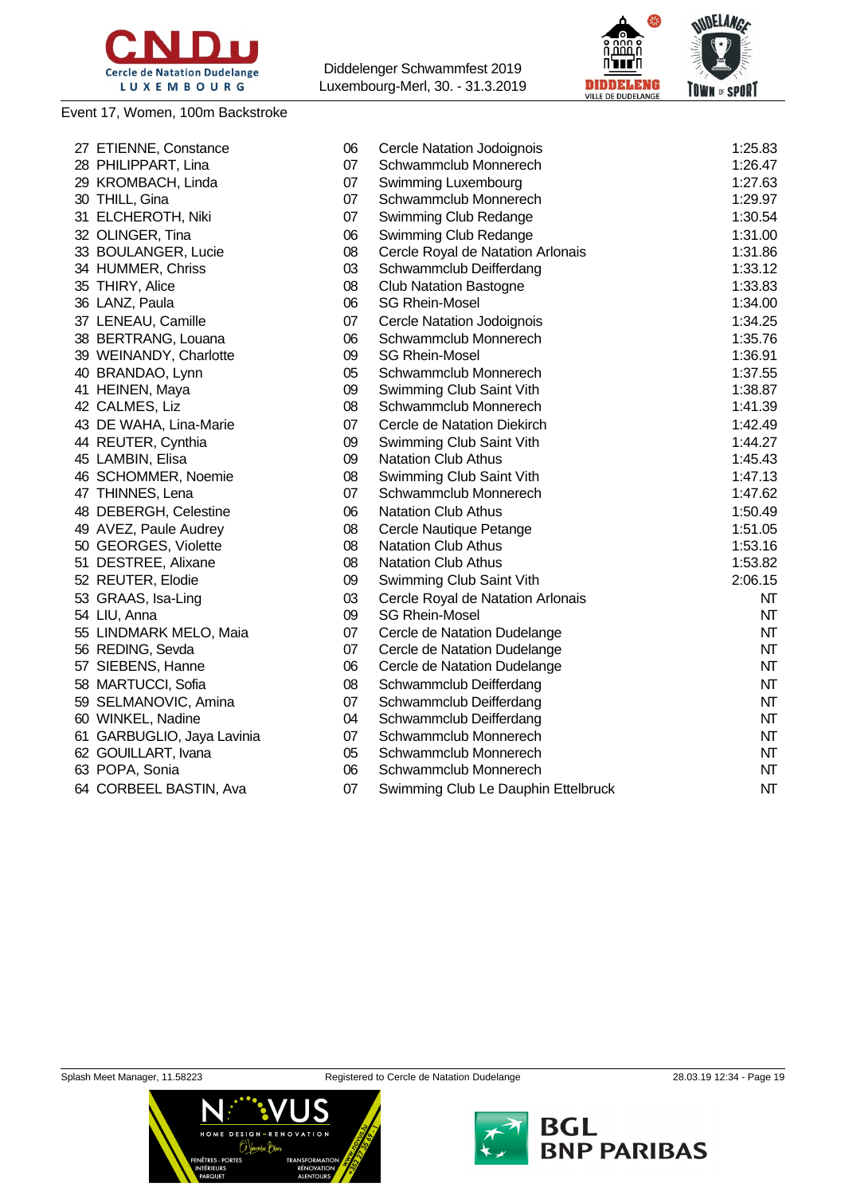Event 17, Women, 100m Backstroke

| | Name | YoB | Club | Time |
|---|---|---|---|---|
| 27 | ETIENNE, Constance | 06 | Cercle Natation Jodoignois | 1:25.83 |
| 28 | PHILIPPART, Lina | 07 | Schwammclub Monnerech | 1:26.47 |
| 29 | KROMBACH, Linda | 07 | Swimming Luxembourg | 1:27.63 |
| 30 | THILL, Gina | 07 | Schwammclub Monnerech | 1:29.97 |
| 31 | ELCHEROTH, Niki | 07 | Swimming Club Redange | 1:30.54 |
| 32 | OLINGER, Tina | 06 | Swimming Club Redange | 1:31.00 |
| 33 | BOULANGER, Lucie | 08 | Cercle Royal de Natation Arlonais | 1:31.86 |
| 34 | HUMMER, Chriss | 03 | Schwammclub Deifferdang | 1:33.12 |
| 35 | THIRY, Alice | 08 | Club Natation Bastogne | 1:33.83 |
| 36 | LANZ, Paula | 06 | SG Rhein-Mosel | 1:34.00 |
| 37 | LENEAU, Camille | 07 | Cercle Natation Jodoignois | 1:34.25 |
| 38 | BERTRANG, Louana | 06 | Schwammclub Monnerech | 1:35.76 |
| 39 | WEINANDY, Charlotte | 09 | SG Rhein-Mosel | 1:36.91 |
| 40 | BRANDAO, Lynn | 05 | Schwammclub Monnerech | 1:37.55 |
| 41 | HEINEN, Maya | 09 | Swimming Club Saint Vith | 1:38.87 |
| 42 | CALMES, Liz | 08 | Schwammclub Monnerech | 1:41.39 |
| 43 | DE WAHA, Lina-Marie | 07 | Cercle de Natation Diekirch | 1:42.49 |
| 44 | REUTER, Cynthia | 09 | Swimming Club Saint Vith | 1:44.27 |
| 45 | LAMBIN, Elisa | 09 | Natation Club Athus | 1:45.43 |
| 46 | SCHOMMER, Noemie | 08 | Swimming Club Saint Vith | 1:47.13 |
| 47 | THINNES, Lena | 07 | Schwammclub Monnerech | 1:47.62 |
| 48 | DEBERGH, Celestine | 06 | Natation Club Athus | 1:50.49 |
| 49 | AVEZ, Paule Audrey | 08 | Cercle Nautique Petange | 1:51.05 |
| 50 | GEORGES, Violette | 08 | Natation Club Athus | 1:53.16 |
| 51 | DESTREE, Alixane | 08 | Natation Club Athus | 1:53.82 |
| 52 | REUTER, Elodie | 09 | Swimming Club Saint Vith | 2:06.15 |
| 53 | GRAAS, Isa-Ling | 03 | Cercle Royal de Natation Arlonais | NT |
| 54 | LIU, Anna | 09 | SG Rhein-Mosel | NT |
| 55 | LINDMARK MELO, Maia | 07 | Cercle de Natation Dudelange | NT |
| 56 | REDING, Sevda | 07 | Cercle de Natation Dudelange | NT |
| 57 | SIEBENS, Hanne | 06 | Cercle de Natation Dudelange | NT |
| 58 | MARTUCCI, Sofia | 08 | Schwammclub Deifferdang | NT |
| 59 | SELMANOVIC, Amina | 07 | Schwammclub Deifferdang | NT |
| 60 | WINKEL, Nadine | 04 | Schwammclub Deifferdang | NT |
| 61 | GARBUGLIO, Jaya Lavinia | 07 | Schwammclub Monnerech | NT |
| 62 | GOUILLART, Ivana | 05 | Schwammclub Monnerech | NT |
| 63 | POPA, Sonia | 06 | Schwammclub Monnerech | NT |
| 64 | CORBEEL BASTIN, Ava | 07 | Swimming Club Le Dauphin Ettelbruck | NT |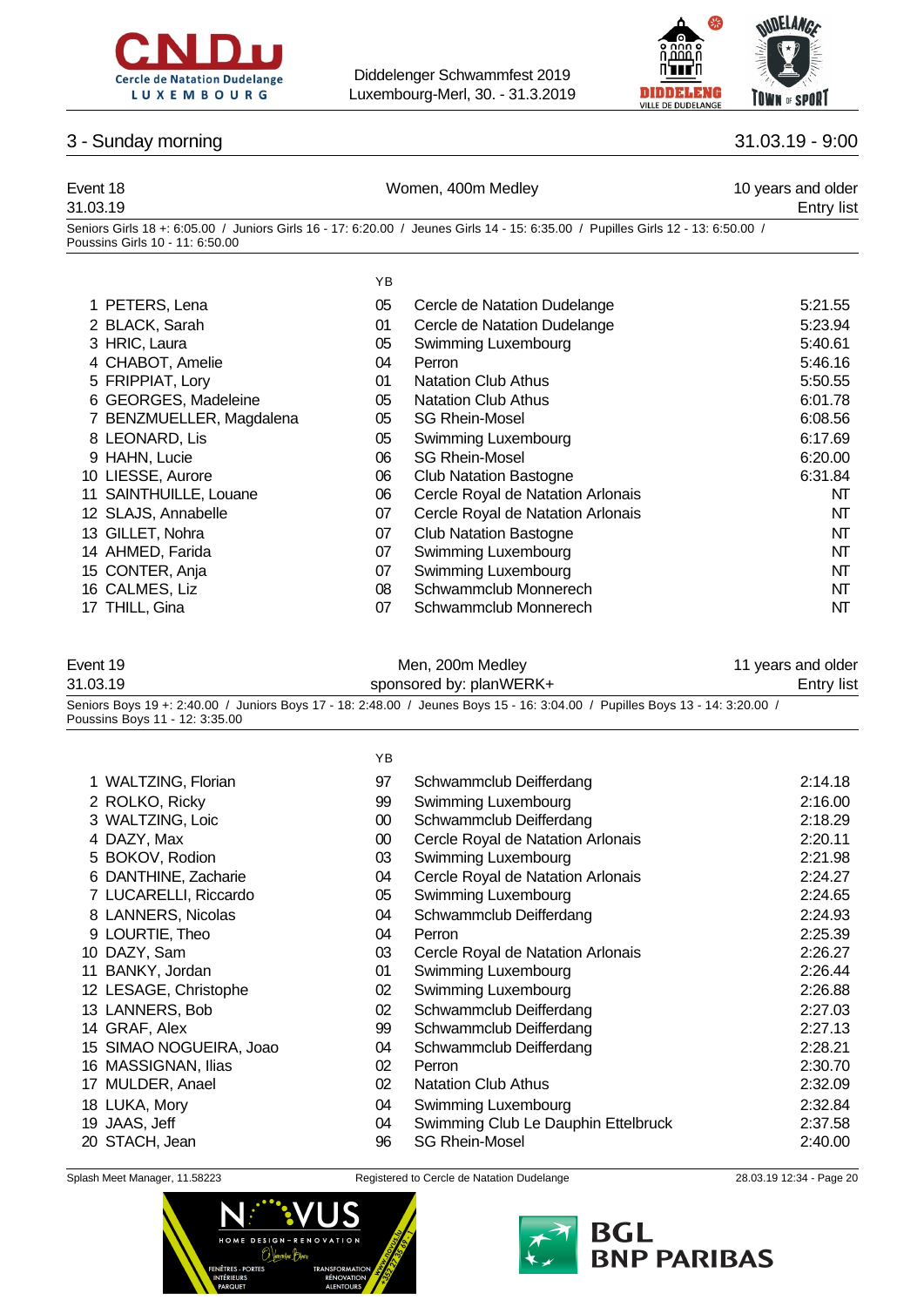## 3 - Sunday morning

31.03.19 - 9:00

**Event 18** — Women, 400m Medley — 10 years and older
31.03.19 — Entry list

Seniors Girls 18 +: 6:05.00 / Juniors Girls 16 - 17: 6:20.00 / Jeunes Girls 14 - 15: 6:35.00 / Pupilles Girls 12 - 13: 6:50.00 / Poussins Girls 10 - 11: 6:50.00

| | Name | YB | Club | Time |
|---|---|---|---|---|
| 1 | PETERS, Lena | 05 | Cercle de Natation Dudelange | 5:21.55 |
| 2 | BLACK, Sarah | 01 | Cercle de Natation Dudelange | 5:23.94 |
| 3 | HRIC, Laura | 05 | Swimming Luxembourg | 5:40.61 |
| 4 | CHABOT, Amelie | 04 | Perron | 5:46.16 |
| 5 | FRIPPIAT, Lory | 01 | Natation Club Athus | 5:50.55 |
| 6 | GEORGES, Madeleine | 05 | Natation Club Athus | 6:01.78 |
| 7 | BENZMUELLER, Magdalena | 05 | SG Rhein-Mosel | 6:08.56 |
| 8 | LEONARD, Lis | 05 | Swimming Luxembourg | 6:17.69 |
| 9 | HAHN, Lucie | 06 | SG Rhein-Mosel | 6:20.00 |
| 10 | LIESSE, Aurore | 06 | Club Natation Bastogne | 6:31.84 |
| 11 | SAINTHUILLE, Louane | 06 | Cercle Royal de Natation Arlonais | NT |
| 12 | SLAJS, Annabelle | 07 | Cercle Royal de Natation Arlonais | NT |
| 13 | GILLET, Nohra | 07 | Club Natation Bastogne | NT |
| 14 | AHMED, Farida | 07 | Swimming Luxembourg | NT |
| 15 | CONTER, Anja | 07 | Swimming Luxembourg | NT |
| 16 | CALMES, Liz | 08 | Schwammclub Monnerech | NT |
| 17 | THILL, Gina | 07 | Schwammclub Monnerech | NT |

**Event 19** — Men, 200m Medley — 11 years and older
31.03.19 — sponsored by: planWERK+ — Entry list

Seniors Boys 19 +: 2:40.00 / Juniors Boys 17 - 18: 2:48.00 / Jeunes Boys 15 - 16: 3:04.00 / Pupilles Boys 13 - 14: 3:20.00 / Poussins Boys 11 - 12: 3:35.00

| | Name | YB | Club | Time |
|---|---|---|---|---|
| 1 | WALTZING, Florian | 97 | Schwammclub Deifferdang | 2:14.18 |
| 2 | ROLKO, Ricky | 99 | Swimming Luxembourg | 2:16.00 |
| 3 | WALTZING, Loic | 00 | Schwammclub Deifferdang | 2:18.29 |
| 4 | DAZY, Max | 00 | Cercle Royal de Natation Arlonais | 2:20.11 |
| 5 | BOKOV, Rodion | 03 | Swimming Luxembourg | 2:21.98 |
| 6 | DANTHINE, Zacharie | 04 | Cercle Royal de Natation Arlonais | 2:24.27 |
| 7 | LUCARELLI, Riccardo | 05 | Swimming Luxembourg | 2:24.65 |
| 8 | LANNERS, Nicolas | 04 | Schwammclub Deifferdang | 2:24.93 |
| 9 | LOURTIE, Theo | 04 | Perron | 2:25.39 |
| 10 | DAZY, Sam | 03 | Cercle Royal de Natation Arlonais | 2:26.27 |
| 11 | BANKY, Jordan | 01 | Swimming Luxembourg | 2:26.44 |
| 12 | LESAGE, Christophe | 02 | Swimming Luxembourg | 2:26.88 |
| 13 | LANNERS, Bob | 02 | Schwammclub Deifferdang | 2:27.03 |
| 14 | GRAF, Alex | 99 | Schwammclub Deifferdang | 2:27.13 |
| 15 | SIMAO NOGUEIRA, Joao | 04 | Schwammclub Deifferdang | 2:28.21 |
| 16 | MASSIGNAN, Ilias | 02 | Perron | 2:30.70 |
| 17 | MULDER, Anael | 02 | Natation Club Athus | 2:32.09 |
| 18 | LUKA, Mory | 04 | Swimming Luxembourg | 2:32.84 |
| 19 | JAAS, Jeff | 04 | Swimming Club Le Dauphin Ettelbruck | 2:37.58 |
| 20 | STACH, Jean | 96 | SG Rhein-Mosel | 2:40.00 |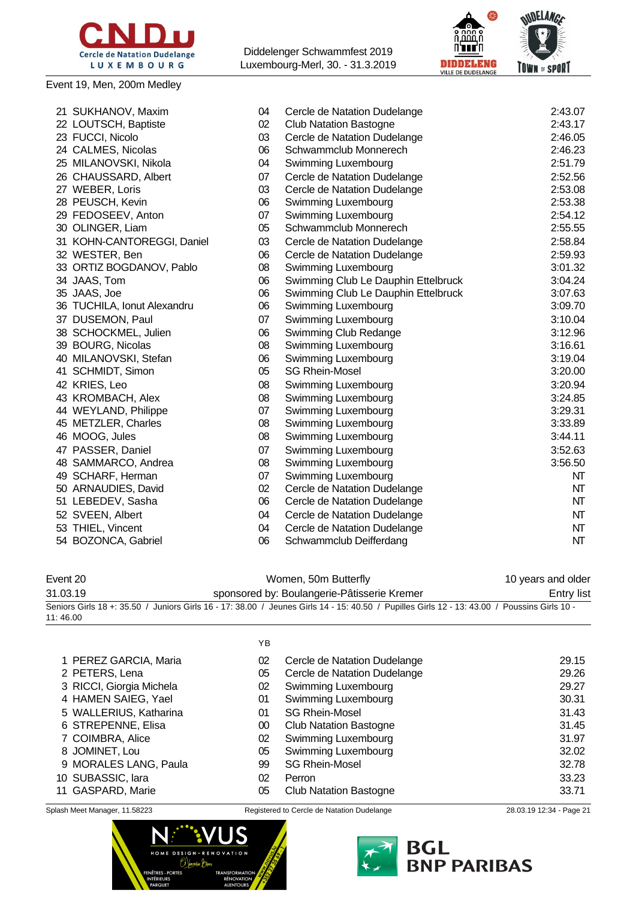Event 19, Men, 200m Medley

| | Name | YB | Club | Time |
|---|---|---|---|---|
| 21 | SUKHANOV, Maxim | 04 | Cercle de Natation Dudelange | 2:43.07 |
| 22 | LOUTSCH, Baptiste | 02 | Club Natation Bastogne | 2:43.17 |
| 23 | FUCCI, Nicolo | 03 | Cercle de Natation Dudelange | 2:46.05 |
| 24 | CALMES, Nicolas | 06 | Schwammclub Monnerech | 2:46.23 |
| 25 | MILANOVSKI, Nikola | 04 | Swimming Luxembourg | 2:51.79 |
| 26 | CHAUSSARD, Albert | 07 | Cercle de Natation Dudelange | 2:52.56 |
| 27 | WEBER, Loris | 03 | Cercle de Natation Dudelange | 2:53.08 |
| 28 | PEUSCH, Kevin | 06 | Swimming Luxembourg | 2:53.38 |
| 29 | FEDOSEEV, Anton | 07 | Swimming Luxembourg | 2:54.12 |
| 30 | OLINGER, Liam | 05 | Schwammclub Monnerech | 2:55.55 |
| 31 | KOHN-CANTOREGGI, Daniel | 03 | Cercle de Natation Dudelange | 2:58.84 |
| 32 | WESTER, Ben | 06 | Cercle de Natation Dudelange | 2:59.93 |
| 33 | ORTIZ BOGDANOV, Pablo | 08 | Swimming Luxembourg | 3:01.32 |
| 34 | JAAS, Tom | 06 | Swimming Club Le Dauphin Ettelbruck | 3:04.24 |
| 35 | JAAS, Joe | 06 | Swimming Club Le Dauphin Ettelbruck | 3:07.63 |
| 36 | TUCHILA, Ionut Alexandru | 06 | Swimming Luxembourg | 3:09.70 |
| 37 | DUSEMON, Paul | 07 | Swimming Luxembourg | 3:10.04 |
| 38 | SCHOCKMEL, Julien | 06 | Swimming Club Redange | 3:12.96 |
| 39 | BOURG, Nicolas | 08 | Swimming Luxembourg | 3:16.61 |
| 40 | MILANOVSKI, Stefan | 06 | Swimming Luxembourg | 3:19.04 |
| 41 | SCHMIDT, Simon | 05 | SG Rhein-Mosel | 3:20.00 |
| 42 | KRIES, Leo | 08 | Swimming Luxembourg | 3:20.94 |
| 43 | KROMBACH, Alex | 08 | Swimming Luxembourg | 3:24.85 |
| 44 | WEYLAND, Philippe | 07 | Swimming Luxembourg | 3:29.31 |
| 45 | METZLER, Charles | 08 | Swimming Luxembourg | 3:33.89 |
| 46 | MOOG, Jules | 08 | Swimming Luxembourg | 3:44.11 |
| 47 | PASSER, Daniel | 07 | Swimming Luxembourg | 3:52.63 |
| 48 | SAMMARCO, Andrea | 08 | Swimming Luxembourg | 3:56.50 |
| 49 | SCHARF, Herman | 07 | Swimming Luxembourg | NT |
| 50 | ARNAUDIES, David | 02 | Cercle de Natation Dudelange | NT |
| 51 | LEBEDEV, Sasha | 06 | Cercle de Natation Dudelange | NT |
| 52 | SVEEN, Albert | 04 | Cercle de Natation Dudelange | NT |
| 53 | THIEL, Vincent | 04 | Cercle de Natation Dudelange | NT |
| 54 | BOZONCA, Gabriel | 06 | Schwammclub Deifferdang | NT |

Event 20 — Women, 50m Butterfly — 10 years and older

31.03.19 — sponsored by: Boulangerie-Pâtisserie Kremer — Entry list

Seniors Girls 18 +: 35.50 / Juniors Girls 16 - 17: 38.00 / Jeunes Girls 14 - 15: 40.50 / Pupilles Girls 12 - 13: 43.00 / Poussins Girls 10 - 11: 46.00

| | Name | YB | Club | Time |
|---|---|---|---|---|
| 1 | PEREZ GARCIA, Maria | 02 | Cercle de Natation Dudelange | 29.15 |
| 2 | PETERS, Lena | 05 | Cercle de Natation Dudelange | 29.26 |
| 3 | RICCI, Giorgia Michela | 02 | Swimming Luxembourg | 29.27 |
| 4 | HAMEN SAIEG, Yael | 01 | Swimming Luxembourg | 30.31 |
| 5 | WALLERIUS, Katharina | 01 | SG Rhein-Mosel | 31.43 |
| 6 | STREPENNE, Elisa | 00 | Club Natation Bastogne | 31.45 |
| 7 | COIMBRA, Alice | 02 | Swimming Luxembourg | 31.97 |
| 8 | JOMINET, Lou | 05 | Swimming Luxembourg | 32.02 |
| 9 | MORALES LANG, Paula | 99 | SG Rhein-Mosel | 32.78 |
| 10 | SUBASSIC, Iara | 02 | Perron | 33.23 |
| 11 | GASPARD, Marie | 05 | Club Natation Bastogne | 33.71 |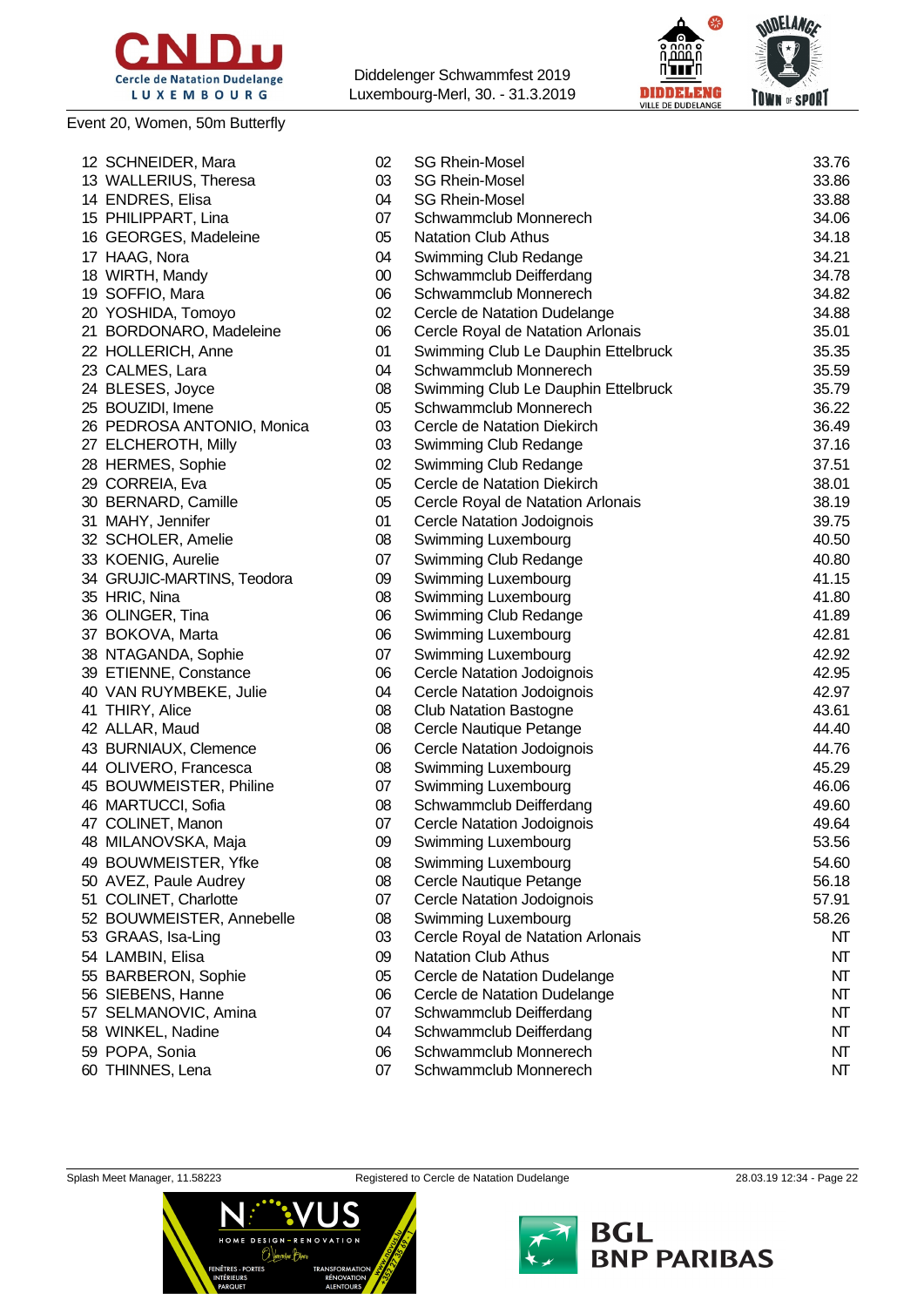Event 20, Women, 50m Butterfly

| Place | Name | YoB | Club | Time |
|---|---|---|---|---|
| 12 | SCHNEIDER, Mara | 02 | SG Rhein-Mosel | 33.76 |
| 13 | WALLERIUS, Theresa | 03 | SG Rhein-Mosel | 33.86 |
| 14 | ENDRES, Elisa | 04 | SG Rhein-Mosel | 33.88 |
| 15 | PHILIPPART, Lina | 07 | Schwammclub Monnerech | 34.06 |
| 16 | GEORGES, Madeleine | 05 | Natation Club Athus | 34.18 |
| 17 | HAAG, Nora | 04 | Swimming Club Redange | 34.21 |
| 18 | WIRTH, Mandy | 00 | Schwammclub Deifferdang | 34.78 |
| 19 | SOFFIO, Mara | 06 | Schwammclub Monnerech | 34.82 |
| 20 | YOSHIDA, Tomoyo | 02 | Cercle de Natation Dudelange | 34.88 |
| 21 | BORDONARO, Madeleine | 06 | Cercle Royal de Natation Arlonais | 35.01 |
| 22 | HOLLERICH, Anne | 01 | Swimming Club Le Dauphin Ettelbruck | 35.35 |
| 23 | CALMES, Lara | 04 | Schwammclub Monnerech | 35.59 |
| 24 | BLESES, Joyce | 08 | Swimming Club Le Dauphin Ettelbruck | 35.79 |
| 25 | BOUZIDI, Imene | 05 | Schwammclub Monnerech | 36.22 |
| 26 | PEDROSA ANTONIO, Monica | 03 | Cercle de Natation Diekirch | 36.49 |
| 27 | ELCHEROTH, Milly | 03 | Swimming Club Redange | 37.16 |
| 28 | HERMES, Sophie | 02 | Swimming Club Redange | 37.51 |
| 29 | CORREIA, Eva | 05 | Cercle de Natation Diekirch | 38.01 |
| 30 | BERNARD, Camille | 05 | Cercle Royal de Natation Arlonais | 38.19 |
| 31 | MAHY, Jennifer | 01 | Cercle Natation Jodoignois | 39.75 |
| 32 | SCHOLER, Amelie | 08 | Swimming Luxembourg | 40.50 |
| 33 | KOENIG, Aurelie | 07 | Swimming Club Redange | 40.80 |
| 34 | GRUJIC-MARTINS, Teodora | 09 | Swimming Luxembourg | 41.15 |
| 35 | HRIC, Nina | 08 | Swimming Luxembourg | 41.80 |
| 36 | OLINGER, Tina | 06 | Swimming Club Redange | 41.89 |
| 37 | BOKOVA, Marta | 06 | Swimming Luxembourg | 42.81 |
| 38 | NTAGANDA, Sophie | 07 | Swimming Luxembourg | 42.92 |
| 39 | ETIENNE, Constance | 06 | Cercle Natation Jodoignois | 42.95 |
| 40 | VAN RUYMBEKE, Julie | 04 | Cercle Natation Jodoignois | 42.97 |
| 41 | THIRY, Alice | 08 | Club Natation Bastogne | 43.61 |
| 42 | ALLAR, Maud | 08 | Cercle Nautique Petange | 44.40 |
| 43 | BURNIAUX, Clemence | 06 | Cercle Natation Jodoignois | 44.76 |
| 44 | OLIVERO, Francesca | 08 | Swimming Luxembourg | 45.29 |
| 45 | BOUWMEISTER, Philine | 07 | Swimming Luxembourg | 46.06 |
| 46 | MARTUCCI, Sofia | 08 | Schwammclub Deifferdang | 49.60 |
| 47 | COLINET, Manon | 07 | Cercle Natation Jodoignois | 49.64 |
| 48 | MILANOVSKA, Maja | 09 | Swimming Luxembourg | 53.56 |
| 49 | BOUWMEISTER, Yfke | 08 | Swimming Luxembourg | 54.60 |
| 50 | AVEZ, Paule Audrey | 08 | Cercle Nautique Petange | 56.18 |
| 51 | COLINET, Charlotte | 07 | Cercle Natation Jodoignois | 57.91 |
| 52 | BOUWMEISTER, Annebelle | 08 | Swimming Luxembourg | 58.26 |
| 53 | GRAAS, Isa-Ling | 03 | Cercle Royal de Natation Arlonais | NT |
| 54 | LAMBIN, Elisa | 09 | Natation Club Athus | NT |
| 55 | BARBERON, Sophie | 05 | Cercle de Natation Dudelange | NT |
| 56 | SIEBENS, Hanne | 06 | Cercle de Natation Dudelange | NT |
| 57 | SELMANOVIC, Amina | 07 | Schwammclub Deifferdang | NT |
| 58 | WINKEL, Nadine | 04 | Schwammclub Deifferdang | NT |
| 59 | POPA, Sonia | 06 | Schwammclub Monnerech | NT |
| 60 | THINNES, Lena | 07 | Schwammclub Monnerech | NT |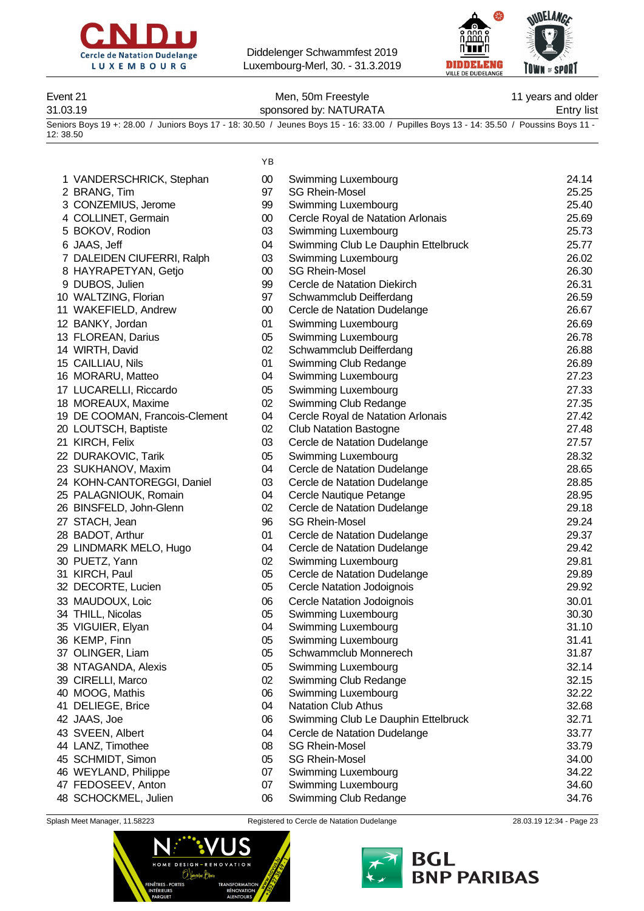Diddelenger Schwammfest 2019
Luxembourg-Merl, 30. - 31.3.2019

Event 21 — Men, 50m Freestyle — 11 years and older
31.03.19 — sponsored by: NATURATA — Entry list

Seniors Boys 19 +: 28.00 / Juniors Boys 17 - 18: 30.50 / Jeunes Boys 15 - 16: 33.00 / Pupilles Boys 13 - 14: 35.50 / Poussins Boys 11 - 12: 38.50

| | Name | YB | Club | Time |
|---|---|---|---|---|
| 1 | VANDERSCHRICK, Stephan | 00 | Swimming Luxembourg | 24.14 |
| 2 | BRANG, Tim | 97 | SG Rhein-Mosel | 25.25 |
| 3 | CONZEMIUS, Jerome | 99 | Swimming Luxembourg | 25.40 |
| 4 | COLLINET, Germain | 00 | Cercle Royal de Natation Arlonais | 25.69 |
| 5 | BOKOV, Rodion | 03 | Swimming Luxembourg | 25.73 |
| 6 | JAAS, Jeff | 04 | Swimming Club Le Dauphin Ettelbruck | 25.77 |
| 7 | DALEIDEN CIUFERRI, Ralph | 03 | Swimming Luxembourg | 26.02 |
| 8 | HAYRAPETYAN, Getjo | 00 | SG Rhein-Mosel | 26.30 |
| 9 | DUBOS, Julien | 99 | Cercle de Natation Diekirch | 26.31 |
| 10 | WALTZING, Florian | 97 | Schwammclub Deifferdang | 26.59 |
| 11 | WAKEFIELD, Andrew | 00 | Cercle de Natation Dudelange | 26.67 |
| 12 | BANKY, Jordan | 01 | Swimming Luxembourg | 26.69 |
| 13 | FLOREAN, Darius | 05 | Swimming Luxembourg | 26.78 |
| 14 | WIRTH, David | 02 | Schwammclub Deifferdang | 26.88 |
| 15 | CAILLIAU, Nils | 01 | Swimming Club Redange | 26.89 |
| 16 | MORARU, Matteo | 04 | Swimming Luxembourg | 27.23 |
| 17 | LUCARELLI, Riccardo | 05 | Swimming Luxembourg | 27.33 |
| 18 | MOREAUX, Maxime | 02 | Swimming Club Redange | 27.35 |
| 19 | DE COOMAN, Francois-Clement | 04 | Cercle Royal de Natation Arlonais | 27.42 |
| 20 | LOUTSCH, Baptiste | 02 | Club Natation Bastogne | 27.48 |
| 21 | KIRCH, Felix | 03 | Cercle de Natation Dudelange | 27.57 |
| 22 | DURAKOVIC, Tarik | 05 | Swimming Luxembourg | 28.32 |
| 23 | SUKHANOV, Maxim | 04 | Cercle de Natation Dudelange | 28.65 |
| 24 | KOHN-CANTOREGGI, Daniel | 03 | Cercle de Natation Dudelange | 28.85 |
| 25 | PALAGNIOUK, Romain | 04 | Cercle Nautique Petange | 28.95 |
| 26 | BINSFELD, John-Glenn | 02 | Cercle de Natation Dudelange | 29.18 |
| 27 | STACH, Jean | 96 | SG Rhein-Mosel | 29.24 |
| 28 | BADOT, Arthur | 01 | Cercle de Natation Dudelange | 29.37 |
| 29 | LINDMARK MELO, Hugo | 04 | Cercle de Natation Dudelange | 29.42 |
| 30 | PUETZ, Yann | 02 | Swimming Luxembourg | 29.81 |
| 31 | KIRCH, Paul | 05 | Cercle de Natation Dudelange | 29.89 |
| 32 | DECORTE, Lucien | 05 | Cercle Natation Jodoignois | 29.92 |
| 33 | MAUDOUX, Loic | 06 | Cercle Natation Jodoignois | 30.01 |
| 34 | THILL, Nicolas | 05 | Swimming Luxembourg | 30.30 |
| 35 | VIGUIER, Elyan | 04 | Swimming Luxembourg | 31.10 |
| 36 | KEMP, Finn | 05 | Swimming Luxembourg | 31.41 |
| 37 | OLINGER, Liam | 05 | Schwammclub Monnerech | 31.87 |
| 38 | NTAGANDA, Alexis | 05 | Swimming Luxembourg | 32.14 |
| 39 | CIRELLI, Marco | 02 | Swimming Club Redange | 32.15 |
| 40 | MOOG, Mathis | 06 | Swimming Luxembourg | 32.22 |
| 41 | DELIEGE, Brice | 04 | Natation Club Athus | 32.68 |
| 42 | JAAS, Joe | 06 | Swimming Club Le Dauphin Ettelbruck | 32.71 |
| 43 | SVEEN, Albert | 04 | Cercle de Natation Dudelange | 33.77 |
| 44 | LANZ, Timothee | 08 | SG Rhein-Mosel | 33.79 |
| 45 | SCHMIDT, Simon | 05 | SG Rhein-Mosel | 34.00 |
| 46 | WEYLAND, Philippe | 07 | Swimming Luxembourg | 34.22 |
| 47 | FEDOSEEV, Anton | 07 | Swimming Luxembourg | 34.60 |
| 48 | SCHOCKMEL, Julien | 06 | Swimming Club Redange | 34.76 |

Splash Meet Manager, 11.58223 — Registered to Cercle de Natation Dudelange — 28.03.19 12:34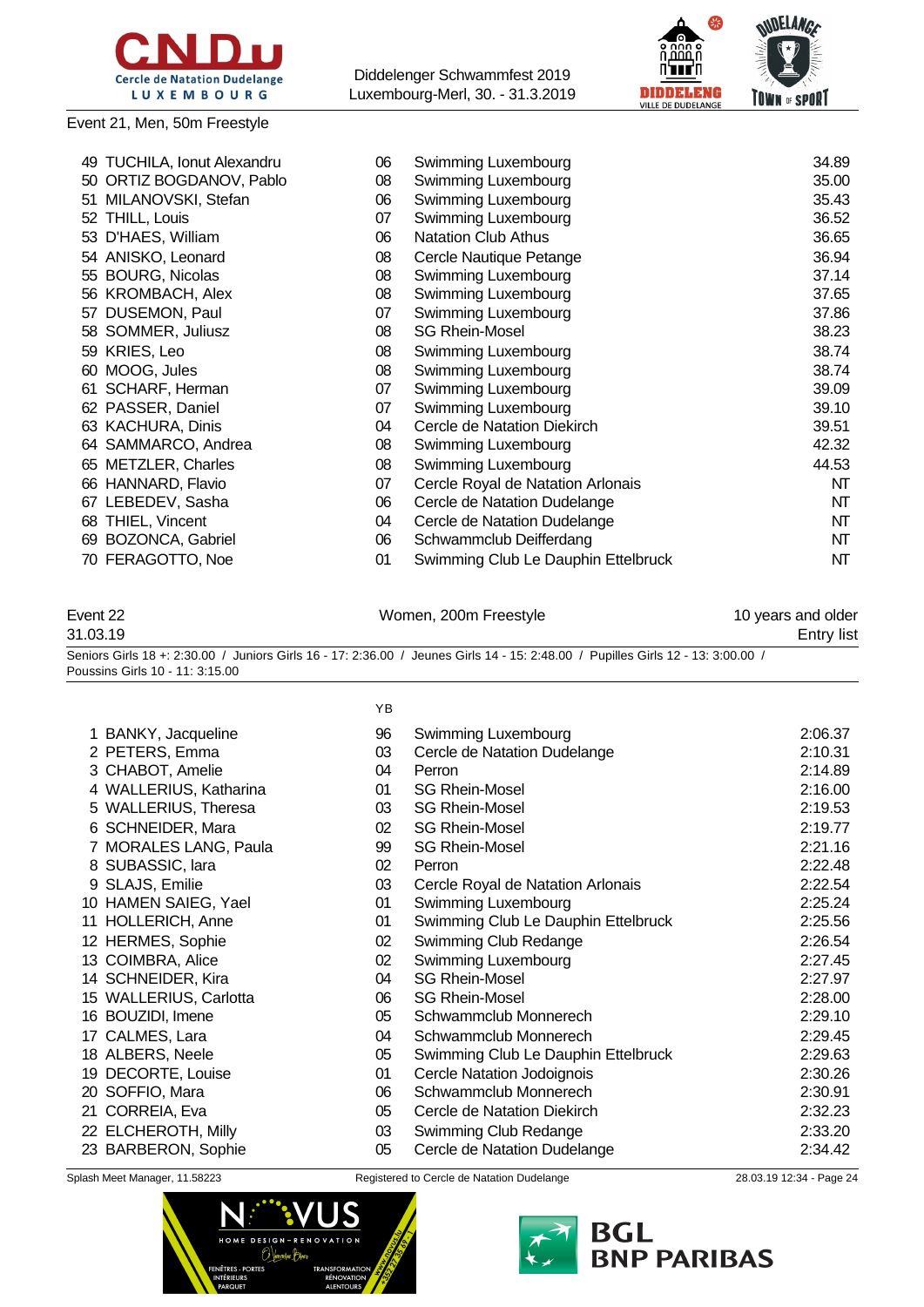Event 21, Men, 50m Freestyle

| | | | | |
|---|---|---|---|---|
| 49 | TUCHILA, Ionut Alexandru | 06 | Swimming Luxembourg | 34.89 |
| 50 | ORTIZ BOGDANOV, Pablo | 08 | Swimming Luxembourg | 35.00 |
| 51 | MILANOVSKI, Stefan | 06 | Swimming Luxembourg | 35.43 |
| 52 | THILL, Louis | 07 | Swimming Luxembourg | 36.52 |
| 53 | D'HAES, William | 06 | Natation Club Athus | 36.65 |
| 54 | ANISKO, Leonard | 08 | Cercle Nautique Petange | 36.94 |
| 55 | BOURG, Nicolas | 08 | Swimming Luxembourg | 37.14 |
| 56 | KROMBACH, Alex | 08 | Swimming Luxembourg | 37.65 |
| 57 | DUSEMON, Paul | 07 | Swimming Luxembourg | 37.86 |
| 58 | SOMMER, Juliusz | 08 | SG Rhein-Mosel | 38.23 |
| 59 | KRIES, Leo | 08 | Swimming Luxembourg | 38.74 |
| 60 | MOOG, Jules | 08 | Swimming Luxembourg | 38.74 |
| 61 | SCHARF, Herman | 07 | Swimming Luxembourg | 39.09 |
| 62 | PASSER, Daniel | 07 | Swimming Luxembourg | 39.10 |
| 63 | KACHURA, Dinis | 04 | Cercle de Natation Diekirch | 39.51 |
| 64 | SAMMARCO, Andrea | 08 | Swimming Luxembourg | 42.32 |
| 65 | METZLER, Charles | 08 | Swimming Luxembourg | 44.53 |
| 66 | HANNARD, Flavio | 07 | Cercle Royal de Natation Arlonais | NT |
| 67 | LEBEDEV, Sasha | 06 | Cercle de Natation Dudelange | NT |
| 68 | THIEL, Vincent | 04 | Cercle de Natation Dudelange | NT |
| 69 | BOZONCA, Gabriel | 06 | Schwammclub Deifferdang | NT |
| 70 | FERAGOTTO, Noe | 01 | Swimming Club Le Dauphin Ettelbruck | NT |

Event 22 — Women, 200m Freestyle — 10 years and older

31.03.19 — Entry list

Seniors Girls 18 +: 2:30.00 / Juniors Girls 16 - 17: 2:36.00 / Jeunes Girls 14 - 15: 2:48.00 / Pupilles Girls 12 - 13: 3:00.00 / Poussins Girls 10 - 11: 3:15.00

| | | YB | | |
|---|---|---|---|---|
| 1 | BANKY, Jacqueline | 96 | Swimming Luxembourg | 2:06.37 |
| 2 | PETERS, Emma | 03 | Cercle de Natation Dudelange | 2:10.31 |
| 3 | CHABOT, Amelie | 04 | Perron | 2:14.89 |
| 4 | WALLERIUS, Katharina | 01 | SG Rhein-Mosel | 2:16.00 |
| 5 | WALLERIUS, Theresa | 03 | SG Rhein-Mosel | 2:19.53 |
| 6 | SCHNEIDER, Mara | 02 | SG Rhein-Mosel | 2:19.77 |
| 7 | MORALES LANG, Paula | 99 | SG Rhein-Mosel | 2:21.16 |
| 8 | SUBASSIC, lara | 02 | Perron | 2:22.48 |
| 9 | SLAJS, Emilie | 03 | Cercle Royal de Natation Arlonais | 2:22.54 |
| 10 | HAMEN SAIEG, Yael | 01 | Swimming Luxembourg | 2:25.24 |
| 11 | HOLLERICH, Anne | 01 | Swimming Club Le Dauphin Ettelbruck | 2:25.56 |
| 12 | HERMES, Sophie | 02 | Swimming Club Redange | 2:26.54 |
| 13 | COIMBRA, Alice | 02 | Swimming Luxembourg | 2:27.45 |
| 14 | SCHNEIDER, Kira | 04 | SG Rhein-Mosel | 2:27.97 |
| 15 | WALLERIUS, Carlotta | 06 | SG Rhein-Mosel | 2:28.00 |
| 16 | BOUZIDI, Imene | 05 | Schwammclub Monnerech | 2:29.10 |
| 17 | CALMES, Lara | 04 | Schwammclub Monnerech | 2:29.45 |
| 18 | ALBERS, Neele | 05 | Swimming Club Le Dauphin Ettelbruck | 2:29.63 |
| 19 | DECORTE, Louise | 01 | Cercle Natation Jodoignois | 2:30.26 |
| 20 | SOFFIO, Mara | 06 | Schwammclub Monnerech | 2:30.91 |
| 21 | CORREIA, Eva | 05 | Cercle de Natation Diekirch | 2:32.23 |
| 22 | ELCHEROTH, Milly | 03 | Swimming Club Redange | 2:33.20 |
| 23 | BARBERON, Sophie | 05 | Cercle de Natation Dudelange | 2:34.42 |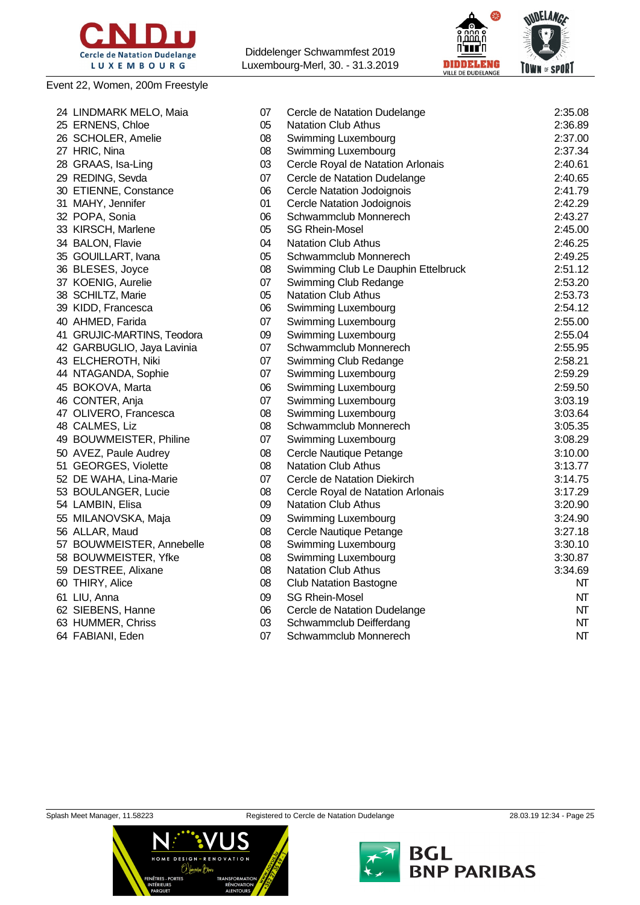Event 22, Women, 200m Freestyle

| | | | | |
|---|---|---|---|---|
| 24 | LINDMARK MELO, Maia | 07 | Cercle de Natation Dudelange | 2:35.08 |
| 25 | ERNENS, Chloe | 05 | Natation Club Athus | 2:36.89 |
| 26 | SCHOLER, Amelie | 08 | Swimming Luxembourg | 2:37.00 |
| 27 | HRIC, Nina | 08 | Swimming Luxembourg | 2:37.34 |
| 28 | GRAAS, Isa-Ling | 03 | Cercle Royal de Natation Arlonais | 2:40.61 |
| 29 | REDING, Sevda | 07 | Cercle de Natation Dudelange | 2:40.65 |
| 30 | ETIENNE, Constance | 06 | Cercle Natation Jodoignois | 2:41.79 |
| 31 | MAHY, Jennifer | 01 | Cercle Natation Jodoignois | 2:42.29 |
| 32 | POPA, Sonia | 06 | Schwammclub Monnerech | 2:43.27 |
| 33 | KIRSCH, Marlene | 05 | SG Rhein-Mosel | 2:45.00 |
| 34 | BALON, Flavie | 04 | Natation Club Athus | 2:46.25 |
| 35 | GOUILLART, Ivana | 05 | Schwammclub Monnerech | 2:49.25 |
| 36 | BLESES, Joyce | 08 | Swimming Club Le Dauphin Ettelbruck | 2:51.12 |
| 37 | KOENIG, Aurelie | 07 | Swimming Club Redange | 2:53.20 |
| 38 | SCHILTZ, Marie | 05 | Natation Club Athus | 2:53.73 |
| 39 | KIDD, Francesca | 06 | Swimming Luxembourg | 2:54.12 |
| 40 | AHMED, Farida | 07 | Swimming Luxembourg | 2:55.00 |
| 41 | GRUJIC-MARTINS, Teodora | 09 | Swimming Luxembourg | 2:55.04 |
| 42 | GARBUGLIO, Jaya Lavinia | 07 | Schwammclub Monnerech | 2:55.95 |
| 43 | ELCHEROTH, Niki | 07 | Swimming Club Redange | 2:58.21 |
| 44 | NTAGANDA, Sophie | 07 | Swimming Luxembourg | 2:59.29 |
| 45 | BOKOVA, Marta | 06 | Swimming Luxembourg | 2:59.50 |
| 46 | CONTER, Anja | 07 | Swimming Luxembourg | 3:03.19 |
| 47 | OLIVERO, Francesca | 08 | Swimming Luxembourg | 3:03.64 |
| 48 | CALMES, Liz | 08 | Schwammclub Monnerech | 3:05.35 |
| 49 | BOUWMEISTER, Philine | 07 | Swimming Luxembourg | 3:08.29 |
| 50 | AVEZ, Paule Audrey | 08 | Cercle Nautique Petange | 3:10.00 |
| 51 | GEORGES, Violette | 08 | Natation Club Athus | 3:13.77 |
| 52 | DE WAHA, Lina-Marie | 07 | Cercle de Natation Diekirch | 3:14.75 |
| 53 | BOULANGER, Lucie | 08 | Cercle Royal de Natation Arlonais | 3:17.29 |
| 54 | LAMBIN, Elisa | 09 | Natation Club Athus | 3:20.90 |
| 55 | MILANOVSKA, Maja | 09 | Swimming Luxembourg | 3:24.90 |
| 56 | ALLAR, Maud | 08 | Cercle Nautique Petange | 3:27.18 |
| 57 | BOUWMEISTER, Annebelle | 08 | Swimming Luxembourg | 3:30.10 |
| 58 | BOUWMEISTER, Yfke | 08 | Swimming Luxembourg | 3:30.87 |
| 59 | DESTREE, Alixane | 08 | Natation Club Athus | 3:34.69 |
| 60 | THIRY, Alice | 08 | Club Natation Bastogne | NT |
| 61 | LIU, Anna | 09 | SG Rhein-Mosel | NT |
| 62 | SIEBENS, Hanne | 06 | Cercle de Natation Dudelange | NT |
| 63 | HUMMER, Chriss | 03 | Schwammclub Deifferdang | NT |
| 64 | FABIANI, Eden | 07 | Schwammclub Monnerech | NT |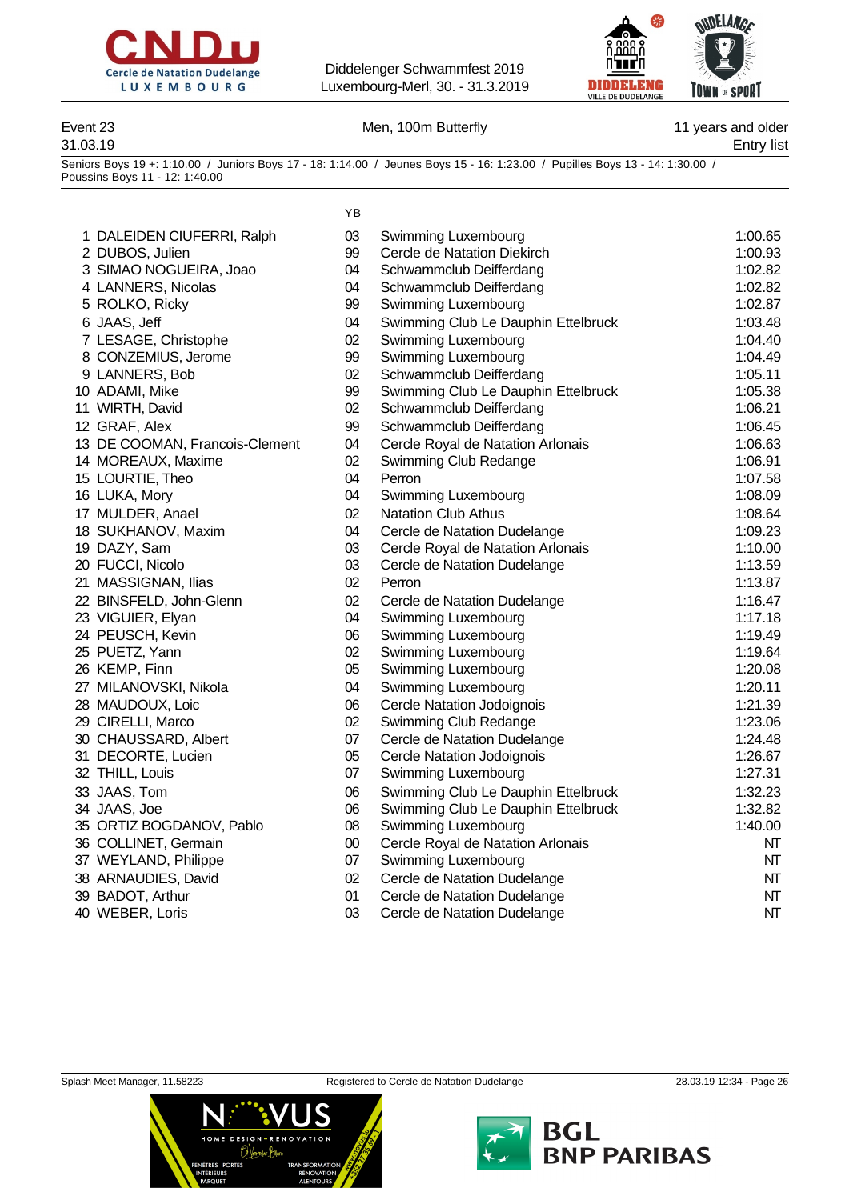Diddelenger Schwammfest 2019
Luxembourg-Merl, 30. - 31.3.2019

Event 23 | Men, 100m Butterfly | 11 years and older
31.03.19 | Entry list

Seniors Boys 19 +: 1:10.00 / Juniors Boys 17 - 18: 1:14.00 / Jeunes Boys 15 - 16: 1:23.00 / Pupilles Boys 13 - 14: 1:30.00 / Poussins Boys 11 - 12: 1:40.00

| | Name | YB | Club | Time |
|---|---|---|---|---|
| 1 | DALEIDEN CIUFERRI, Ralph | 03 | Swimming Luxembourg | 1:00.65 |
| 2 | DUBOS, Julien | 99 | Cercle de Natation Diekirch | 1:00.93 |
| 3 | SIMAO NOGUEIRA, Joao | 04 | Schwammclub Deifferdang | 1:02.82 |
| 4 | LANNERS, Nicolas | 04 | Schwammclub Deifferdang | 1:02.82 |
| 5 | ROLKO, Ricky | 99 | Swimming Luxembourg | 1:02.87 |
| 6 | JAAS, Jeff | 04 | Swimming Club Le Dauphin Ettelbruck | 1:03.48 |
| 7 | LESAGE, Christophe | 02 | Swimming Luxembourg | 1:04.40 |
| 8 | CONZEMIUS, Jerome | 99 | Swimming Luxembourg | 1:04.49 |
| 9 | LANNERS, Bob | 02 | Schwammclub Deifferdang | 1:05.11 |
| 10 | ADAMI, Mike | 99 | Swimming Club Le Dauphin Ettelbruck | 1:05.38 |
| 11 | WIRTH, David | 02 | Schwammclub Deifferdang | 1:06.21 |
| 12 | GRAF, Alex | 99 | Schwammclub Deifferdang | 1:06.45 |
| 13 | DE COOMAN, Francois-Clement | 04 | Cercle Royal de Natation Arlonais | 1:06.63 |
| 14 | MOREAUX, Maxime | 02 | Swimming Club Redange | 1:06.91 |
| 15 | LOURTIE, Theo | 04 | Perron | 1:07.58 |
| 16 | LUKA, Mory | 04 | Swimming Luxembourg | 1:08.09 |
| 17 | MULDER, Anael | 02 | Natation Club Athus | 1:08.64 |
| 18 | SUKHANOV, Maxim | 04 | Cercle de Natation Dudelange | 1:09.23 |
| 19 | DAZY, Sam | 03 | Cercle Royal de Natation Arlonais | 1:10.00 |
| 20 | FUCCI, Nicolo | 03 | Cercle de Natation Dudelange | 1:13.59 |
| 21 | MASSIGNAN, Ilias | 02 | Perron | 1:13.87 |
| 22 | BINSFELD, John-Glenn | 02 | Cercle de Natation Dudelange | 1:16.47 |
| 23 | VIGUIER, Elyan | 04 | Swimming Luxembourg | 1:17.18 |
| 24 | PEUSCH, Kevin | 06 | Swimming Luxembourg | 1:19.49 |
| 25 | PUETZ, Yann | 02 | Swimming Luxembourg | 1:19.64 |
| 26 | KEMP, Finn | 05 | Swimming Luxembourg | 1:20.08 |
| 27 | MILANOVSKI, Nikola | 04 | Swimming Luxembourg | 1:20.11 |
| 28 | MAUDOUX, Loic | 06 | Cercle Natation Jodoignois | 1:21.39 |
| 29 | CIRELLI, Marco | 02 | Swimming Club Redange | 1:23.06 |
| 30 | CHAUSSARD, Albert | 07 | Cercle de Natation Dudelange | 1:24.48 |
| 31 | DECORTE, Lucien | 05 | Cercle Natation Jodoignois | 1:26.67 |
| 32 | THILL, Louis | 07 | Swimming Luxembourg | 1:27.31 |
| 33 | JAAS, Tom | 06 | Swimming Club Le Dauphin Ettelbruck | 1:32.23 |
| 34 | JAAS, Joe | 06 | Swimming Club Le Dauphin Ettelbruck | 1:32.82 |
| 35 | ORTIZ BOGDANOV, Pablo | 08 | Swimming Luxembourg | 1:40.00 |
| 36 | COLLINET, Germain | 00 | Cercle Royal de Natation Arlonais | NT |
| 37 | WEYLAND, Philippe | 07 | Swimming Luxembourg | NT |
| 38 | ARNAUDIES, David | 02 | Cercle de Natation Dudelange | NT |
| 39 | BADOT, Arthur | 01 | Cercle de Natation Dudelange | NT |
| 40 | WEBER, Loris | 03 | Cercle de Natation Dudelange | NT |

Splash Meet Manager, 11.58223 | Registered to Cercle de Natation Dudelange | 28.03.19 12:34 - Page 26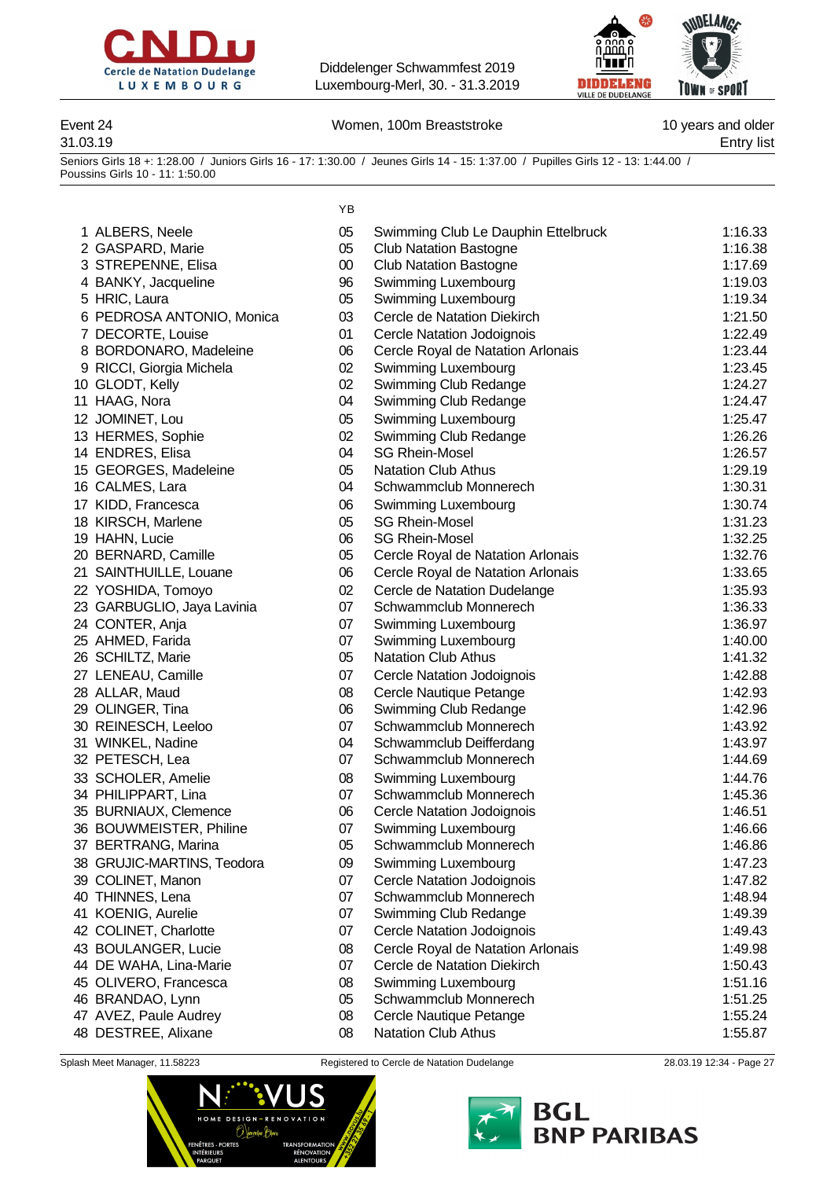Event 24 — Women, 100m Breaststroke — 10 years and older

31.03.19 — Entry list

Seniors Girls 18 +: 1:28.00 / Juniors Girls 16 - 17: 1:30.00 / Jeunes Girls 14 - 15: 1:37.00 / Pupilles Girls 12 - 13: 1:44.00 / Poussins Girls 10 - 11: 1:50.00

| | Name | YB | Club | Time |
|---|---|---|---|---|
| 1 | ALBERS, Neele | 05 | Swimming Club Le Dauphin Ettelbruck | 1:16.33 |
| 2 | GASPARD, Marie | 05 | Club Natation Bastogne | 1:16.38 |
| 3 | STREPENNE, Elisa | 00 | Club Natation Bastogne | 1:17.69 |
| 4 | BANKY, Jacqueline | 96 | Swimming Luxembourg | 1:19.03 |
| 5 | HRIC, Laura | 05 | Swimming Luxembourg | 1:19.34 |
| 6 | PEDROSA ANTONIO, Monica | 03 | Cercle de Natation Diekirch | 1:21.50 |
| 7 | DECORTE, Louise | 01 | Cercle Natation Jodoignois | 1:22.49 |
| 8 | BORDONARO, Madeleine | 06 | Cercle Royal de Natation Arlonais | 1:23.44 |
| 9 | RICCI, Giorgia Michela | 02 | Swimming Luxembourg | 1:23.45 |
| 10 | GLODT, Kelly | 02 | Swimming Club Redange | 1:24.27 |
| 11 | HAAG, Nora | 04 | Swimming Club Redange | 1:24.47 |
| 12 | JOMINET, Lou | 05 | Swimming Luxembourg | 1:25.47 |
| 13 | HERMES, Sophie | 02 | Swimming Club Redange | 1:26.26 |
| 14 | ENDRES, Elisa | 04 | SG Rhein-Mosel | 1:26.57 |
| 15 | GEORGES, Madeleine | 05 | Natation Club Athus | 1:29.19 |
| 16 | CALMES, Lara | 04 | Schwammclub Monnerech | 1:30.31 |
| 17 | KIDD, Francesca | 06 | Swimming Luxembourg | 1:30.74 |
| 18 | KIRSCH, Marlene | 05 | SG Rhein-Mosel | 1:31.23 |
| 19 | HAHN, Lucie | 06 | SG Rhein-Mosel | 1:32.25 |
| 20 | BERNARD, Camille | 05 | Cercle Royal de Natation Arlonais | 1:32.76 |
| 21 | SAINTHUILLE, Louane | 06 | Cercle Royal de Natation Arlonais | 1:33.65 |
| 22 | YOSHIDA, Tomoyo | 02 | Cercle de Natation Dudelange | 1:35.93 |
| 23 | GARBUGLIO, Jaya Lavinia | 07 | Schwammclub Monnerech | 1:36.33 |
| 24 | CONTER, Anja | 07 | Swimming Luxembourg | 1:36.97 |
| 25 | AHMED, Farida | 07 | Swimming Luxembourg | 1:40.00 |
| 26 | SCHILTZ, Marie | 05 | Natation Club Athus | 1:41.32 |
| 27 | LENEAU, Camille | 07 | Cercle Natation Jodoignois | 1:42.88 |
| 28 | ALLAR, Maud | 08 | Cercle Nautique Petange | 1:42.93 |
| 29 | OLINGER, Tina | 06 | Swimming Club Redange | 1:42.96 |
| 30 | REINESCH, Leeloo | 07 | Schwammclub Monnerech | 1:43.92 |
| 31 | WINKEL, Nadine | 04 | Schwammclub Deifferdang | 1:43.97 |
| 32 | PETESCH, Lea | 07 | Schwammclub Monnerech | 1:44.69 |
| 33 | SCHOLER, Amelie | 08 | Swimming Luxembourg | 1:44.76 |
| 34 | PHILIPPART, Lina | 07 | Schwammclub Monnerech | 1:45.36 |
| 35 | BURNIAUX, Clemence | 06 | Cercle Natation Jodoignois | 1:46.51 |
| 36 | BOUWMEISTER, Philine | 07 | Swimming Luxembourg | 1:46.66 |
| 37 | BERTRANG, Marina | 05 | Schwammclub Monnerech | 1:46.86 |
| 38 | GRUJIC-MARTINS, Teodora | 09 | Swimming Luxembourg | 1:47.23 |
| 39 | COLINET, Manon | 07 | Cercle Natation Jodoignois | 1:47.82 |
| 40 | THINNES, Lena | 07 | Schwammclub Monnerech | 1:48.94 |
| 41 | KOENIG, Aurelie | 07 | Swimming Club Redange | 1:49.39 |
| 42 | COLINET, Charlotte | 07 | Cercle Natation Jodoignois | 1:49.43 |
| 43 | BOULANGER, Lucie | 08 | Cercle Royal de Natation Arlonais | 1:49.98 |
| 44 | DE WAHA, Lina-Marie | 07 | Cercle de Natation Diekirch | 1:50.43 |
| 45 | OLIVERO, Francesca | 08 | Swimming Luxembourg | 1:51.16 |
| 46 | BRANDAO, Lynn | 05 | Schwammclub Monnerech | 1:51.25 |
| 47 | AVEZ, Paule Audrey | 08 | Cercle Nautique Petange | 1:55.24 |
| 48 | DESTREE, Alixane | 08 | Natation Club Athus | 1:55.87 |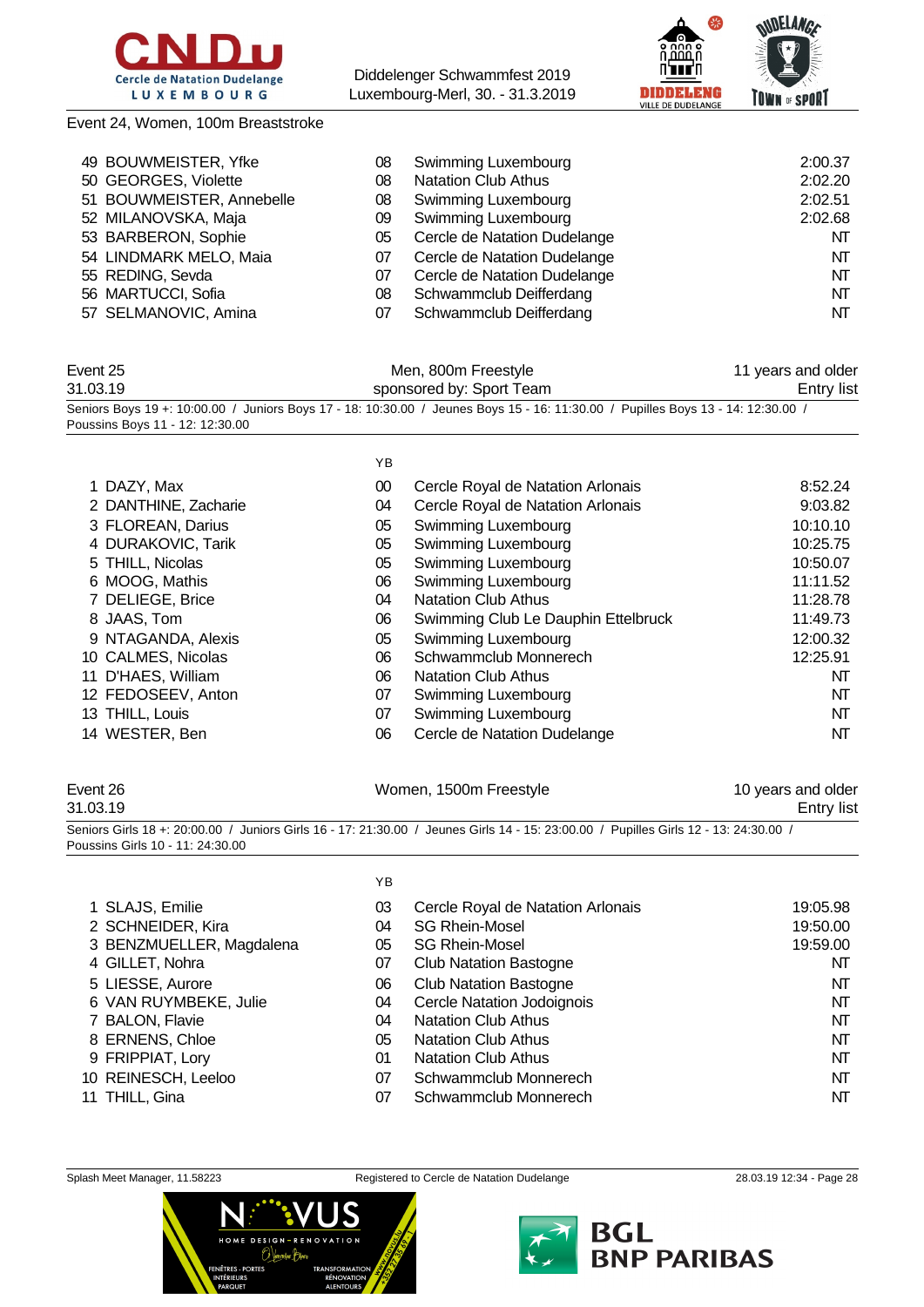Event 24, Women, 100m Breaststroke

| | Name | YB | Club | Time |
|---|---|---|---|---|
| 49 | BOUWMEISTER, Yfke | 08 | Swimming Luxembourg | 2:00.37 |
| 50 | GEORGES, Violette | 08 | Natation Club Athus | 2:02.20 |
| 51 | BOUWMEISTER, Annebelle | 08 | Swimming Luxembourg | 2:02.51 |
| 52 | MILANOVSKA, Maja | 09 | Swimming Luxembourg | 2:02.68 |
| 53 | BARBERON, Sophie | 05 | Cercle de Natation Dudelange | NT |
| 54 | LINDMARK MELO, Maia | 07 | Cercle de Natation Dudelange | NT |
| 55 | REDING, Sevda | 07 | Cercle de Natation Dudelange | NT |
| 56 | MARTUCCI, Sofia | 08 | Schwammclub Deifferdang | NT |
| 57 | SELMANOVIC, Amina | 07 | Schwammclub Deifferdang | NT |

## Event 25 — Men, 800m Freestyle — 11 years and older

31.03.19 — sponsored by: Sport Team — Entry list

Seniors Boys 19 +: 10:00.00 / Juniors Boys 17 - 18: 10:30.00 / Jeunes Boys 15 - 16: 11:30.00 / Pupilles Boys 13 - 14: 12:30.00 / Poussins Boys 11 - 12: 12:30.00

| | Name | YB | Club | Time |
|---|---|---|---|---|
| 1 | DAZY, Max | 00 | Cercle Royal de Natation Arlonais | 8:52.24 |
| 2 | DANTHINE, Zacharie | 04 | Cercle Royal de Natation Arlonais | 9:03.82 |
| 3 | FLOREAN, Darius | 05 | Swimming Luxembourg | 10:10.10 |
| 4 | DURAKOVIC, Tarik | 05 | Swimming Luxembourg | 10:25.75 |
| 5 | THILL, Nicolas | 05 | Swimming Luxembourg | 10:50.07 |
| 6 | MOOG, Mathis | 06 | Swimming Luxembourg | 11:11.52 |
| 7 | DELIEGE, Brice | 04 | Natation Club Athus | 11:28.78 |
| 8 | JAAS, Tom | 06 | Swimming Club Le Dauphin Ettelbruck | 11:49.73 |
| 9 | NTAGANDA, Alexis | 05 | Swimming Luxembourg | 12:00.32 |
| 10 | CALMES, Nicolas | 06 | Schwammclub Monnerech | 12:25.91 |
| 11 | D'HAES, William | 06 | Natation Club Athus | NT |
| 12 | FEDOSEEV, Anton | 07 | Swimming Luxembourg | NT |
| 13 | THILL, Louis | 07 | Swimming Luxembourg | NT |
| 14 | WESTER, Ben | 06 | Cercle de Natation Dudelange | NT |

## Event 26 — Women, 1500m Freestyle — 10 years and older

31.03.19 — Entry list

Seniors Girls 18 +: 20:00.00 / Juniors Girls 16 - 17: 21:30.00 / Jeunes Girls 14 - 15: 23:00.00 / Pupilles Girls 12 - 13: 24:30.00 / Poussins Girls 10 - 11: 24:30.00

| | Name | YB | Club | Time |
|---|---|---|---|---|
| 1 | SLAJS, Emilie | 03 | Cercle Royal de Natation Arlonais | 19:05.98 |
| 2 | SCHNEIDER, Kira | 04 | SG Rhein-Mosel | 19:50.00 |
| 3 | BENZMUELLER, Magdalena | 05 | SG Rhein-Mosel | 19:59.00 |
| 4 | GILLET, Nohra | 07 | Club Natation Bastogne | NT |
| 5 | LIESSE, Aurore | 06 | Club Natation Bastogne | NT |
| 6 | VAN RUYMBEKE, Julie | 04 | Cercle Natation Jodoignois | NT |
| 7 | BALON, Flavie | 04 | Natation Club Athus | NT |
| 8 | ERNENS, Chloe | 05 | Natation Club Athus | NT |
| 9 | FRIPPIAT, Lory | 01 | Natation Club Athus | NT |
| 10 | REINESCH, Leeloo | 07 | Schwammclub Monnerech | NT |
| 11 | THILL, Gina | 07 | Schwammclub Monnerech | NT |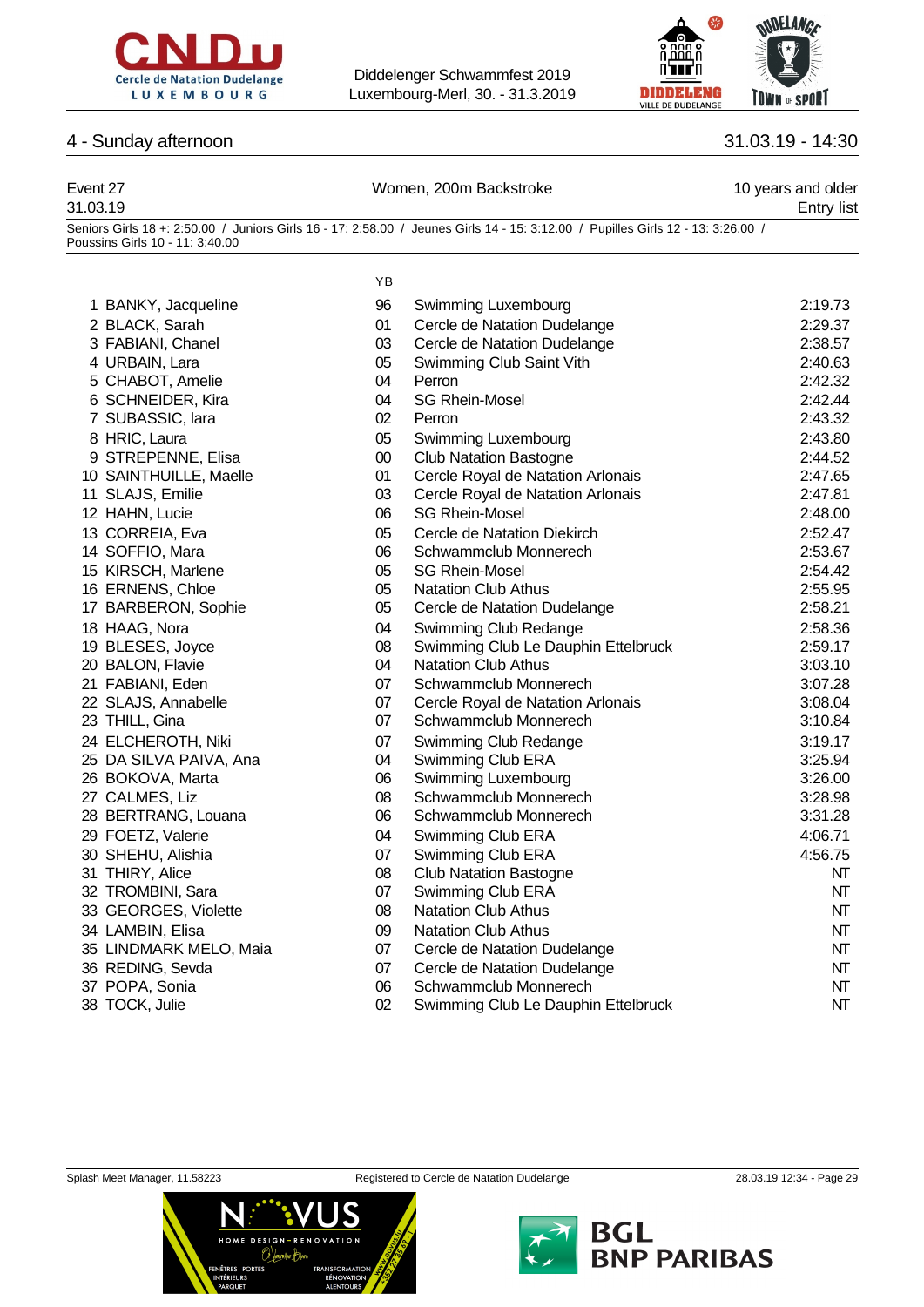## 4 - Sunday afternoon

31.03.19 - 14:30

Event 27 — Women, 200m Backstroke — 10 years and older

31.03.19 — Entry list

Seniors Girls 18 +: 2:50.00 / Juniors Girls 16 - 17: 2:58.00 / Jeunes Girls 14 - 15: 3:12.00 / Pupilles Girls 12 - 13: 3:26.00 / Poussins Girls 10 - 11: 3:40.00

| | Name | YB | Club | Time |
|---|---|---|---|---|
| 1 | BANKY, Jacqueline | 96 | Swimming Luxembourg | 2:19.73 |
| 2 | BLACK, Sarah | 01 | Cercle de Natation Dudelange | 2:29.37 |
| 3 | FABIANI, Chanel | 03 | Cercle de Natation Dudelange | 2:38.57 |
| 4 | URBAIN, Lara | 05 | Swimming Club Saint Vith | 2:40.63 |
| 5 | CHABOT, Amelie | 04 | Perron | 2:42.32 |
| 6 | SCHNEIDER, Kira | 04 | SG Rhein-Mosel | 2:42.44 |
| 7 | SUBASSIC, lara | 02 | Perron | 2:43.32 |
| 8 | HRIC, Laura | 05 | Swimming Luxembourg | 2:43.80 |
| 9 | STREPENNE, Elisa | 00 | Club Natation Bastogne | 2:44.52 |
| 10 | SAINTHUILLE, Maelle | 01 | Cercle Royal de Natation Arlonais | 2:47.65 |
| 11 | SLAJS, Emilie | 03 | Cercle Royal de Natation Arlonais | 2:47.81 |
| 12 | HAHN, Lucie | 06 | SG Rhein-Mosel | 2:48.00 |
| 13 | CORREIA, Eva | 05 | Cercle de Natation Diekirch | 2:52.47 |
| 14 | SOFFIO, Mara | 06 | Schwammclub Monnerech | 2:53.67 |
| 15 | KIRSCH, Marlene | 05 | SG Rhein-Mosel | 2:54.42 |
| 16 | ERNENS, Chloe | 05 | Natation Club Athus | 2:55.95 |
| 17 | BARBERON, Sophie | 05 | Cercle de Natation Dudelange | 2:58.21 |
| 18 | HAAG, Nora | 04 | Swimming Club Redange | 2:58.36 |
| 19 | BLESES, Joyce | 08 | Swimming Club Le Dauphin Ettelbruck | 2:59.17 |
| 20 | BALON, Flavie | 04 | Natation Club Athus | 3:03.10 |
| 21 | FABIANI, Eden | 07 | Schwammclub Monnerech | 3:07.28 |
| 22 | SLAJS, Annabelle | 07 | Cercle Royal de Natation Arlonais | 3:08.04 |
| 23 | THILL, Gina | 07 | Schwammclub Monnerech | 3:10.84 |
| 24 | ELCHEROTH, Niki | 07 | Swimming Club Redange | 3:19.17 |
| 25 | DA SILVA PAIVA, Ana | 04 | Swimming Club ERA | 3:25.94 |
| 26 | BOKOVA, Marta | 06 | Swimming Luxembourg | 3:26.00 |
| 27 | CALMES, Liz | 08 | Schwammclub Monnerech | 3:28.98 |
| 28 | BERTRANG, Louana | 06 | Schwammclub Monnerech | 3:31.28 |
| 29 | FOETZ, Valerie | 04 | Swimming Club ERA | 4:06.71 |
| 30 | SHEHU, Alishia | 07 | Swimming Club ERA | 4:56.75 |
| 31 | THIRY, Alice | 08 | Club Natation Bastogne | NT |
| 32 | TROMBINI, Sara | 07 | Swimming Club ERA | NT |
| 33 | GEORGES, Violette | 08 | Natation Club Athus | NT |
| 34 | LAMBIN, Elisa | 09 | Natation Club Athus | NT |
| 35 | LINDMARK MELO, Maia | 07 | Cercle de Natation Dudelange | NT |
| 36 | REDING, Sevda | 07 | Cercle de Natation Dudelange | NT |
| 37 | POPA, Sonia | 06 | Schwammclub Monnerech | NT |
| 38 | TOCK, Julie | 02 | Swimming Club Le Dauphin Ettelbruck | NT |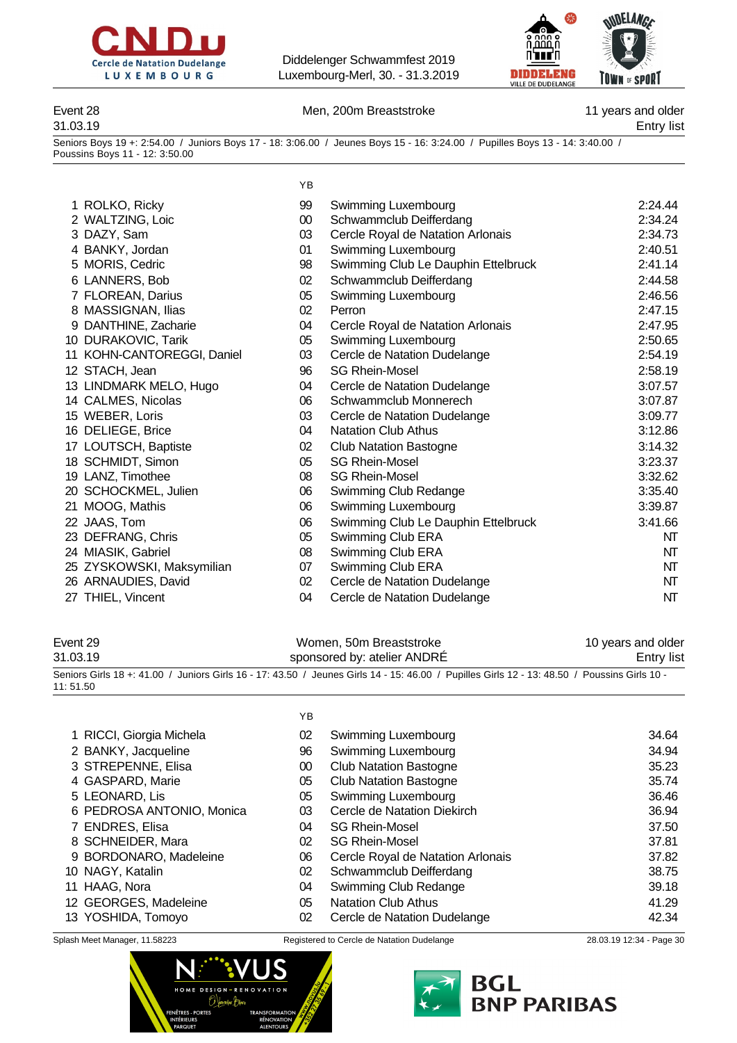Event 28 — Men, 200m Breaststroke — 11 years and older
31.03.19 — Entry list

Seniors Boys 19 +: 2:54.00 / Juniors Boys 17 - 18: 3:06.00 / Jeunes Boys 15 - 16: 3:24.00 / Pupilles Boys 13 - 14: 3:40.00 / Poussins Boys 11 - 12: 3:50.00

| | Name | YB | Club | Time |
|---|---|---|---|---|
| 1 | ROLKO, Ricky | 99 | Swimming Luxembourg | 2:24.44 |
| 2 | WALTZING, Loic | 00 | Schwammclub Deifferdang | 2:34.24 |
| 3 | DAZY, Sam | 03 | Cercle Royal de Natation Arlonais | 2:34.73 |
| 4 | BANKY, Jordan | 01 | Swimming Luxembourg | 2:40.51 |
| 5 | MORIS, Cedric | 98 | Swimming Club Le Dauphin Ettelbruck | 2:41.14 |
| 6 | LANNERS, Bob | 02 | Schwammclub Deifferdang | 2:44.58 |
| 7 | FLOREAN, Darius | 05 | Swimming Luxembourg | 2:46.56 |
| 8 | MASSIGNAN, Ilias | 02 | Perron | 2:47.15 |
| 9 | DANTHINE, Zacharie | 04 | Cercle Royal de Natation Arlonais | 2:47.95 |
| 10 | DURAKOVIC, Tarik | 05 | Swimming Luxembourg | 2:50.65 |
| 11 | KOHN-CANTOREGGI, Daniel | 03 | Cercle de Natation Dudelange | 2:54.19 |
| 12 | STACH, Jean | 96 | SG Rhein-Mosel | 2:58.19 |
| 13 | LINDMARK MELO, Hugo | 04 | Cercle de Natation Dudelange | 3:07.57 |
| 14 | CALMES, Nicolas | 06 | Schwammclub Monnerech | 3:07.87 |
| 15 | WEBER, Loris | 03 | Cercle de Natation Dudelange | 3:09.77 |
| 16 | DELIEGE, Brice | 04 | Natation Club Athus | 3:12.86 |
| 17 | LOUTSCH, Baptiste | 02 | Club Natation Bastogne | 3:14.32 |
| 18 | SCHMIDT, Simon | 05 | SG Rhein-Mosel | 3:23.37 |
| 19 | LANZ, Timothee | 08 | SG Rhein-Mosel | 3:32.62 |
| 20 | SCHOCKMEL, Julien | 06 | Swimming Club Redange | 3:35.40 |
| 21 | MOOG, Mathis | 06 | Swimming Luxembourg | 3:39.87 |
| 22 | JAAS, Tom | 06 | Swimming Club Le Dauphin Ettelbruck | 3:41.66 |
| 23 | DEFRANG, Chris | 05 | Swimming Club ERA | NT |
| 24 | MIASIK, Gabriel | 08 | Swimming Club ERA | NT |
| 25 | ZYSKOWSKI, Maksymilian | 07 | Swimming Club ERA | NT |
| 26 | ARNAUDIES, David | 02 | Cercle de Natation Dudelange | NT |
| 27 | THIEL, Vincent | 04 | Cercle de Natation Dudelange | NT |

Event 29 — Women, 50m Breaststroke — 10 years and older
31.03.19 — sponsored by: atelier ANDRÉ — Entry list

Seniors Girls 18 +: 41.00 / Juniors Girls 16 - 17: 43.50 / Jeunes Girls 14 - 15: 46.00 / Pupilles Girls 12 - 13: 48.50 / Poussins Girls 10 - 11: 51.50

| | Name | YB | Club | Time |
|---|---|---|---|---|
| 1 | RICCI, Giorgia Michela | 02 | Swimming Luxembourg | 34.64 |
| 2 | BANKY, Jacqueline | 96 | Swimming Luxembourg | 34.94 |
| 3 | STREPENNE, Elisa | 00 | Club Natation Bastogne | 35.23 |
| 4 | GASPARD, Marie | 05 | Club Natation Bastogne | 35.74 |
| 5 | LEONARD, Lis | 05 | Swimming Luxembourg | 36.46 |
| 6 | PEDROSA ANTONIO, Monica | 03 | Cercle de Natation Diekirch | 36.94 |
| 7 | ENDRES, Elisa | 04 | SG Rhein-Mosel | 37.50 |
| 8 | SCHNEIDER, Mara | 02 | SG Rhein-Mosel | 37.81 |
| 9 | BORDONARO, Madeleine | 06 | Cercle Royal de Natation Arlonais | 37.82 |
| 10 | NAGY, Katalin | 02 | Schwammclub Deifferdang | 38.75 |
| 11 | HAAG, Nora | 04 | Swimming Club Redange | 39.18 |
| 12 | GEORGES, Madeleine | 05 | Natation Club Athus | 41.29 |
| 13 | YOSHIDA, Tomoyo | 02 | Cercle de Natation Dudelange | 42.34 |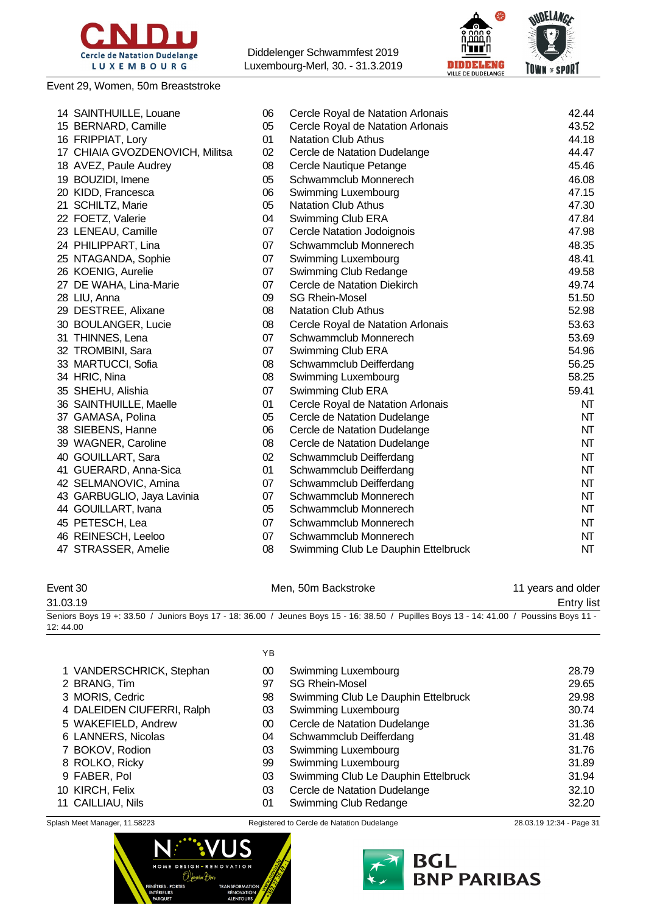Event 29, Women, 50m Breaststroke

| | | | |
|---|---|---|---|
| 14 SAINTHUILLE, Louane | 06 | Cercle Royal de Natation Arlonais | 42.44 |
| 15 BERNARD, Camille | 05 | Cercle Royal de Natation Arlonais | 43.52 |
| 16 FRIPPIAT, Lory | 01 | Natation Club Athus | 44.18 |
| 17 CHIAIA GVOZDENOVICH, Militsa | 02 | Cercle de Natation Dudelange | 44.47 |
| 18 AVEZ, Paule Audrey | 08 | Cercle Nautique Petange | 45.46 |
| 19 BOUZIDI, Imene | 05 | Schwammclub Monnerech | 46.08 |
| 20 KIDD, Francesca | 06 | Swimming Luxembourg | 47.15 |
| 21 SCHILTZ, Marie | 05 | Natation Club Athus | 47.30 |
| 22 FOETZ, Valerie | 04 | Swimming Club ERA | 47.84 |
| 23 LENEAU, Camille | 07 | Cercle Natation Jodoignois | 47.98 |
| 24 PHILIPPART, Lina | 07 | Schwammclub Monnerech | 48.35 |
| 25 NTAGANDA, Sophie | 07 | Swimming Luxembourg | 48.41 |
| 26 KOENIG, Aurelie | 07 | Swimming Club Redange | 49.58 |
| 27 DE WAHA, Lina-Marie | 07 | Cercle de Natation Diekirch | 49.74 |
| 28 LIU, Anna | 09 | SG Rhein-Mosel | 51.50 |
| 29 DESTREE, Alixane | 08 | Natation Club Athus | 52.98 |
| 30 BOULANGER, Lucie | 08 | Cercle Royal de Natation Arlonais | 53.63 |
| 31 THINNES, Lena | 07 | Schwammclub Monnerech | 53.69 |
| 32 TROMBINI, Sara | 07 | Swimming Club ERA | 54.96 |
| 33 MARTUCCI, Sofia | 08 | Schwammclub Deifferdang | 56.25 |
| 34 HRIC, Nina | 08 | Swimming Luxembourg | 58.25 |
| 35 SHEHU, Alishia | 07 | Swimming Club ERA | 59.41 |
| 36 SAINTHUILLE, Maelle | 01 | Cercle Royal de Natation Arlonais | NT |
| 37 GAMASA, Polina | 05 | Cercle de Natation Dudelange | NT |
| 38 SIEBENS, Hanne | 06 | Cercle de Natation Dudelange | NT |
| 39 WAGNER, Caroline | 08 | Cercle de Natation Dudelange | NT |
| 40 GOUILLART, Sara | 02 | Schwammclub Deifferdang | NT |
| 41 GUERARD, Anna-Sica | 01 | Schwammclub Deifferdang | NT |
| 42 SELMANOVIC, Amina | 07 | Schwammclub Deifferdang | NT |
| 43 GARBUGLIO, Jaya Lavinia | 07 | Schwammclub Monnerech | NT |
| 44 GOUILLART, Ivana | 05 | Schwammclub Monnerech | NT |
| 45 PETESCH, Lea | 07 | Schwammclub Monnerech | NT |
| 46 REINESCH, Leeloo | 07 | Schwammclub Monnerech | NT |
| 47 STRASSER, Amelie | 08 | Swimming Club Le Dauphin Ettelbruck | NT |

Event 30 — Men, 50m Backstroke — 11 years and older

31.03.19 — Entry list

Seniors Boys 19 +: 33.50 / Juniors Boys 17 - 18: 36.00 / Jeunes Boys 15 - 16: 38.50 / Pupilles Boys 13 - 14: 41.00 / Poussins Boys 11 - 12: 44.00

| | YB | | |
|---|---|---|---|
| 1 VANDERSCHRICK, Stephan | 00 | Swimming Luxembourg | 28.79 |
| 2 BRANG, Tim | 97 | SG Rhein-Mosel | 29.65 |
| 3 MORIS, Cedric | 98 | Swimming Club Le Dauphin Ettelbruck | 29.98 |
| 4 DALEIDEN CIUFERRI, Ralph | 03 | Swimming Luxembourg | 30.74 |
| 5 WAKEFIELD, Andrew | 00 | Cercle de Natation Dudelange | 31.36 |
| 6 LANNERS, Nicolas | 04 | Schwammclub Deifferdang | 31.48 |
| 7 BOKOV, Rodion | 03 | Swimming Luxembourg | 31.76 |
| 8 ROLKO, Ricky | 99 | Swimming Luxembourg | 31.89 |
| 9 FABER, Pol | 03 | Swimming Club Le Dauphin Ettelbruck | 31.94 |
| 10 KIRCH, Felix | 03 | Cercle de Natation Dudelange | 32.10 |
| 11 CAILLIAU, Nils | 01 | Swimming Club Redange | 32.20 |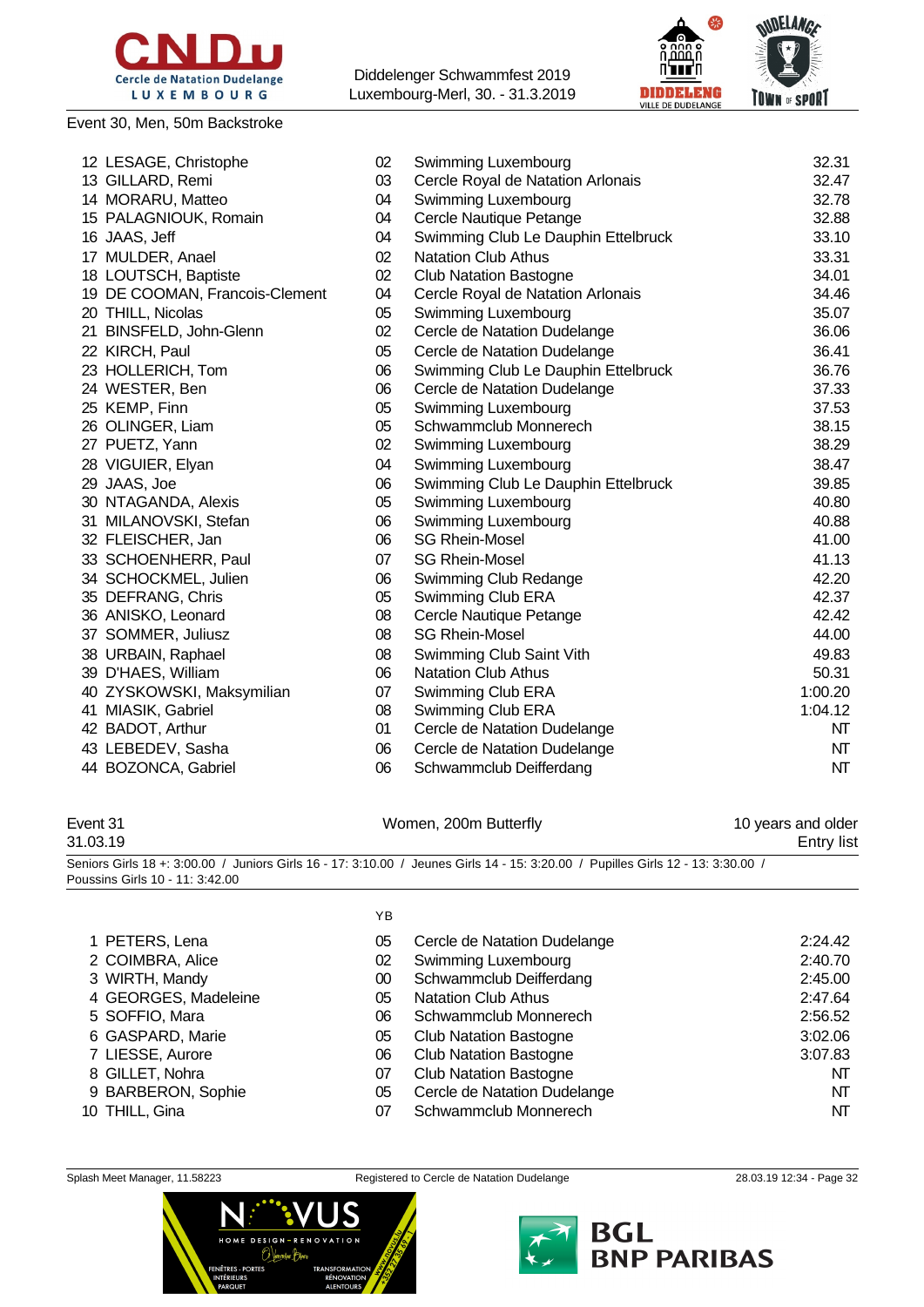Event 30, Men, 50m Backstroke

| | Name | YB | Club | Time |
|---|---|---|---|---|
| 12 | LESAGE, Christophe | 02 | Swimming Luxembourg | 32.31 |
| 13 | GILLARD, Remi | 03 | Cercle Royal de Natation Arlonais | 32.47 |
| 14 | MORARU, Matteo | 04 | Swimming Luxembourg | 32.78 |
| 15 | PALAGNIOUK, Romain | 04 | Cercle Nautique Petange | 32.88 |
| 16 | JAAS, Jeff | 04 | Swimming Club Le Dauphin Ettelbruck | 33.10 |
| 17 | MULDER, Anael | 02 | Natation Club Athus | 33.31 |
| 18 | LOUTSCH, Baptiste | 02 | Club Natation Bastogne | 34.01 |
| 19 | DE COOMAN, Francois-Clement | 04 | Cercle Royal de Natation Arlonais | 34.46 |
| 20 | THILL, Nicolas | 05 | Swimming Luxembourg | 35.07 |
| 21 | BINSFELD, John-Glenn | 02 | Cercle de Natation Dudelange | 36.06 |
| 22 | KIRCH, Paul | 05 | Cercle de Natation Dudelange | 36.41 |
| 23 | HOLLERICH, Tom | 06 | Swimming Club Le Dauphin Ettelbruck | 36.76 |
| 24 | WESTER, Ben | 06 | Cercle de Natation Dudelange | 37.33 |
| 25 | KEMP, Finn | 05 | Swimming Luxembourg | 37.53 |
| 26 | OLINGER, Liam | 05 | Schwammclub Monnerech | 38.15 |
| 27 | PUETZ, Yann | 02 | Swimming Luxembourg | 38.29 |
| 28 | VIGUIER, Elyan | 04 | Swimming Luxembourg | 38.47 |
| 29 | JAAS, Joe | 06 | Swimming Club Le Dauphin Ettelbruck | 39.85 |
| 30 | NTAGANDA, Alexis | 05 | Swimming Luxembourg | 40.80 |
| 31 | MILANOVSKI, Stefan | 06 | Swimming Luxembourg | 40.88 |
| 32 | FLEISCHER, Jan | 06 | SG Rhein-Mosel | 41.00 |
| 33 | SCHOENHERR, Paul | 07 | SG Rhein-Mosel | 41.13 |
| 34 | SCHOCKMEL, Julien | 06 | Swimming Club Redange | 42.20 |
| 35 | DEFRANG, Chris | 05 | Swimming Club ERA | 42.37 |
| 36 | ANISKO, Leonard | 08 | Cercle Nautique Petange | 42.42 |
| 37 | SOMMER, Juliusz | 08 | SG Rhein-Mosel | 44.00 |
| 38 | URBAIN, Raphael | 08 | Swimming Club Saint Vith | 49.83 |
| 39 | D'HAES, William | 06 | Natation Club Athus | 50.31 |
| 40 | ZYSKOWSKI, Maksymilian | 07 | Swimming Club ERA | 1:00.20 |
| 41 | MIASIK, Gabriel | 08 | Swimming Club ERA | 1:04.12 |
| 42 | BADOT, Arthur | 01 | Cercle de Natation Dudelange | NT |
| 43 | LEBEDEV, Sasha | 06 | Cercle de Natation Dudelange | NT |
| 44 | BOZONCA, Gabriel | 06 | Schwammclub Deifferdang | NT |

Event 31 — Women, 200m Butterfly — 10 years and older

31.03.19 — Entry list

Seniors Girls 18 +: 3:00.00 / Juniors Girls 16 - 17: 3:10.00 / Jeunes Girls 14 - 15: 3:20.00 / Pupilles Girls 12 - 13: 3:30.00 / Poussins Girls 10 - 11: 3:42.00

| | Name | YB | Club | Time |
|---|---|---|---|---|
| 1 | PETERS, Lena | 05 | Cercle de Natation Dudelange | 2:24.42 |
| 2 | COIMBRA, Alice | 02 | Swimming Luxembourg | 2:40.70 |
| 3 | WIRTH, Mandy | 00 | Schwammclub Deifferdang | 2:45.00 |
| 4 | GEORGES, Madeleine | 05 | Natation Club Athus | 2:47.64 |
| 5 | SOFFIO, Mara | 06 | Schwammclub Monnerech | 2:56.52 |
| 6 | GASPARD, Marie | 05 | Club Natation Bastogne | 3:02.06 |
| 7 | LIESSE, Aurore | 06 | Club Natation Bastogne | 3:07.83 |
| 8 | GILLET, Nohra | 07 | Club Natation Bastogne | NT |
| 9 | BARBERON, Sophie | 05 | Cercle de Natation Dudelange | NT |
| 10 | THILL, Gina | 07 | Schwammclub Monnerech | NT |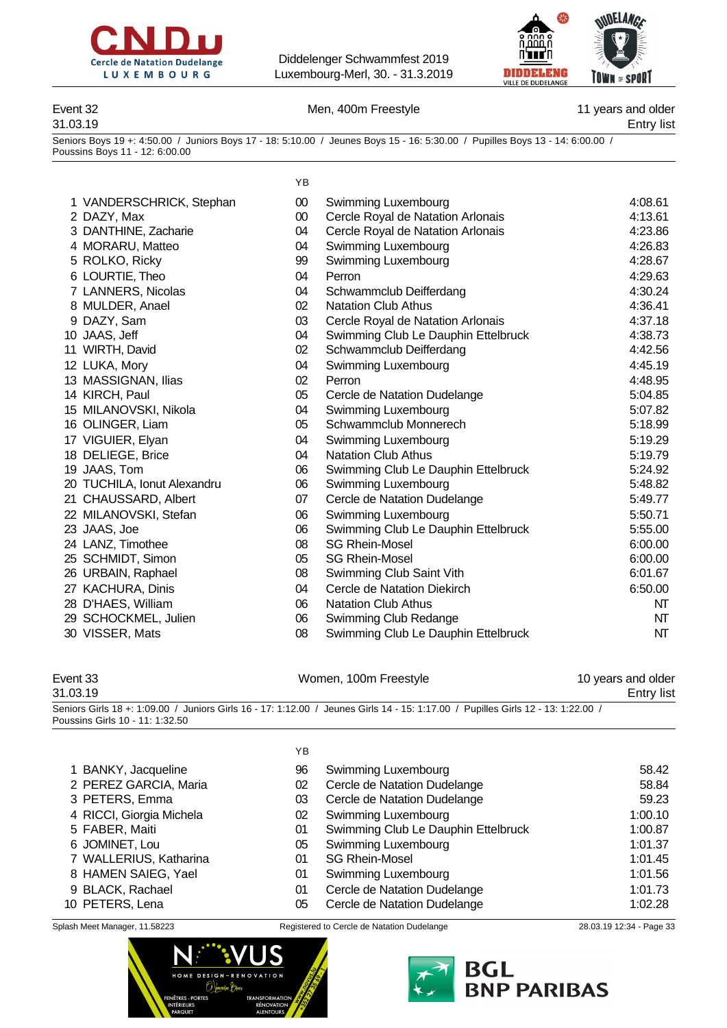Diddelenger Schwammfest 2019
Luxembourg-Merl, 30. - 31.3.2019

## Event 32 — Men, 400m Freestyle — 11 years and older

31.03.19 — Entry list

Seniors Boys 19 +: 4:50.00 / Juniors Boys 17 - 18: 5:10.00 / Jeunes Boys 15 - 16: 5:30.00 / Pupilles Boys 13 - 14: 6:00.00 / Poussins Boys 11 - 12: 6:00.00

| | Name | YB | Club | Time |
|---|---|---|---|---|
| 1 | VANDERSCHRICK, Stephan | 00 | Swimming Luxembourg | 4:08.61 |
| 2 | DAZY, Max | 00 | Cercle Royal de Natation Arlonais | 4:13.61 |
| 3 | DANTHINE, Zacharie | 04 | Cercle Royal de Natation Arlonais | 4:23.86 |
| 4 | MORARU, Matteo | 04 | Swimming Luxembourg | 4:26.83 |
| 5 | ROLKO, Ricky | 99 | Swimming Luxembourg | 4:28.67 |
| 6 | LOURTIE, Theo | 04 | Perron | 4:29.63 |
| 7 | LANNERS, Nicolas | 04 | Schwammclub Deifferdang | 4:30.24 |
| 8 | MULDER, Anael | 02 | Natation Club Athus | 4:36.41 |
| 9 | DAZY, Sam | 03 | Cercle Royal de Natation Arlonais | 4:37.18 |
| 10 | JAAS, Jeff | 04 | Swimming Club Le Dauphin Ettelbruck | 4:38.73 |
| 11 | WIRTH, David | 02 | Schwammclub Deifferdang | 4:42.56 |
| 12 | LUKA, Mory | 04 | Swimming Luxembourg | 4:45.19 |
| 13 | MASSIGNAN, Ilias | 02 | Perron | 4:48.95 |
| 14 | KIRCH, Paul | 05 | Cercle de Natation Dudelange | 5:04.85 |
| 15 | MILANOVSKI, Nikola | 04 | Swimming Luxembourg | 5:07.82 |
| 16 | OLINGER, Liam | 05 | Schwammclub Monnerech | 5:18.99 |
| 17 | VIGUIER, Elyan | 04 | Swimming Luxembourg | 5:19.29 |
| 18 | DELIEGE, Brice | 04 | Natation Club Athus | 5:19.79 |
| 19 | JAAS, Tom | 06 | Swimming Club Le Dauphin Ettelbruck | 5:24.92 |
| 20 | TUCHILA, Ionut Alexandru | 06 | Swimming Luxembourg | 5:48.82 |
| 21 | CHAUSSARD, Albert | 07 | Cercle de Natation Dudelange | 5:49.77 |
| 22 | MILANOVSKI, Stefan | 06 | Swimming Luxembourg | 5:50.71 |
| 23 | JAAS, Joe | 06 | Swimming Club Le Dauphin Ettelbruck | 5:55.00 |
| 24 | LANZ, Timothee | 08 | SG Rhein-Mosel | 6:00.00 |
| 25 | SCHMIDT, Simon | 05 | SG Rhein-Mosel | 6:00.00 |
| 26 | URBAIN, Raphael | 08 | Swimming Club Saint Vith | 6:01.67 |
| 27 | KACHURA, Dinis | 04 | Cercle de Natation Diekirch | 6:50.00 |
| 28 | D'HAES, William | 06 | Natation Club Athus | NT |
| 29 | SCHOCKMEL, Julien | 06 | Swimming Club Redange | NT |
| 30 | VISSER, Mats | 08 | Swimming Club Le Dauphin Ettelbruck | NT |

## Event 33 — Women, 100m Freestyle — 10 years and older

31.03.19 — Entry list

Seniors Girls 18 +: 1:09.00 / Juniors Girls 16 - 17: 1:12.00 / Jeunes Girls 14 - 15: 1:17.00 / Pupilles Girls 12 - 13: 1:22.00 / Poussins Girls 10 - 11: 1:32.50

| | Name | YB | Club | Time |
|---|---|---|---|---|
| 1 | BANKY, Jacqueline | 96 | Swimming Luxembourg | 58.42 |
| 2 | PEREZ GARCIA, Maria | 02 | Cercle de Natation Dudelange | 58.84 |
| 3 | PETERS, Emma | 03 | Cercle de Natation Dudelange | 59.23 |
| 4 | RICCI, Giorgia Michela | 02 | Swimming Luxembourg | 1:00.10 |
| 5 | FABER, Maiti | 01 | Swimming Club Le Dauphin Ettelbruck | 1:00.87 |
| 6 | JOMINET, Lou | 05 | Swimming Luxembourg | 1:01.37 |
| 7 | WALLERIUS, Katharina | 01 | SG Rhein-Mosel | 1:01.45 |
| 8 | HAMEN SAIEG, Yael | 01 | Swimming Luxembourg | 1:01.56 |
| 9 | BLACK, Rachael | 01 | Cercle de Natation Dudelange | 1:01.73 |
| 10 | PETERS, Lena | 05 | Cercle de Natation Dudelange | 1:02.28 |

Splash Meet Manager, 11.58223 — Registered to Cercle de Natation Dudelange — 28.03.19 12:34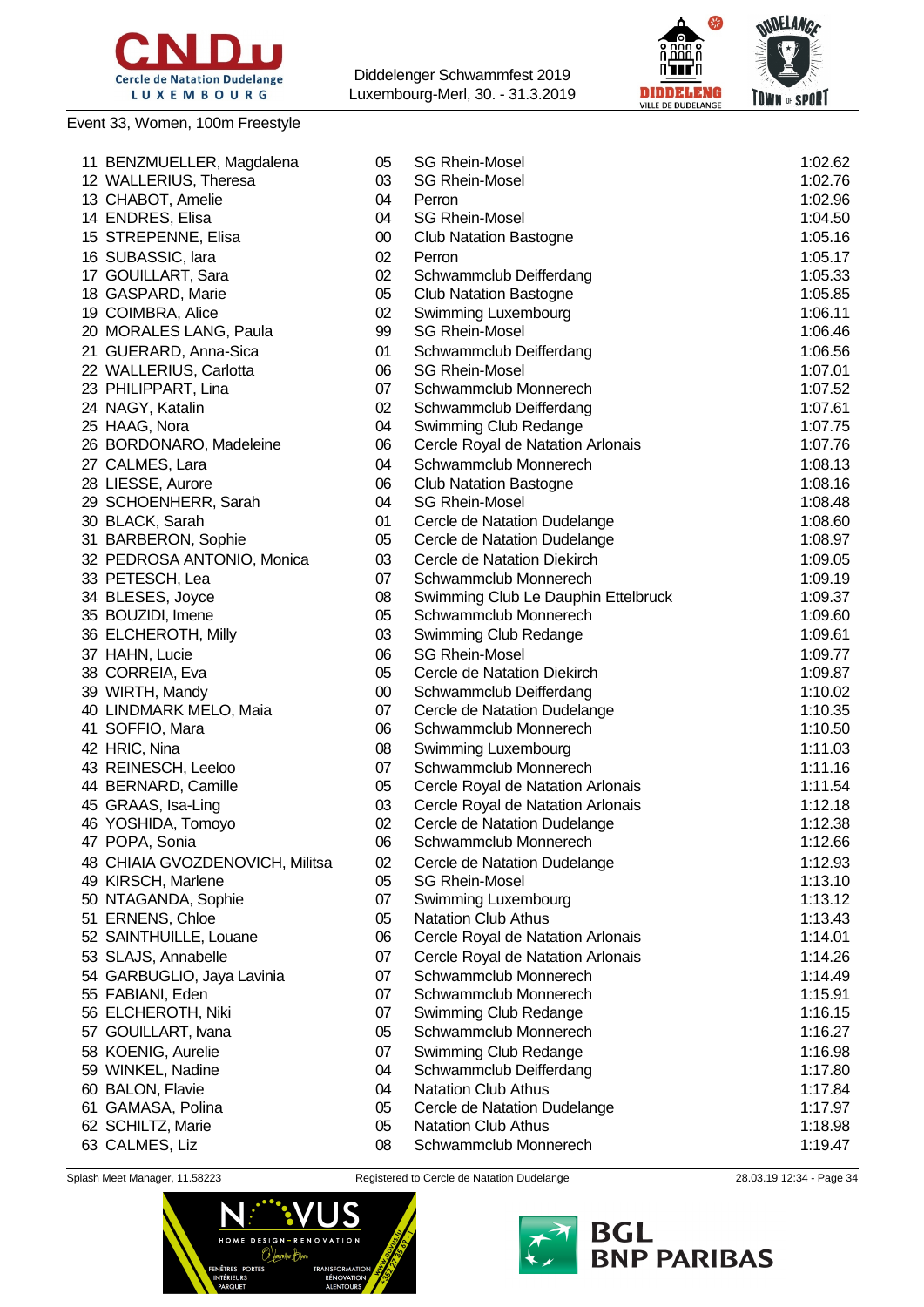Event 33, Women, 100m Freestyle

| | | | | |
|---|---|---|---|---|
| 11 | BENZMUELLER, Magdalena | 05 | SG Rhein-Mosel | 1:02.62 |
| 12 | WALLERIUS, Theresa | 03 | SG Rhein-Mosel | 1:02.76 |
| 13 | CHABOT, Amelie | 04 | Perron | 1:02.96 |
| 14 | ENDRES, Elisa | 04 | SG Rhein-Mosel | 1:04.50 |
| 15 | STREPENNE, Elisa | 00 | Club Natation Bastogne | 1:05.16 |
| 16 | SUBASSIC, lara | 02 | Perron | 1:05.17 |
| 17 | GOUILLART, Sara | 02 | Schwammclub Deifferdang | 1:05.33 |
| 18 | GASPARD, Marie | 05 | Club Natation Bastogne | 1:05.85 |
| 19 | COIMBRA, Alice | 02 | Swimming Luxembourg | 1:06.11 |
| 20 | MORALES LANG, Paula | 99 | SG Rhein-Mosel | 1:06.46 |
| 21 | GUERARD, Anna-Sica | 01 | Schwammclub Deifferdang | 1:06.56 |
| 22 | WALLERIUS, Carlotta | 06 | SG Rhein-Mosel | 1:07.01 |
| 23 | PHILIPPART, Lina | 07 | Schwammclub Monnerech | 1:07.52 |
| 24 | NAGY, Katalin | 02 | Schwammclub Deifferdang | 1:07.61 |
| 25 | HAAG, Nora | 04 | Swimming Club Redange | 1:07.75 |
| 26 | BORDONARO, Madeleine | 06 | Cercle Royal de Natation Arlonais | 1:07.76 |
| 27 | CALMES, Lara | 04 | Schwammclub Monnerech | 1:08.13 |
| 28 | LIESSE, Aurore | 06 | Club Natation Bastogne | 1:08.16 |
| 29 | SCHOENHERR, Sarah | 04 | SG Rhein-Mosel | 1:08.48 |
| 30 | BLACK, Sarah | 01 | Cercle de Natation Dudelange | 1:08.60 |
| 31 | BARBERON, Sophie | 05 | Cercle de Natation Dudelange | 1:08.97 |
| 32 | PEDROSA ANTONIO, Monica | 03 | Cercle de Natation Diekirch | 1:09.05 |
| 33 | PETESCH, Lea | 07 | Schwammclub Monnerech | 1:09.19 |
| 34 | BLESES, Joyce | 08 | Swimming Club Le Dauphin Ettelbruck | 1:09.37 |
| 35 | BOUZIDI, Imene | 05 | Schwammclub Monnerech | 1:09.60 |
| 36 | ELCHEROTH, Milly | 03 | Swimming Club Redange | 1:09.61 |
| 37 | HAHN, Lucie | 06 | SG Rhein-Mosel | 1:09.77 |
| 38 | CORREIA, Eva | 05 | Cercle de Natation Diekirch | 1:09.87 |
| 39 | WIRTH, Mandy | 00 | Schwammclub Deifferdang | 1:10.02 |
| 40 | LINDMARK MELO, Maia | 07 | Cercle de Natation Dudelange | 1:10.35 |
| 41 | SOFFIO, Mara | 06 | Schwammclub Monnerech | 1:10.50 |
| 42 | HRIC, Nina | 08 | Swimming Luxembourg | 1:11.03 |
| 43 | REINESCH, Leeloo | 07 | Schwammclub Monnerech | 1:11.16 |
| 44 | BERNARD, Camille | 05 | Cercle Royal de Natation Arlonais | 1:11.54 |
| 45 | GRAAS, Isa-Ling | 03 | Cercle Royal de Natation Arlonais | 1:12.18 |
| 46 | YOSHIDA, Tomoyo | 02 | Cercle de Natation Dudelange | 1:12.38 |
| 47 | POPA, Sonia | 06 | Schwammclub Monnerech | 1:12.66 |
| 48 | CHIAIA GVOZDENOVICH, Militsa | 02 | Cercle de Natation Dudelange | 1:12.93 |
| 49 | KIRSCH, Marlene | 05 | SG Rhein-Mosel | 1:13.10 |
| 50 | NTAGANDA, Sophie | 07 | Swimming Luxembourg | 1:13.12 |
| 51 | ERNENS, Chloe | 05 | Natation Club Athus | 1:13.43 |
| 52 | SAINTHUILLE, Louane | 06 | Cercle Royal de Natation Arlonais | 1:14.01 |
| 53 | SLAJS, Annabelle | 07 | Cercle Royal de Natation Arlonais | 1:14.26 |
| 54 | GARBUGLIO, Jaya Lavinia | 07 | Schwammclub Monnerech | 1:14.49 |
| 55 | FABIANI, Eden | 07 | Schwammclub Monnerech | 1:15.91 |
| 56 | ELCHEROTH, Niki | 07 | Swimming Club Redange | 1:16.15 |
| 57 | GOUILLART, Ivana | 05 | Schwammclub Monnerech | 1:16.27 |
| 58 | KOENIG, Aurelie | 07 | Swimming Club Redange | 1:16.98 |
| 59 | WINKEL, Nadine | 04 | Schwammclub Deifferdang | 1:17.80 |
| 60 | BALON, Flavie | 04 | Natation Club Athus | 1:17.84 |
| 61 | GAMASA, Polina | 05 | Cercle de Natation Dudelange | 1:17.97 |
| 62 | SCHILTZ, Marie | 05 | Natation Club Athus | 1:18.98 |
| 63 | CALMES, Liz | 08 | Schwammclub Monnerech | 1:19.47 |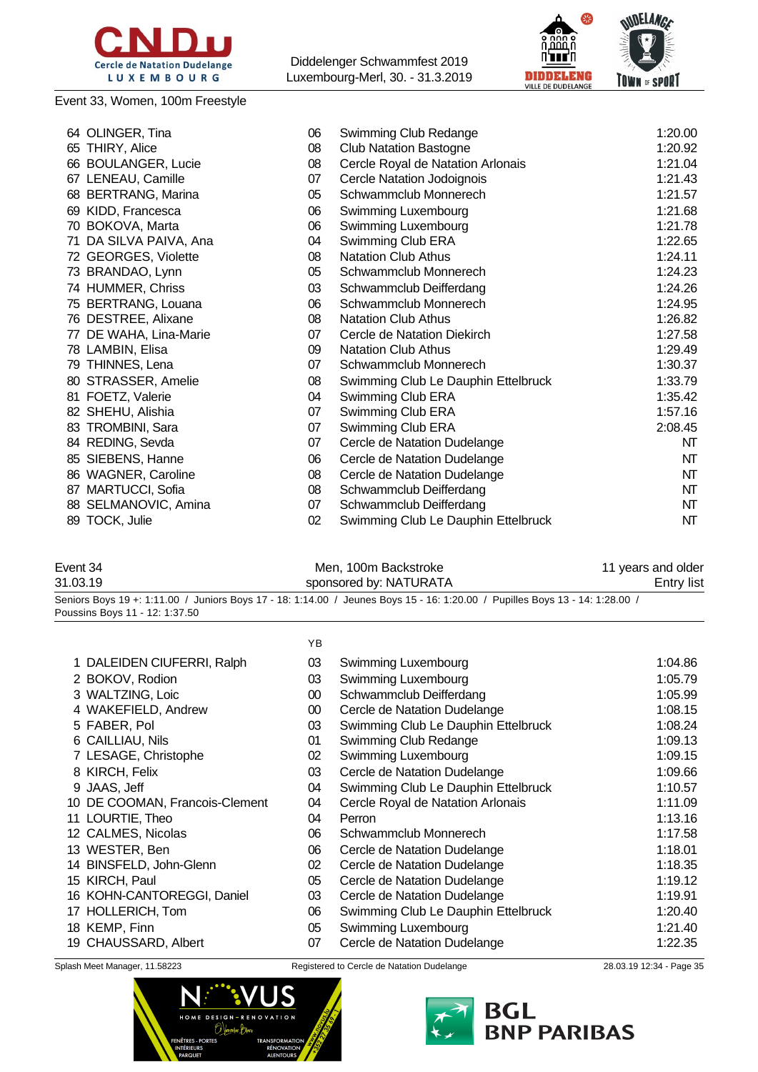Event 33, Women, 100m Freestyle

| | Name | YB | Club | Time |
|---|---|---|---|---|
| 64 | OLINGER, Tina | 06 | Swimming Club Redange | 1:20.00 |
| 65 | THIRY, Alice | 08 | Club Natation Bastogne | 1:20.92 |
| 66 | BOULANGER, Lucie | 08 | Cercle Royal de Natation Arlonais | 1:21.04 |
| 67 | LENEAU, Camille | 07 | Cercle Natation Jodoignois | 1:21.43 |
| 68 | BERTRANG, Marina | 05 | Schwammclub Monnerech | 1:21.57 |
| 69 | KIDD, Francesca | 06 | Swimming Luxembourg | 1:21.68 |
| 70 | BOKOVA, Marta | 06 | Swimming Luxembourg | 1:21.78 |
| 71 | DA SILVA PAIVA, Ana | 04 | Swimming Club ERA | 1:22.65 |
| 72 | GEORGES, Violette | 08 | Natation Club Athus | 1:24.11 |
| 73 | BRANDAO, Lynn | 05 | Schwammclub Monnerech | 1:24.23 |
| 74 | HUMMER, Chriss | 03 | Schwammclub Deifferdang | 1:24.26 |
| 75 | BERTRANG, Louana | 06 | Schwammclub Monnerech | 1:24.95 |
| 76 | DESTREE, Alixane | 08 | Natation Club Athus | 1:26.82 |
| 77 | DE WAHA, Lina-Marie | 07 | Cercle de Natation Diekirch | 1:27.58 |
| 78 | LAMBIN, Elisa | 09 | Natation Club Athus | 1:29.49 |
| 79 | THINNES, Lena | 07 | Schwammclub Monnerech | 1:30.37 |
| 80 | STRASSER, Amelie | 08 | Swimming Club Le Dauphin Ettelbruck | 1:33.79 |
| 81 | FOETZ, Valerie | 04 | Swimming Club ERA | 1:35.42 |
| 82 | SHEHU, Alishia | 07 | Swimming Club ERA | 1:57.16 |
| 83 | TROMBINI, Sara | 07 | Swimming Club ERA | 2:08.45 |
| 84 | REDING, Sevda | 07 | Cercle de Natation Dudelange | NT |
| 85 | SIEBENS, Hanne | 06 | Cercle de Natation Dudelange | NT |
| 86 | WAGNER, Caroline | 08 | Cercle de Natation Dudelange | NT |
| 87 | MARTUCCI, Sofia | 08 | Schwammclub Deifferdang | NT |
| 88 | SELMANOVIC, Amina | 07 | Schwammclub Deifferdang | NT |
| 89 | TOCK, Julie | 02 | Swimming Club Le Dauphin Ettelbruck | NT |

Event 34 — Men, 100m Backstroke — 11 years and older

31.03.19 — sponsored by: NATURATA — Entry list

Seniors Boys 19 +: 1:11.00 / Juniors Boys 17 - 18: 1:14.00 / Jeunes Boys 15 - 16: 1:20.00 / Pupilles Boys 13 - 14: 1:28.00 / Poussins Boys 11 - 12: 1:37.50

| | Name | YB | Club | Time |
|---|---|---|---|---|
| 1 | DALEIDEN CIUFERRI, Ralph | 03 | Swimming Luxembourg | 1:04.86 |
| 2 | BOKOV, Rodion | 03 | Swimming Luxembourg | 1:05.79 |
| 3 | WALTZING, Loic | 00 | Schwammclub Deifferdang | 1:05.99 |
| 4 | WAKEFIELD, Andrew | 00 | Cercle de Natation Dudelange | 1:08.15 |
| 5 | FABER, Pol | 03 | Swimming Club Le Dauphin Ettelbruck | 1:08.24 |
| 6 | CAILLIAU, Nils | 01 | Swimming Club Redange | 1:09.13 |
| 7 | LESAGE, Christophe | 02 | Swimming Luxembourg | 1:09.15 |
| 8 | KIRCH, Felix | 03 | Cercle de Natation Dudelange | 1:09.66 |
| 9 | JAAS, Jeff | 04 | Swimming Club Le Dauphin Ettelbruck | 1:10.57 |
| 10 | DE COOMAN, Francois-Clement | 04 | Cercle Royal de Natation Arlonais | 1:11.09 |
| 11 | LOURTIE, Theo | 04 | Perron | 1:13.16 |
| 12 | CALMES, Nicolas | 06 | Schwammclub Monnerech | 1:17.58 |
| 13 | WESTER, Ben | 06 | Cercle de Natation Dudelange | 1:18.01 |
| 14 | BINSFELD, John-Glenn | 02 | Cercle de Natation Dudelange | 1:18.35 |
| 15 | KIRCH, Paul | 05 | Cercle de Natation Dudelange | 1:19.12 |
| 16 | KOHN-CANTOREGGI, Daniel | 03 | Cercle de Natation Dudelange | 1:19.91 |
| 17 | HOLLERICH, Tom | 06 | Swimming Club Le Dauphin Ettelbruck | 1:20.40 |
| 18 | KEMP, Finn | 05 | Swimming Luxembourg | 1:21.40 |
| 19 | CHAUSSARD, Albert | 07 | Cercle de Natation Dudelange | 1:22.35 |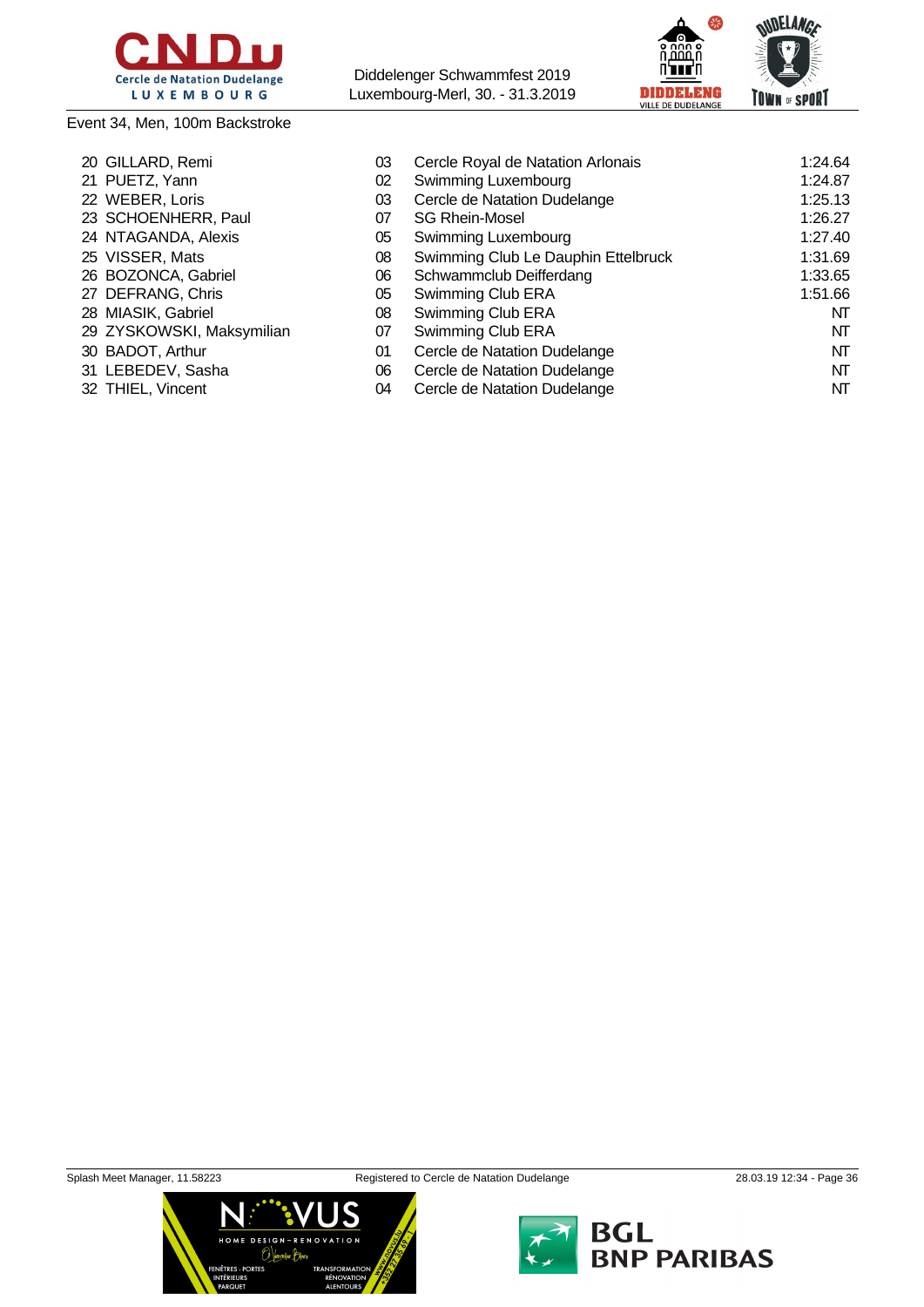Event 34, Men, 100m Backstroke

| | | | | |
|---|---|---|---|---|
| 20 | GILLARD, Remi | 03 | Cercle Royal de Natation Arlonais | 1:24.64 |
| 21 | PUETZ, Yann | 02 | Swimming Luxembourg | 1:24.87 |
| 22 | WEBER, Loris | 03 | Cercle de Natation Dudelange | 1:25.13 |
| 23 | SCHOENHERR, Paul | 07 | SG Rhein-Mosel | 1:26.27 |
| 24 | NTAGANDA, Alexis | 05 | Swimming Luxembourg | 1:27.40 |
| 25 | VISSER, Mats | 08 | Swimming Club Le Dauphin Ettelbruck | 1:31.69 |
| 26 | BOZONCA, Gabriel | 06 | Schwammclub Deifferdang | 1:33.65 |
| 27 | DEFRANG, Chris | 05 | Swimming Club ERA | 1:51.66 |
| 28 | MIASIK, Gabriel | 08 | Swimming Club ERA | NT |
| 29 | ZYSKOWSKI, Maksymilian | 07 | Swimming Club ERA | NT |
| 30 | BADOT, Arthur | 01 | Cercle de Natation Dudelange | NT |
| 31 | LEBEDEV, Sasha | 06 | Cercle de Natation Dudelange | NT |
| 32 | THIEL, Vincent | 04 | Cercle de Natation Dudelange | NT |